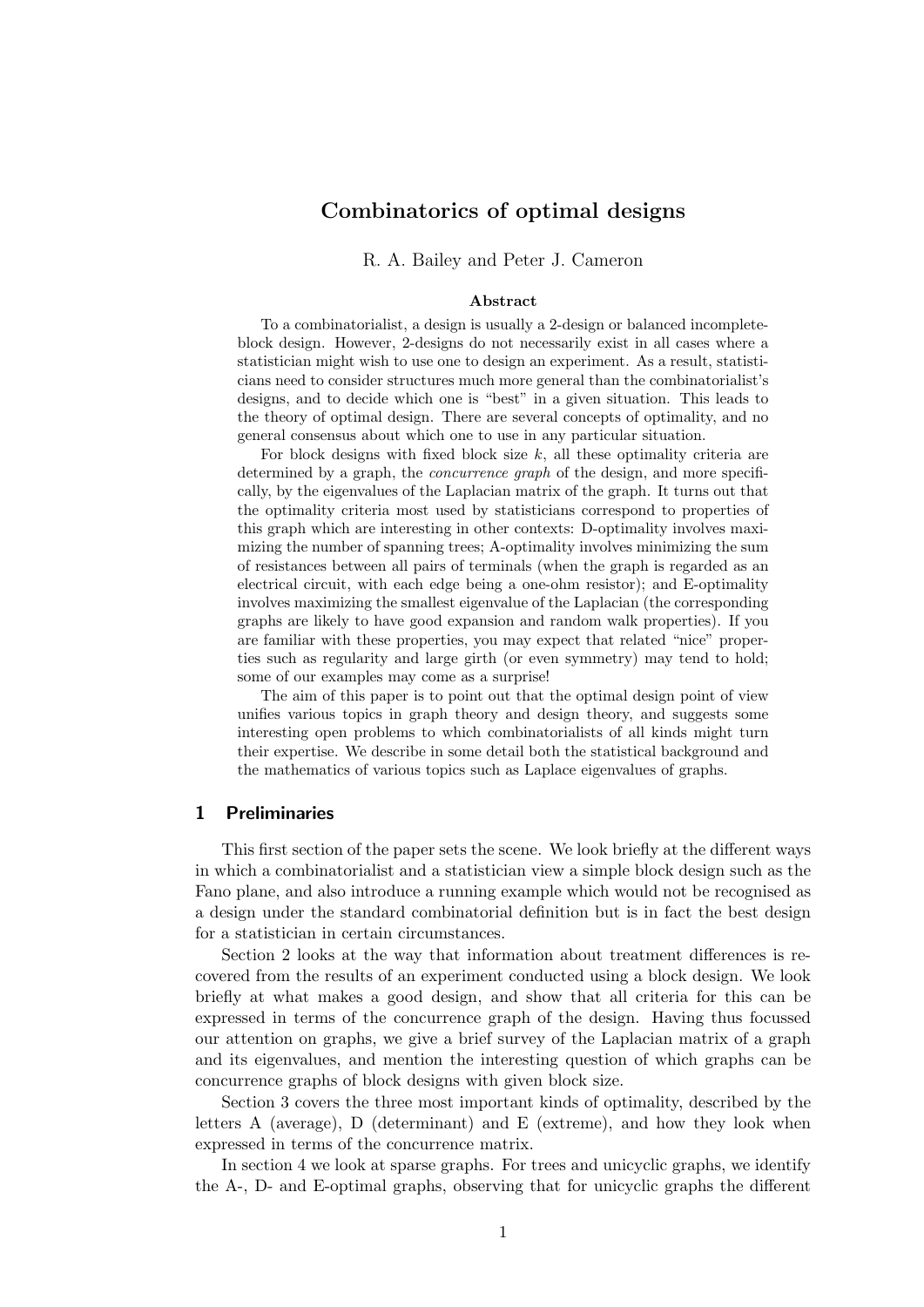# Combinatorics of optimal designs

R. A. Bailey and Peter J. Cameron

### Abstract

To a combinatorialist, a design is usually a 2-design or balanced incomplete-block design. However, 2-designs do not necessarily exist in all cases where a statistician might wish to use one to design an experiment. As a result, statisticians need to consider structures much more general than the combinatorialist's designs, and to decide which one is "best" in a given situation. This leads to the theory of optimal design. There are several concepts of optimality, and no general consensus about which one to use in any particular situation.

For block designs with fixed block size $k$, all these optimality criteria are determined by a graph, the *concurrence graph* of the design, and more specifically, by the eigenvalues of the Laplacian matrix of the graph. It turns out that the optimality criteria most used by statisticians correspond to properties of this graph which are interesting in other contexts: D-optimality involves maximizing the number of spanning trees; A-optimality involves minimizing the sum of resistances between all pairs of terminals (when the graph is regarded as an electrical circuit, with each edge being a one-ohm resistor); and E-optimality involves maximizing the smallest eigenvalue of the Laplacian (the corresponding graphs are likely to have good expansion and random walk properties). If you are familiar with these properties, you may expect that related "nice" properties such as regularity and large girth (or even symmetry) may tend to hold; some of our examples may come as a surprise!

The aim of this paper is to point out that the optimal design point of view unifies various topics in graph theory and design theory, and suggests some interesting open problems to which combinatorialists of all kinds might turn their expertise. We describe in some detail both the statistical background and the mathematics of various topics such as Laplace eigenvalues of graphs.

## 1 Preliminaries

This first section of the paper sets the scene. We look briefly at the different ways in which a combinatorialist and a statistician view a simple block design such as the Fano plane, and also introduce a running example which would not be recognised as a design under the standard combinatorial definition but is in fact the best design for a statistician in certain circumstances.

Section 2 looks at the way that information about treatment differences is recovered from the results of an experiment conducted using a block design. We look briefly at what makes a good design, and show that all criteria for this can be expressed in terms of the concurrence graph of the design. Having thus focussed our attention on graphs, we give a brief survey of the Laplacian matrix of a graph and its eigenvalues, and mention the interesting question of which graphs can be concurrence graphs of block designs with given block size.

Section 3 covers the three most important kinds of optimality, described by the letters A (average), D (determinant) and E (extreme), and how they look when expressed in terms of the concurrence matrix.

In section 4 we look at sparse graphs. For trees and unicyclic graphs, we identify the A-, D- and E-optimal graphs, observing that for unicyclic graphs the different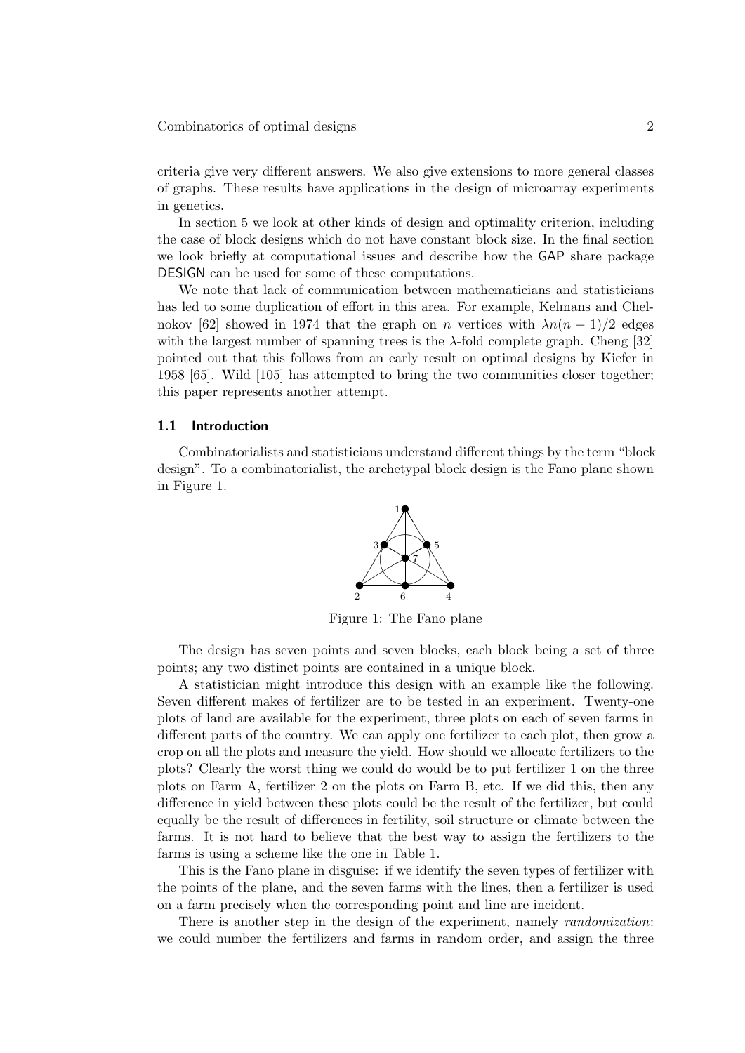criteria give very different answers. We also give extensions to more general classes of graphs. These results have applications in the design of microarray experiments in genetics.

In section 5 we look at other kinds of design and optimality criterion, including the case of block designs which do not have constant block size. In the final section we look briefly at computational issues and describe how the GAP share package DESIGN can be used for some of these computations.

We note that lack of communication between mathematicians and statisticians has led to some duplication of effort in this area. For example, Kelmans and Chelnokov [62] showed in 1974 that the graph on $n$ vertices with $\lambda n(n-1)/2$ edges with the largest number of spanning trees is the $\lambda$-fold complete graph. Cheng [32] pointed out that this follows from an early result on optimal designs by Kiefer in 1958 [65]. Wild [105] has attempted to bring the two communities closer together; this paper represents another attempt.

### 1.1 Introduction

Combinatorialists and statisticians understand different things by the term "block design". To a combinatorialist, the archetypal block design is the Fano plane shown in Figure 1.

Figure 1: The Fano plane

The design has seven points and seven blocks, each block being a set of three points; any two distinct points are contained in a unique block.

A statistician might introduce this design with an example like the following. Seven different makes of fertilizer are to be tested in an experiment. Twenty-one plots of land are available for the experiment, three plots on each of seven farms in different parts of the country. We can apply one fertilizer to each plot, then grow a crop on all the plots and measure the yield. How should we allocate fertilizers to the plots? Clearly the worst thing we could do would be to put fertilizer 1 on the three plots on Farm A, fertilizer 2 on the plots on Farm B, etc. If we did this, then any difference in yield between these plots could be the result of the fertilizer, but could equally be the result of differences in fertility, soil structure or climate between the farms. It is not hard to believe that the best way to assign the fertilizers to the farms is using a scheme like the one in Table 1.

This is the Fano plane in disguise: if we identify the seven types of fertilizer with the points of the plane, and the seven farms with the lines, then a fertilizer is used on a farm precisely when the corresponding point and line are incident.

There is another step in the design of the experiment, namely *randomization*: we could number the fertilizers and farms in random order, and assign the three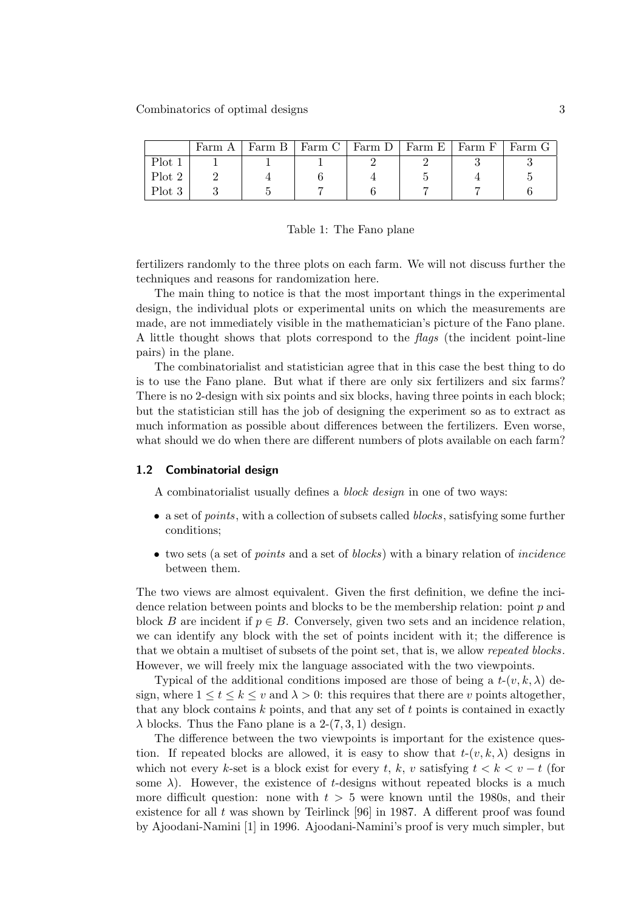|  | Farm A | Farm B | Farm C | Farm D | Farm E | Farm F | Farm G |
|---|---|---|---|---|---|---|---|
| Plot 1 | 1 | 1 | 1 | 2 | 2 | 3 | 3 |
| Plot 2 | 2 | 4 | 6 | 4 | 5 | 4 | 5 |
| Plot 3 | 3 | 5 | 7 | 6 | 7 | 7 | 6 |

Table 1: The Fano plane

fertilizers randomly to the three plots on each farm. We will not discuss further the techniques and reasons for randomization here.

The main thing to notice is that the most important things in the experimental design, the individual plots or experimental units on which the measurements are made, are not immediately visible in the mathematician's picture of the Fano plane. A little thought shows that plots correspond to the *flags* (the incident point-line pairs) in the plane.

The combinatorialist and statistician agree that in this case the best thing to do is to use the Fano plane. But what if there are only six fertilizers and six farms? There is no 2-design with six points and six blocks, having three points in each block; but the statistician still has the job of designing the experiment so as to extract as much information as possible about differences between the fertilizers. Even worse, what should we do when there are different numbers of plots available on each farm?

### 1.2 Combinatorial design

A combinatorialist usually defines a *block design* in one of two ways:

- a set of *points*, with a collection of subsets called *blocks*, satisfying some further conditions;
- two sets (a set of *points* and a set of *blocks*) with a binary relation of *incidence* between them.

The two views are almost equivalent. Given the first definition, we define the incidence relation between points and blocks to be the membership relation: point $p$ and block $B$ are incident if $p \in B$. Conversely, given two sets and an incidence relation, we can identify any block with the set of points incident with it; the difference is that we obtain a multiset of subsets of the point set, that is, we allow *repeated blocks*. However, we will freely mix the language associated with the two viewpoints.

Typical of the additional conditions imposed are those of being a $t$-$(v, k, \lambda)$ design, where $1 \leq t \leq k \leq v$ and $\lambda > 0$: this requires that there are $v$ points altogether, that any block contains $k$ points, and that any set of $t$ points is contained in exactly $\lambda$ blocks. Thus the Fano plane is a 2-$(7, 3, 1)$ design.

The difference between the two viewpoints is important for the existence question. If repeated blocks are allowed, it is easy to show that $t$-$(v, k, \lambda)$ designs in which not every $k$-set is a block exist for every $t$, $k$, $v$ satisfying $t < k < v - t$ (for some $\lambda$). However, the existence of $t$-designs without repeated blocks is a much more difficult question: none with $t > 5$ were known until the 1980s, and their existence for all $t$ was shown by Teirlinck [96] in 1987. A different proof was found by Ajoodani-Namini [1] in 1996. Ajoodani-Namini's proof is very much simpler, but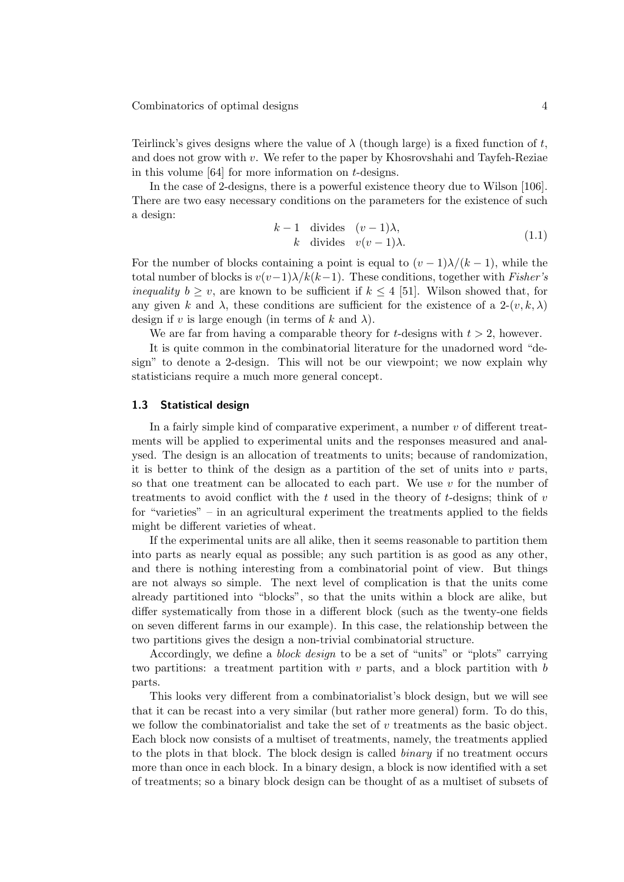Teirlinck's gives designs where the value of $\lambda$ (though large) is a fixed function of $t$, and does not grow with $v$. We refer to the paper by Khosrovshahi and Tayfeh-Reziae in this volume [64] for more information on $t$-designs.

In the case of 2-designs, there is a powerful existence theory due to Wilson [106]. There are two easy necessary conditions on the parameters for the existence of such a design:

$$\begin{aligned} k-1 &\quad \text{divides} \quad (v-1)\lambda, \\ k &\quad \text{divides} \quad v(v-1)\lambda. \end{aligned} \tag{1.1}$$

For the number of blocks containing a point is equal to $(v-1)\lambda/(k-1)$, while the total number of blocks is $v(v-1)\lambda/k(k-1)$. These conditions, together with *Fisher's inequality* $b \geq v$, are known to be sufficient if $k \leq 4$ [51]. Wilson showed that, for any given $k$ and $\lambda$, these conditions are sufficient for the existence of a 2-$(v,k,\lambda)$ design if $v$ is large enough (in terms of $k$ and $\lambda$).

We are far from having a comparable theory for $t$-designs with $t > 2$, however.

It is quite common in the combinatorial literature for the unadorned word "design" to denote a 2-design. This will not be our viewpoint; we now explain why statisticians require a much more general concept.

### 1.3 Statistical design

In a fairly simple kind of comparative experiment, a number $v$ of different treatments will be applied to experimental units and the responses measured and analysed. The design is an allocation of treatments to units; because of randomization, it is better to think of the design as a partition of the set of units into $v$ parts, so that one treatment can be allocated to each part. We use $v$ for the number of treatments to avoid conflict with the $t$ used in the theory of $t$-designs; think of $v$ for "varieties" – in an agricultural experiment the treatments applied to the fields might be different varieties of wheat.

If the experimental units are all alike, then it seems reasonable to partition them into parts as nearly equal as possible; any such partition is as good as any other, and there is nothing interesting from a combinatorial point of view. But things are not always so simple. The next level of complication is that the units come already partitioned into "blocks", so that the units within a block are alike, but differ systematically from those in a different block (such as the twenty-one fields on seven different farms in our example). In this case, the relationship between the two partitions gives the design a non-trivial combinatorial structure.

Accordingly, we define a *block design* to be a set of "units" or "plots" carrying two partitions: a treatment partition with $v$ parts, and a block partition with $b$ parts.

This looks very different from a combinatorialist's block design, but we will see that it can be recast into a very similar (but rather more general) form. To do this, we follow the combinatorialist and take the set of $v$ treatments as the basic object. Each block now consists of a multiset of treatments, namely, the treatments applied to the plots in that block. The block design is called *binary* if no treatment occurs more than once in each block. In a binary design, a block is now identified with a set of treatments; so a binary block design can be thought of as a multiset of subsets of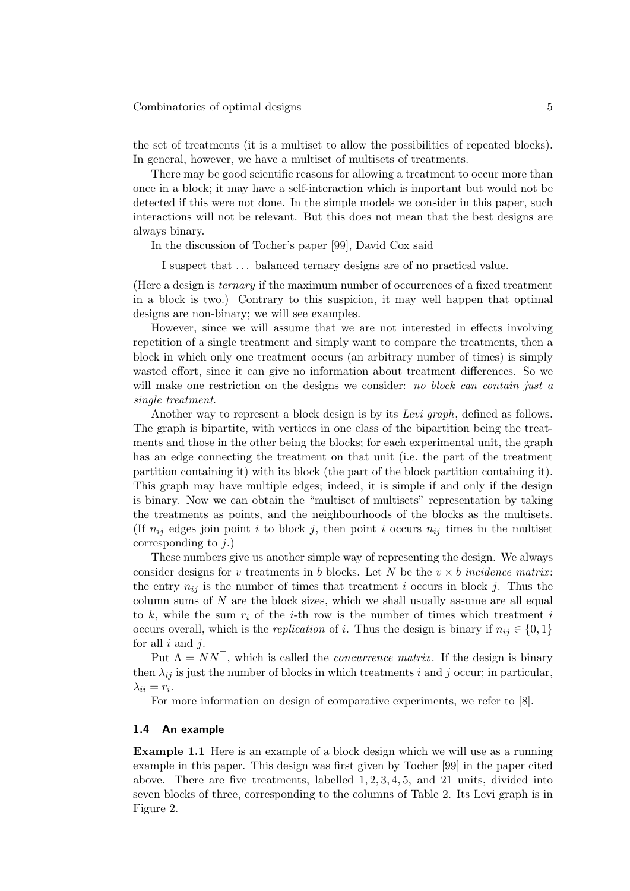the set of treatments (it is a multiset to allow the possibilities of repeated blocks). In general, however, we have a multiset of multisets of treatments.

There may be good scientific reasons for allowing a treatment to occur more than once in a block; it may have a self-interaction which is important but would not be detected if this were not done. In the simple models we consider in this paper, such interactions will not be relevant. But this does not mean that the best designs are always binary.

In the discussion of Tocher's paper [99], David Cox said

> I suspect that ... balanced ternary designs are of no practical value.

(Here a design is *ternary* if the maximum number of occurrences of a fixed treatment in a block is two.) Contrary to this suspicion, it may well happen that optimal designs are non-binary; we will see examples.

However, since we will assume that we are not interested in effects involving repetition of a single treatment and simply want to compare the treatments, then a block in which only one treatment occurs (an arbitrary number of times) is simply wasted effort, since it can give no information about treatment differences. So we will make one restriction on the designs we consider: *no block can contain just a single treatment*.

Another way to represent a block design is by its *Levi graph*, defined as follows. The graph is bipartite, with vertices in one class of the bipartition being the treatments and those in the other being the blocks; for each experimental unit, the graph has an edge connecting the treatment on that unit (i.e. the part of the treatment partition containing it) with its block (the part of the block partition containing it). This graph may have multiple edges; indeed, it is simple if and only if the design is binary. Now we can obtain the "multiset of multisets" representation by taking the treatments as points, and the neighbourhoods of the blocks as the multisets. (If $n_{ij}$ edges join point $i$ to block $j$, then point $i$ occurs $n_{ij}$ times in the multiset corresponding to $j$.)

These numbers give us another simple way of representing the design. We always consider designs for $v$ treatments in $b$ blocks. Let $N$ be the $v \times b$ *incidence matrix*: the entry $n_{ij}$ is the number of times that treatment $i$ occurs in block $j$. Thus the column sums of $N$ are the block sizes, which we shall usually assume are all equal to $k$, while the sum $r_i$ of the $i$-th row is the number of times which treatment $i$ occurs overall, which is the *replication* of $i$. Thus the design is binary if $n_{ij} \in \{0, 1\}$ for all $i$ and $j$.

Put $\Lambda = NN^\top$, which is called the *concurrence matrix*. If the design is binary then $\lambda_{ij}$ is just the number of blocks in which treatments $i$ and $j$ occur; in particular, $\lambda_{ii} = r_i$.

For more information on design of comparative experiments, we refer to [8].

### 1.4 An example

**Example 1.1** Here is an example of a block design which we will use as a running example in this paper. This design was first given by Tocher [99] in the paper cited above. There are five treatments, labelled $1, 2, 3, 4, 5$, and 21 units, divided into seven blocks of three, corresponding to the columns of Table 2. Its Levi graph is in Figure 2.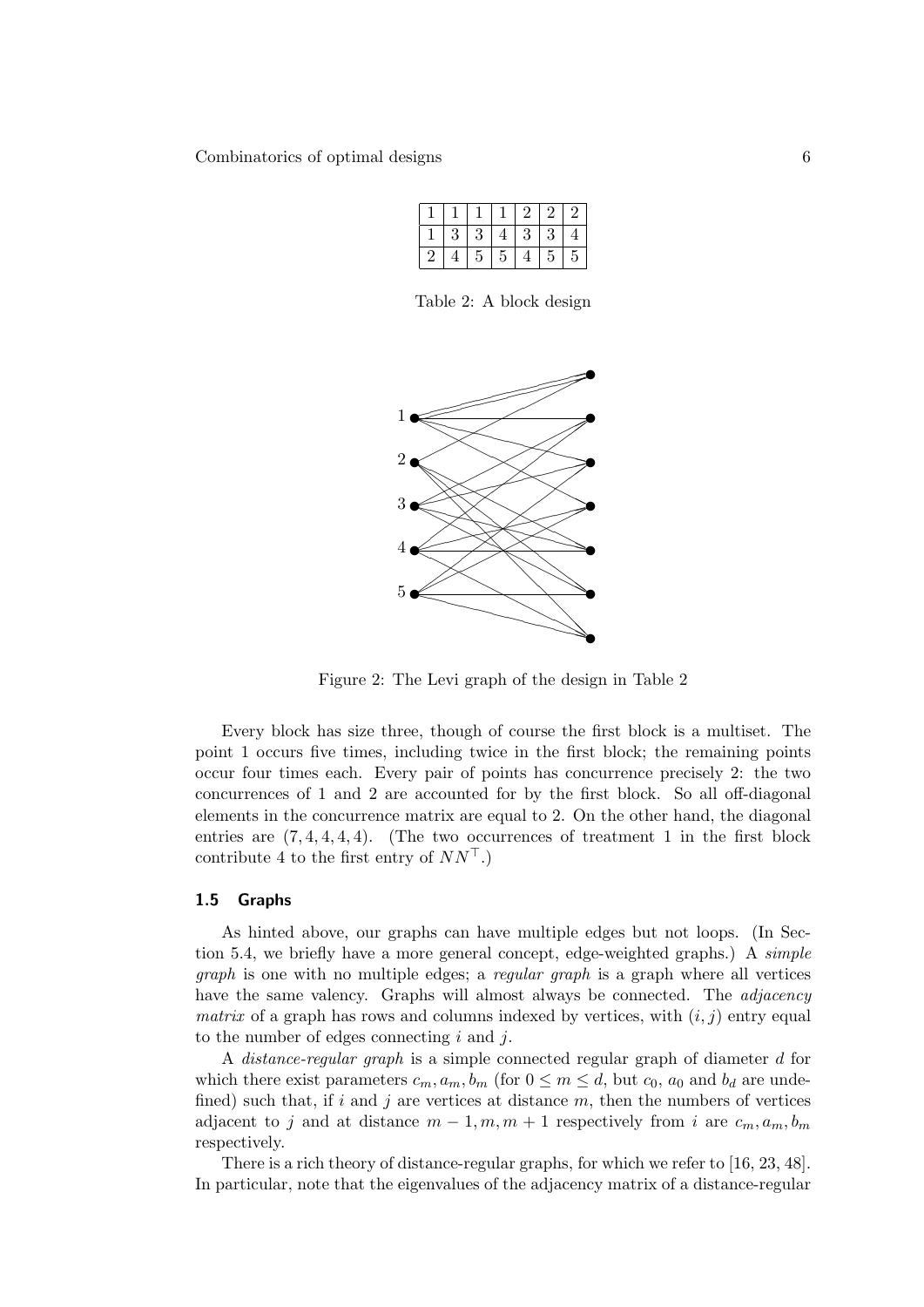| 1 | 1 | 1 | 1 | 2 | 2 | 2 |
|---|---|---|---|---|---|---|
| 1 | 3 | 3 | 4 | 3 | 3 | 4 |
| 2 | 4 | 5 | 5 | 4 | 5 | 5 |

Table 2: A block design

Figure 2: The Levi graph of the design in Table 2

Every block has size three, though of course the first block is a multiset. The point 1 occurs five times, including twice in the first block; the remaining points occur four times each. Every pair of points has concurrence precisely 2: the two concurrences of 1 and 2 are accounted for by the first block. So all off-diagonal elements in the concurrence matrix are equal to 2. On the other hand, the diagonal entries are $(7, 4, 4, 4, 4)$. (The two occurrences of treatment 1 in the first block contribute 4 to the first entry of $NN^\top$.)

### 1.5 Graphs

As hinted above, our graphs can have multiple edges but not loops. (In Section 5.4, we briefly have a more general concept, edge-weighted graphs.) A *simple graph* is one with no multiple edges; a *regular graph* is a graph where all vertices have the same valency. Graphs will almost always be connected. The *adjacency matrix* of a graph has rows and columns indexed by vertices, with $(i, j)$ entry equal to the number of edges connecting $i$ and $j$.

A *distance-regular graph* is a simple connected regular graph of diameter $d$ for which there exist parameters $c_m, a_m, b_m$ (for $0 \le m \le d$, but $c_0$, $a_0$ and $b_d$ are undefined) such that, if $i$ and $j$ are vertices at distance $m$, then the numbers of vertices adjacent to $j$ and at distance $m-1, m, m+1$ respectively from $i$ are $c_m, a_m, b_m$ respectively.

There is a rich theory of distance-regular graphs, for which we refer to [16, 23, 48]. In particular, note that the eigenvalues of the adjacency matrix of a distance-regular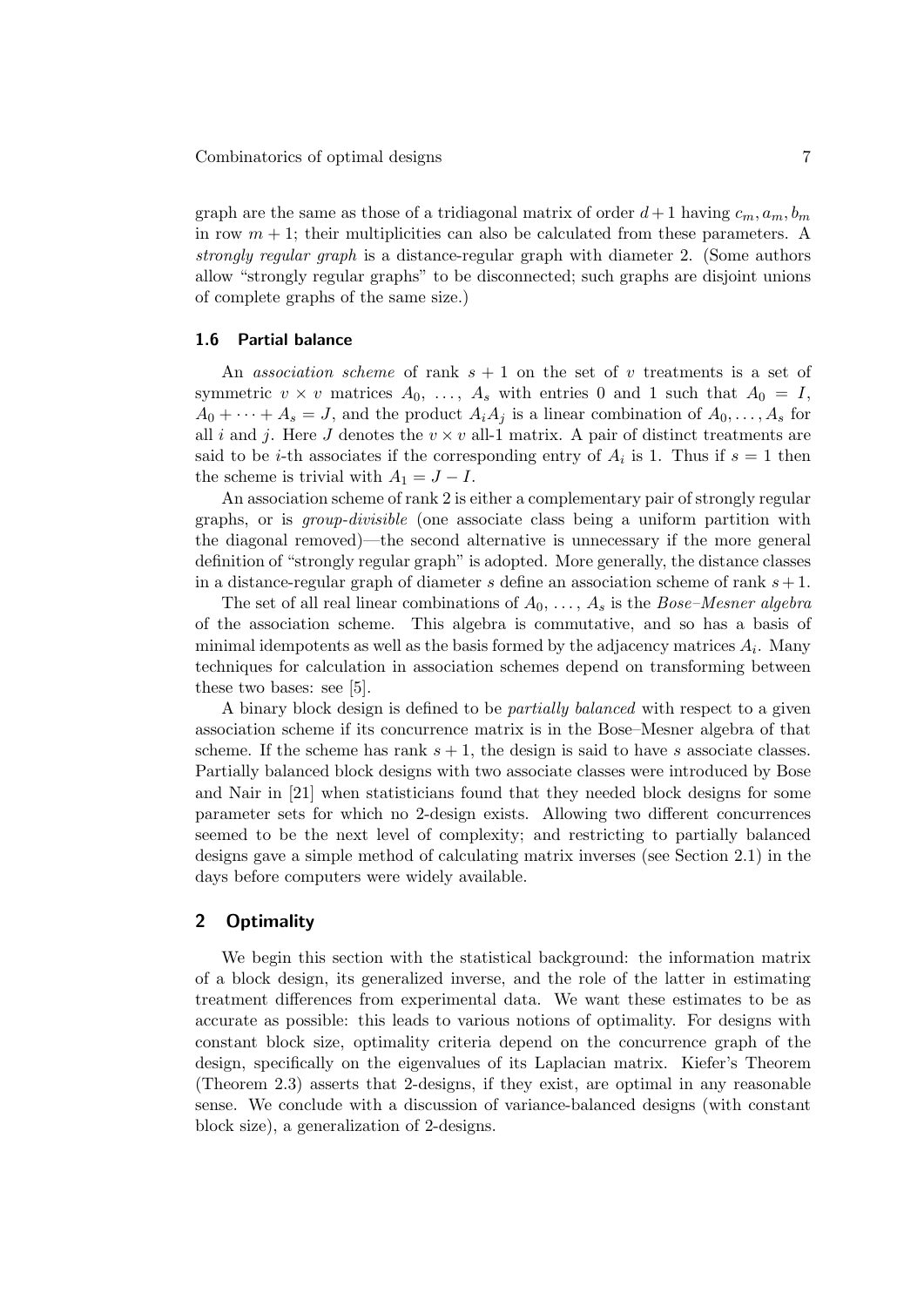graph are the same as those of a tridiagonal matrix of order $d+1$ having $c_m, a_m, b_m$ in row $m+1$; their multiplicities can also be calculated from these parameters. A *strongly regular graph* is a distance-regular graph with diameter 2. (Some authors allow "strongly regular graphs" to be disconnected; such graphs are disjoint unions of complete graphs of the same size.)

### 1.6 Partial balance

An *association scheme* of rank $s+1$ on the set of $v$ treatments is a set of symmetric $v \times v$ matrices $A_0, \ldots, A_s$ with entries 0 and 1 such that $A_0 = I$, $A_0 + \cdots + A_s = J$, and the product $A_i A_j$ is a linear combination of $A_0, \ldots, A_s$ for all $i$ and $j$. Here $J$ denotes the $v \times v$ all-1 matrix. A pair of distinct treatments are said to be $i$-th associates if the corresponding entry of $A_i$ is 1. Thus if $s = 1$ then the scheme is trivial with $A_1 = J - I$.

An association scheme of rank 2 is either a complementary pair of strongly regular graphs, or is *group-divisible* (one associate class being a uniform partition with the diagonal removed)—the second alternative is unnecessary if the more general definition of "strongly regular graph" is adopted. More generally, the distance classes in a distance-regular graph of diameter $s$ define an association scheme of rank $s+1$.

The set of all real linear combinations of $A_0, \ldots, A_s$ is the *Bose–Mesner algebra* of the association scheme. This algebra is commutative, and so has a basis of minimal idempotents as well as the basis formed by the adjacency matrices $A_i$. Many techniques for calculation in association schemes depend on transforming between these two bases: see [5].

A binary block design is defined to be *partially balanced* with respect to a given association scheme if its concurrence matrix is in the Bose–Mesner algebra of that scheme. If the scheme has rank $s+1$, the design is said to have $s$ associate classes. Partially balanced block designs with two associate classes were introduced by Bose and Nair in [21] when statisticians found that they needed block designs for some parameter sets for which no 2-design exists. Allowing two different concurrences seemed to be the next level of complexity; and restricting to partially balanced designs gave a simple method of calculating matrix inverses (see Section 2.1) in the days before computers were widely available.

## 2 Optimality

We begin this section with the statistical background: the information matrix of a block design, its generalized inverse, and the role of the latter in estimating treatment differences from experimental data. We want these estimates to be as accurate as possible: this leads to various notions of optimality. For designs with constant block size, optimality criteria depend on the concurrence graph of the design, specifically on the eigenvalues of its Laplacian matrix. Kiefer's Theorem (Theorem 2.3) asserts that 2-designs, if they exist, are optimal in any reasonable sense. We conclude with a discussion of variance-balanced designs (with constant block size), a generalization of 2-designs.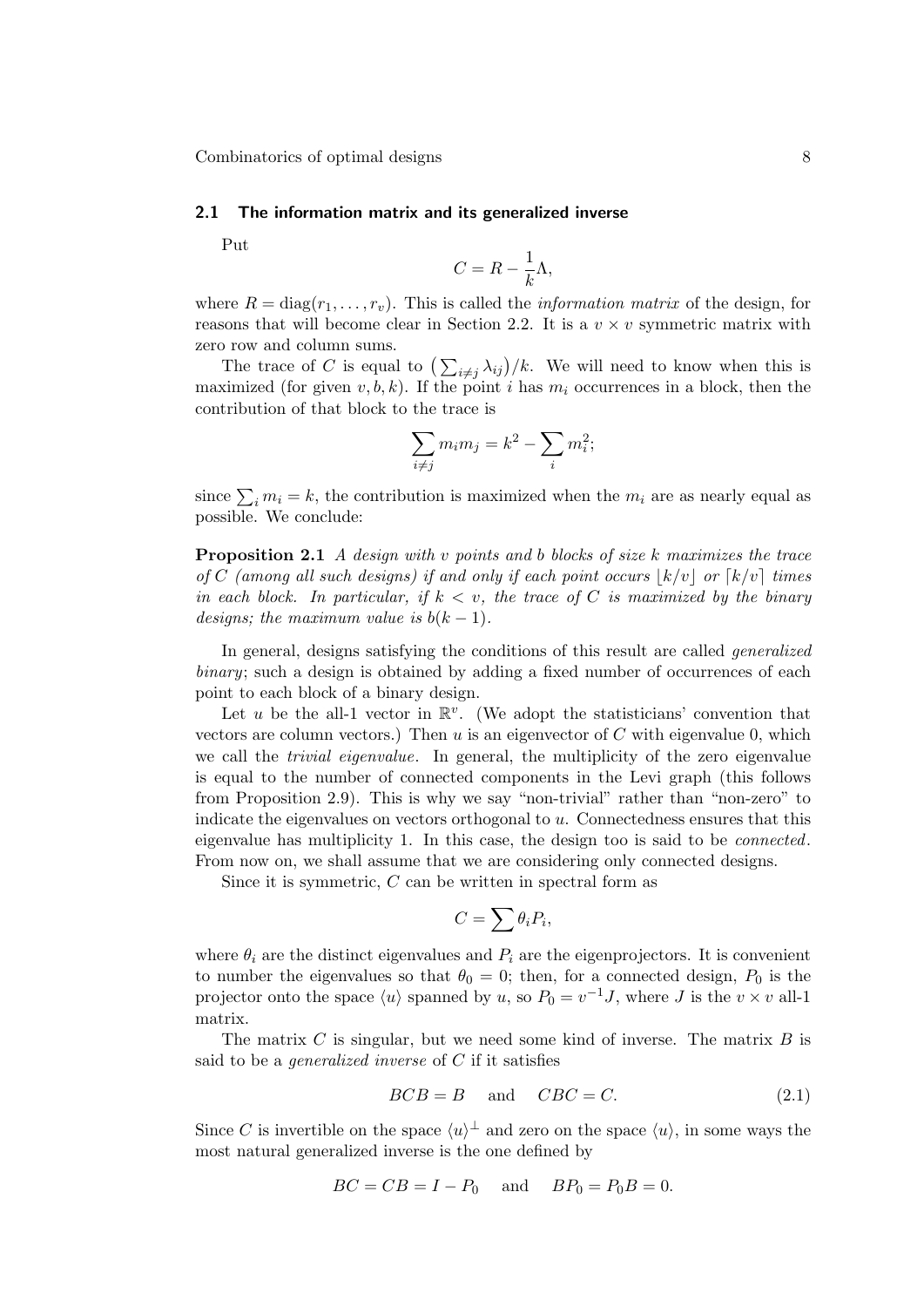### 2.1 The information matrix and its generalized inverse

Put

$$C = R - \frac{1}{k}\Lambda,$$

where $R = \mathrm{diag}(r_1, \ldots, r_v)$. This is called the *information matrix* of the design, for reasons that will become clear in Section 2.2. It is a $v \times v$ symmetric matrix with zero row and column sums.

The trace of $C$ is equal to $\left(\sum_{i \neq j} \lambda_{ij}\right)/k$. We will need to know when this is maximized (for given $v, b, k$). If the point $i$ has $m_i$ occurrences in a block, then the contribution of that block to the trace is

$$\sum_{i \neq j} m_i m_j = k^2 - \sum_i m_i^2;$$

since $\sum_i m_i = k$, the contribution is maximized when the $m_i$ are as nearly equal as possible. We conclude:

**Proposition 2.1** *A design with $v$ points and $b$ blocks of size $k$ maximizes the trace of $C$ (among all such designs) if and only if each point occurs $\lfloor k/v \rfloor$ or $\lceil k/v \rceil$ times in each block. In particular, if $k < v$, the trace of $C$ is maximized by the binary designs; the maximum value is $b(k-1)$.*

In general, designs satisfying the conditions of this result are called *generalized binary*; such a design is obtained by adding a fixed number of occurrences of each point to each block of a binary design.

Let $u$ be the all-1 vector in $\mathbb{R}^v$. (We adopt the statisticians' convention that vectors are column vectors.) Then $u$ is an eigenvector of $C$ with eigenvalue 0, which we call the *trivial eigenvalue*. In general, the multiplicity of the zero eigenvalue is equal to the number of connected components in the Levi graph (this follows from Proposition 2.9). This is why we say "non-trivial" rather than "non-zero" to indicate the eigenvalues on vectors orthogonal to $u$. Connectedness ensures that this eigenvalue has multiplicity 1. In this case, the design too is said to be *connected*. From now on, we shall assume that we are considering only connected designs.

Since it is symmetric, $C$ can be written in spectral form as

$$C = \sum \theta_i P_i,$$

where $\theta_i$ are the distinct eigenvalues and $P_i$ are the eigenprojectors. It is convenient to number the eigenvalues so that $\theta_0 = 0$; then, for a connected design, $P_0$ is the projector onto the space $\langle u \rangle$ spanned by $u$, so $P_0 = v^{-1}J$, where $J$ is the $v \times v$ all-1 matrix.

The matrix $C$ is singular, but we need some kind of inverse. The matrix $B$ is said to be a *generalized inverse* of $C$ if it satisfies

$$BCB = B \quad \text{and} \quad CBC = C. \tag{2.1}$$

Since $C$ is invertible on the space $\langle u \rangle^\perp$ and zero on the space $\langle u \rangle$, in some ways the most natural generalized inverse is the one defined by

$$BC = CB = I - P_0 \quad \text{and} \quad BP_0 = P_0 B = 0.$$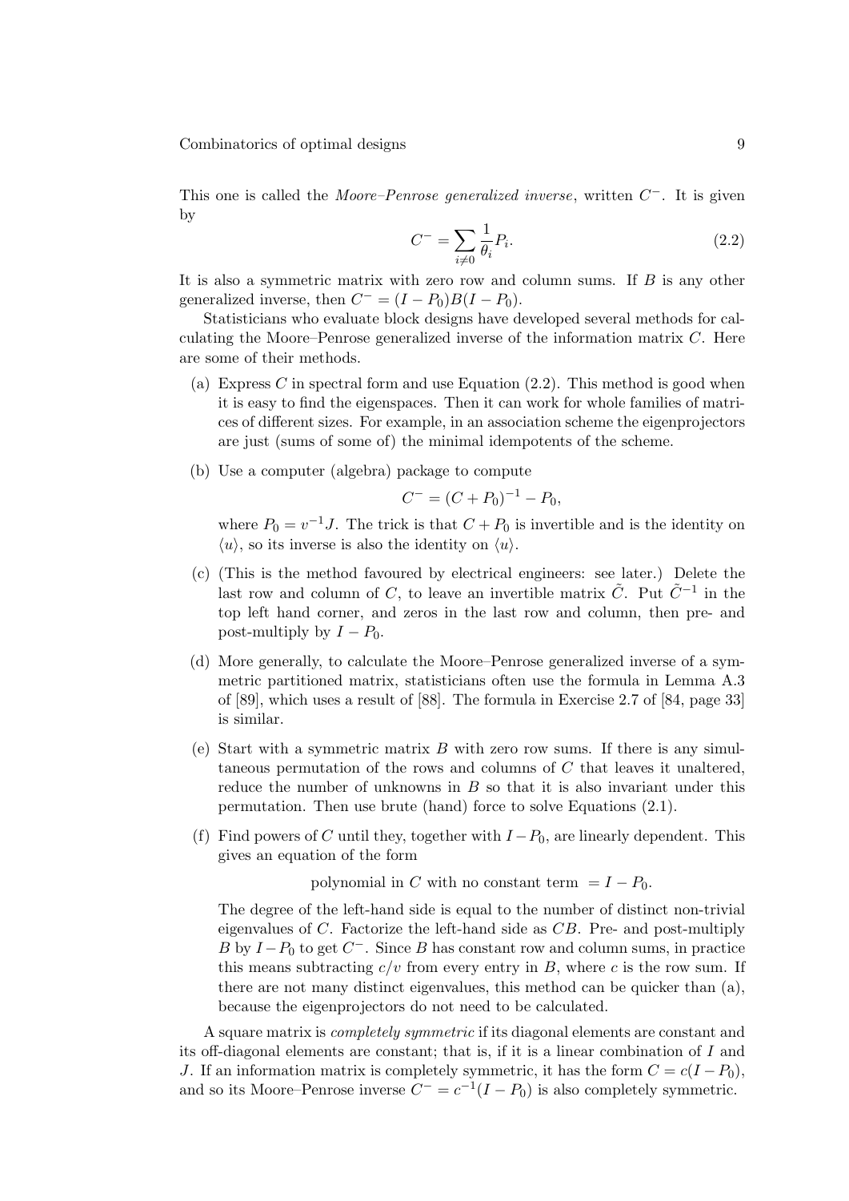This one is called the *Moore–Penrose generalized inverse*, written $C^-$. It is given by

$$C^- = \sum_{i \neq 0} \frac{1}{\theta_i} P_i. \tag{2.2}$$

It is also a symmetric matrix with zero row and column sums. If $B$ is any other generalized inverse, then $C^- = (I - P_0)B(I - P_0)$.

Statisticians who evaluate block designs have developed several methods for calculating the Moore–Penrose generalized inverse of the information matrix $C$. Here are some of their methods.

(a) Express $C$ in spectral form and use Equation (2.2). This method is good when it is easy to find the eigenspaces. Then it can work for whole families of matrices of different sizes. For example, in an association scheme the eigenprojectors are just (sums of some of) the minimal idempotents of the scheme.

(b) Use a computer (algebra) package to compute

$$C^- = (C + P_0)^{-1} - P_0,$$

where $P_0 = v^{-1}J$. The trick is that $C + P_0$ is invertible and is the identity on $\langle u \rangle$, so its inverse is also the identity on $\langle u \rangle$.

(c) (This is the method favoured by electrical engineers: see later.) Delete the last row and column of $C$, to leave an invertible matrix $\tilde{C}$. Put $\tilde{C}^{-1}$ in the top left hand corner, and zeros in the last row and column, then pre- and post-multiply by $I - P_0$.

(d) More generally, to calculate the Moore–Penrose generalized inverse of a symmetric partitioned matrix, statisticians often use the formula in Lemma A.3 of [89], which uses a result of [88]. The formula in Exercise 2.7 of [84, page 33] is similar.

(e) Start with a symmetric matrix $B$ with zero row sums. If there is any simultaneous permutation of the rows and columns of $C$ that leaves it unaltered, reduce the number of unknowns in $B$ so that it is also invariant under this permutation. Then use brute (hand) force to solve Equations (2.1).

(f) Find powers of $C$ until they, together with $I - P_0$, are linearly dependent. This gives an equation of the form

$$\text{polynomial in } C \text{ with no constant term } = I - P_0.$$

The degree of the left-hand side is equal to the number of distinct non-trivial eigenvalues of $C$. Factorize the left-hand side as $CB$. Pre- and post-multiply $B$ by $I - P_0$ to get $C^-$. Since $B$ has constant row and column sums, in practice this means subtracting $c/v$ from every entry in $B$, where $c$ is the row sum. If there are not many distinct eigenvalues, this method can be quicker than (a), because the eigenprojectors do not need to be calculated.

A square matrix is *completely symmetric* if its diagonal elements are constant and its off-diagonal elements are constant; that is, if it is a linear combination of $I$ and $J$. If an information matrix is completely symmetric, it has the form $C = c(I - P_0)$, and so its Moore–Penrose inverse $C^- = c^{-1}(I - P_0)$ is also completely symmetric.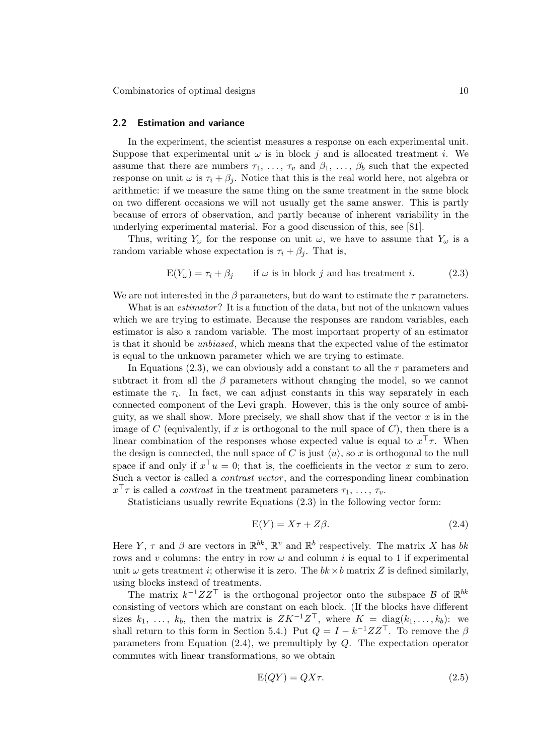## 2.2 Estimation and variance

In the experiment, the scientist measures a response on each experimental unit. Suppose that experimental unit $\omega$ is in block $j$ and is allocated treatment $i$. We assume that there are numbers $\tau_1, \ldots, \tau_v$ and $\beta_1, \ldots, \beta_b$ such that the expected response on unit $\omega$ is $\tau_i + \beta_j$. Notice that this is the real world here, not algebra or arithmetic: if we measure the same thing on the same treatment in the same block on two different occasions we will not usually get the same answer. This is partly because of errors of observation, and partly because of inherent variability in the underlying experimental material. For a good discussion of this, see [81].

Thus, writing $Y_\omega$ for the response on unit $\omega$, we have to assume that $Y_\omega$ is a random variable whose expectation is $\tau_i + \beta_j$. That is,

$$\mathrm{E}(Y_\omega) = \tau_i + \beta_j \qquad \text{if } \omega \text{ is in block } j \text{ and has treatment } i. \tag{2.3}$$

We are not interested in the $\beta$ parameters, but do want to estimate the $\tau$ parameters.

What is an *estimator*? It is a function of the data, but not of the unknown values which we are trying to estimate. Because the responses are random variables, each estimator is also a random variable. The most important property of an estimator is that it should be *unbiased*, which means that the expected value of the estimator is equal to the unknown parameter which we are trying to estimate.

In Equations (2.3), we can obviously add a constant to all the $\tau$ parameters and subtract it from all the $\beta$ parameters without changing the model, so we cannot estimate the $\tau_i$. In fact, we can adjust constants in this way separately in each connected component of the Levi graph. However, this is the only source of ambiguity, as we shall show. More precisely, we shall show that if the vector $x$ is in the image of $C$ (equivalently, if $x$ is orthogonal to the null space of $C$), then there is a linear combination of the responses whose expected value is equal to $x^\top \tau$. When the design is connected, the null space of $C$ is just $\langle u \rangle$, so $x$ is orthogonal to the null space if and only if $x^\top u = 0$; that is, the coefficients in the vector $x$ sum to zero. Such a vector is called a *contrast vector*, and the corresponding linear combination $x^\top \tau$ is called a *contrast* in the treatment parameters $\tau_1, \ldots, \tau_v$.

Statisticians usually rewrite Equations (2.3) in the following vector form:

$$\mathrm{E}(Y) = X\tau + Z\beta. \tag{2.4}$$

Here $Y$, $\tau$ and $\beta$ are vectors in $\mathbb{R}^{bk}$, $\mathbb{R}^v$ and $\mathbb{R}^b$ respectively. The matrix $X$ has $bk$ rows and $v$ columns: the entry in row $\omega$ and column $i$ is equal to 1 if experimental unit $\omega$ gets treatment $i$; otherwise it is zero. The $bk \times b$ matrix $Z$ is defined similarly, using blocks instead of treatments.

The matrix $k^{-1}ZZ^\top$ is the orthogonal projector onto the subspace $\mathcal{B}$ of $\mathbb{R}^{bk}$ consisting of vectors which are constant on each block. (If the blocks have different sizes $k_1, \ldots, k_b$, then the matrix is $ZK^{-1}Z^\top$, where $K = \mathrm{diag}(k_1, \ldots, k_b)$: we shall return to this form in Section 5.4.) Put $Q = I - k^{-1}ZZ^\top$. To remove the $\beta$ parameters from Equation (2.4), we premultiply by $Q$. The expectation operator commutes with linear transformations, so we obtain

$$\mathrm{E}(QY) = QX\tau. \tag{2.5}$$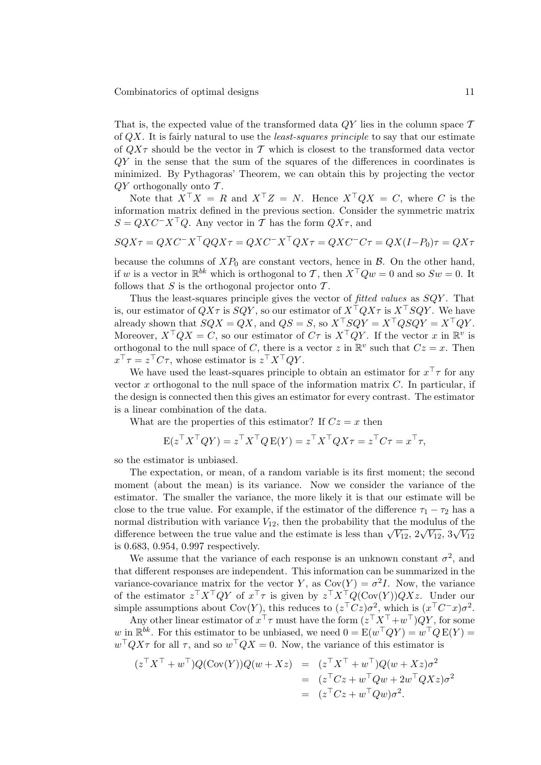That is, the expected value of the transformed data $QY$ lies in the column space $\mathcal{T}$ of $QX$. It is fairly natural to use the *least-squares principle* to say that our estimate of $QX\tau$ should be the vector in $\mathcal{T}$ which is closest to the transformed data vector $QY$ in the sense that the sum of the squares of the differences in coordinates is minimized. By Pythagoras' Theorem, we can obtain this by projecting the vector $QY$ orthogonally onto $\mathcal{T}$.

Note that $X^\top X = R$ and $X^\top Z = N$. Hence $X^\top QX = C$, where $C$ is the information matrix defined in the previous section. Consider the symmetric matrix $S = QXC^- X^\top Q$. Any vector in $\mathcal{T}$ has the form $QX\tau$, and

$$SQX\tau = QXC^- X^\top QQX\tau = QXC^- X^\top QX\tau = QXC^- C\tau = QX(I - P_0)\tau = QX\tau$$

because the columns of $XP_0$ are constant vectors, hence in $\mathcal{B}$. On the other hand, if $w$ is a vector in $\mathbb{R}^{bk}$ which is orthogonal to $\mathcal{T}$, then $X^\top Qw = 0$ and so $Sw = 0$. It follows that $S$ is the orthogonal projector onto $\mathcal{T}$.

Thus the least-squares principle gives the vector of *fitted values* as $SQY$. That is, our estimator of $QX\tau$ is $SQY$, so our estimator of $X^\top QX\tau$ is $X^\top SQY$. We have already shown that $SQX = QX$, and $QS = S$, so $X^\top SQY = X^\top QSQY = X^\top QY$. Moreover, $X^\top QX = C$, so our estimator of $C\tau$ is $X^\top QY$. If the vector $x$ in $\mathbb{R}^v$ is orthogonal to the null space of $C$, there is a vector $z$ in $\mathbb{R}^v$ such that $Cz = x$. Then $x^\top \tau = z^\top C\tau$, whose estimator is $z^\top X^\top QY$.

We have used the least-squares principle to obtain an estimator for $x^\top \tau$ for any vector $x$ orthogonal to the null space of the information matrix $C$. In particular, if the design is connected then this gives an estimator for every contrast. The estimator is a linear combination of the data.

What are the properties of this estimator? If $Cz = x$ then

$$\mathrm{E}(z^\top X^\top QY) = z^\top X^\top Q\,\mathrm{E}(Y) = z^\top X^\top QX\tau = z^\top C\tau = x^\top \tau,$$

so the estimator is unbiased.

The expectation, or mean, of a random variable is its first moment; the second moment (about the mean) is its variance. Now we consider the variance of the estimator. The smaller the variance, the more likely it is that our estimate will be close to the true value. For example, if the estimator of the difference $\tau_1 - \tau_2$ has a normal distribution with variance $V_{12}$, then the probability that the modulus of the difference between the true value and the estimate is less than $\sqrt{V_{12}}$, $2\sqrt{V_{12}}$, $3\sqrt{V_{12}}$ is 0.683, 0.954, 0.997 respectively.

We assume that the variance of each response is an unknown constant $\sigma^2$, and that different responses are independent. This information can be summarized in the variance-covariance matrix for the vector $Y$, as $\mathrm{Cov}(Y) = \sigma^2 I$. Now, the variance of the estimator $z^\top X^\top QY$ of $x^\top \tau$ is given by $z^\top X^\top Q(\mathrm{Cov}(Y))QXz$. Under our simple assumptions about $\mathrm{Cov}(Y)$, this reduces to $(z^\top Cz)\sigma^2$, which is $(x^\top C^- x)\sigma^2$.

Any other linear estimator of $x^\top \tau$ must have the form $(z^\top X^\top + w^\top)QY$, for some $w$ in $\mathbb{R}^{bk}$. For this estimator to be unbiased, we need $0 = \mathrm{E}(w^\top QY) = w^\top Q\,\mathrm{E}(Y) = w^\top QX\tau$ for all $\tau$, and so $w^\top QX = 0$. Now, the variance of this estimator is

$$\begin{aligned}
(z^\top X^\top + w^\top)Q(\mathrm{Cov}(Y))Q(w + Xz) &= (z^\top X^\top + w^\top)Q(w + Xz)\sigma^2 \\
&= (z^\top Cz + w^\top Qw + 2w^\top QXz)\sigma^2 \\
&= (z^\top Cz + w^\top Qw)\sigma^2.
\end{aligned}$$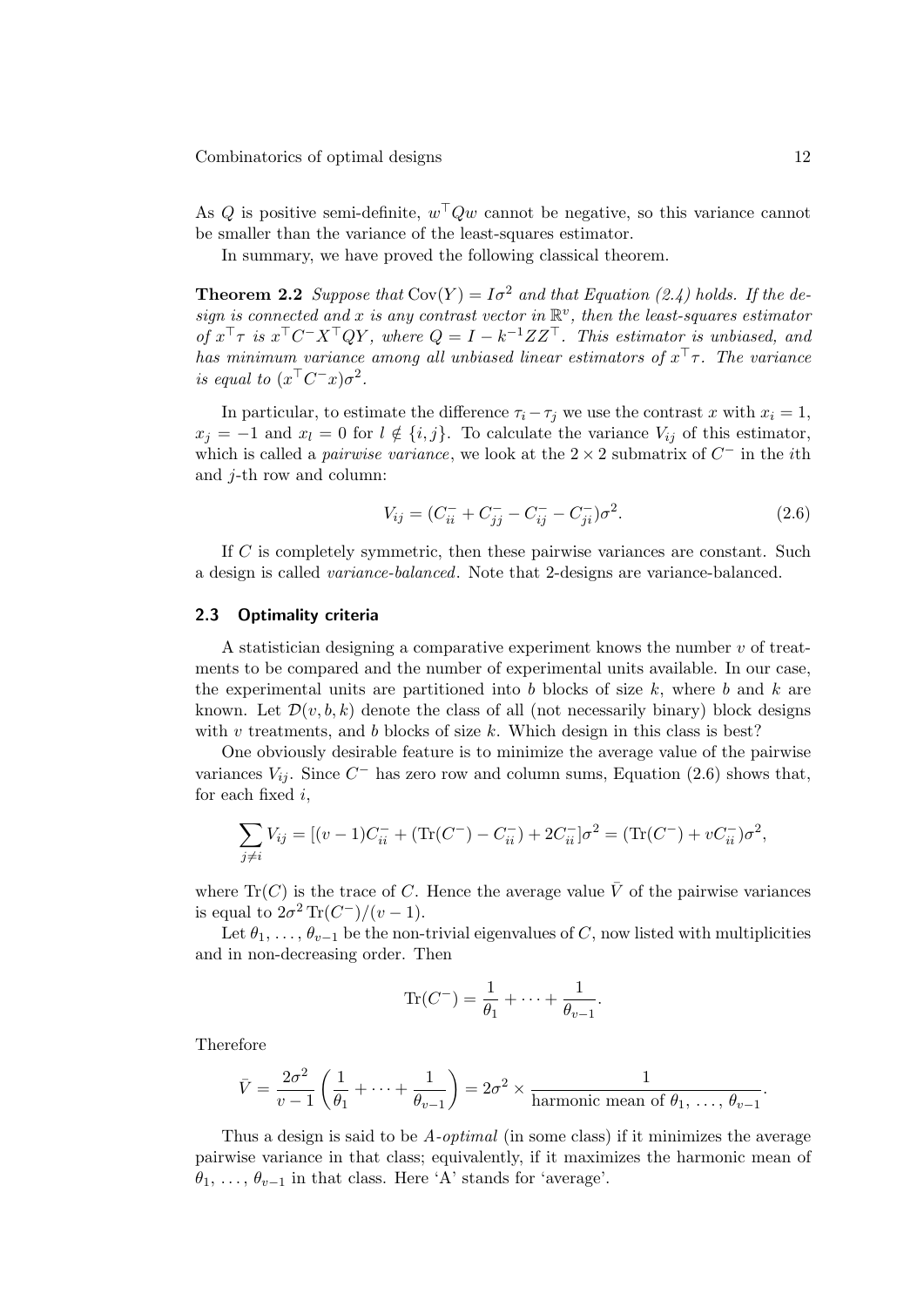As $Q$ is positive semi-definite, $w^\top Q w$ cannot be negative, so this variance cannot be smaller than the variance of the least-squares estimator.

In summary, we have proved the following classical theorem.

**Theorem 2.2** *Suppose that* $\mathrm{Cov}(Y) = I\sigma^2$ *and that Equation (2.4) holds. If the design is connected and* $x$ *is any contrast vector in* $\mathbb{R}^v$*, then the least-squares estimator of* $x^\top \tau$ *is* $x^\top C^- X^\top Q Y$*, where* $Q = I - k^{-1} Z Z^\top$*. This estimator is unbiased, and has minimum variance among all unbiased linear estimators of* $x^\top \tau$*. The variance is equal to* $(x^\top C^- x)\sigma^2$*.*

In particular, to estimate the difference $\tau_i - \tau_j$ we use the contrast $x$ with $x_i = 1$, $x_j = -1$ and $x_l = 0$ for $l \notin \{i, j\}$. To calculate the variance $V_{ij}$ of this estimator, which is called a *pairwise variance*, we look at the $2 \times 2$ submatrix of $C^-$ in the $i$th and $j$-th row and column:

$$V_{ij} = (C^-_{ii} + C^-_{jj} - C^-_{ij} - C^-_{ji})\sigma^2. \tag{2.6}$$

If $C$ is completely symmetric, then these pairwise variances are constant. Such a design is called *variance-balanced*. Note that 2-designs are variance-balanced.

## 2.3 Optimality criteria

A statistician designing a comparative experiment knows the number $v$ of treatments to be compared and the number of experimental units available. In our case, the experimental units are partitioned into $b$ blocks of size $k$, where $b$ and $k$ are known. Let $\mathcal{D}(v, b, k)$ denote the class of all (not necessarily binary) block designs with $v$ treatments, and $b$ blocks of size $k$. Which design in this class is best?

One obviously desirable feature is to minimize the average value of the pairwise variances $V_{ij}$. Since $C^-$ has zero row and column sums, Equation (2.6) shows that, for each fixed $i$,

$$\sum_{j \neq i} V_{ij} = [(v-1)C^-_{ii} + (\mathrm{Tr}(C^-) - C^-_{ii}) + 2C^-_{ii}]\sigma^2 = (\mathrm{Tr}(C^-) + vC^-_{ii})\sigma^2,$$

where $\mathrm{Tr}(C)$ is the trace of $C$. Hence the average value $\bar{V}$ of the pairwise variances is equal to $2\sigma^2\,\mathrm{Tr}(C^-)/(v-1)$.

Let $\theta_1, \ldots, \theta_{v-1}$ be the non-trivial eigenvalues of $C$, now listed with multiplicities and in non-decreasing order. Then

$$\mathrm{Tr}(C^-) = \frac{1}{\theta_1} + \cdots + \frac{1}{\theta_{v-1}}.$$

Therefore

$$\bar{V} = \frac{2\sigma^2}{v-1}\left(\frac{1}{\theta_1} + \cdots + \frac{1}{\theta_{v-1}}\right) = 2\sigma^2 \times \frac{1}{\text{harmonic mean of } \theta_1, \ldots, \theta_{v-1}}.$$

Thus a design is said to be *A-optimal* (in some class) if it minimizes the average pairwise variance in that class; equivalently, if it maximizes the harmonic mean of $\theta_1, \ldots, \theta_{v-1}$ in that class. Here 'A' stands for 'average'.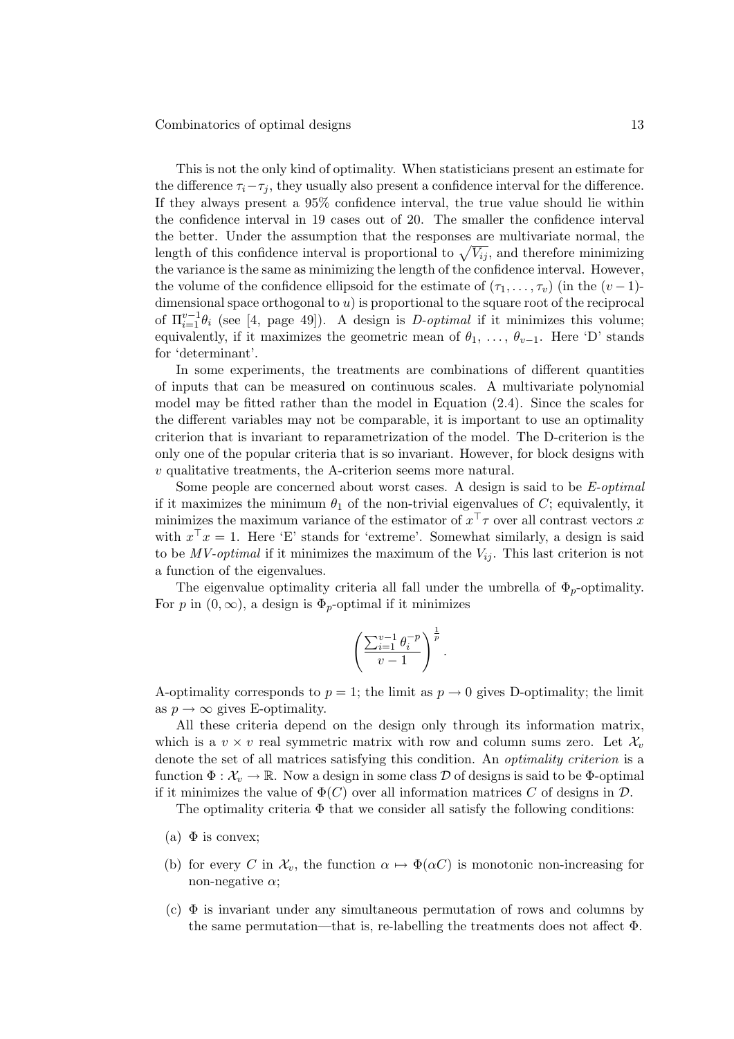This is not the only kind of optimality. When statisticians present an estimate for the difference $\tau_i - \tau_j$, they usually also present a confidence interval for the difference. If they always present a 95% confidence interval, the true value should lie within the confidence interval in 19 cases out of 20. The smaller the confidence interval the better. Under the assumption that the responses are multivariate normal, the length of this confidence interval is proportional to $\sqrt{V_{ij}}$, and therefore minimizing the variance is the same as minimizing the length of the confidence interval. However, the volume of the confidence ellipsoid for the estimate of $(\tau_1, \ldots, \tau_v)$ (in the $(v-1)$-dimensional space orthogonal to $u$) is proportional to the square root of the reciprocal of $\Pi_{i=1}^{v-1}\theta_i$ (see [4, page 49]). A design is *D-optimal* if it minimizes this volume; equivalently, if it maximizes the geometric mean of $\theta_1, \ldots, \theta_{v-1}$. Here 'D' stands for 'determinant'.

In some experiments, the treatments are combinations of different quantities of inputs that can be measured on continuous scales. A multivariate polynomial model may be fitted rather than the model in Equation (2.4). Since the scales for the different variables may not be comparable, it is important to use an optimality criterion that is invariant to reparametrization of the model. The D-criterion is the only one of the popular criteria that is so invariant. However, for block designs with $v$ qualitative treatments, the A-criterion seems more natural.

Some people are concerned about worst cases. A design is said to be *E-optimal* if it maximizes the minimum $\theta_1$ of the non-trivial eigenvalues of $C$; equivalently, it minimizes the maximum variance of the estimator of $x^\top \tau$ over all contrast vectors $x$ with $x^\top x = 1$. Here 'E' stands for 'extreme'. Somewhat similarly, a design is said to be *MV-optimal* if it minimizes the maximum of the $V_{ij}$. This last criterion is not a function of the eigenvalues.

The eigenvalue optimality criteria all fall under the umbrella of $\Phi_p$-optimality. For $p$ in $(0, \infty)$, a design is $\Phi_p$-optimal if it minimizes

$$\left(\frac{\sum_{i=1}^{v-1}\theta_i^{-p}}{v-1}\right)^{\frac{1}{p}}.$$

A-optimality corresponds to $p = 1$; the limit as $p \to 0$ gives D-optimality; the limit as $p \to \infty$ gives E-optimality.

All these criteria depend on the design only through its information matrix, which is a $v \times v$ real symmetric matrix with row and column sums zero. Let $\mathcal{X}_v$ denote the set of all matrices satisfying this condition. An *optimality criterion* is a function $\Phi : \mathcal{X}_v \to \mathbb{R}$. Now a design in some class $\mathcal{D}$ of designs is said to be $\Phi$-optimal if it minimizes the value of $\Phi(C)$ over all information matrices $C$ of designs in $\mathcal{D}$.

The optimality criteria $\Phi$ that we consider all satisfy the following conditions:

(a) $\Phi$ is convex;

(b) for every $C$ in $\mathcal{X}_v$, the function $\alpha \mapsto \Phi(\alpha C)$ is monotonic non-increasing for non-negative $\alpha$;

(c) $\Phi$ is invariant under any simultaneous permutation of rows and columns by the same permutation—that is, re-labelling the treatments does not affect $\Phi$.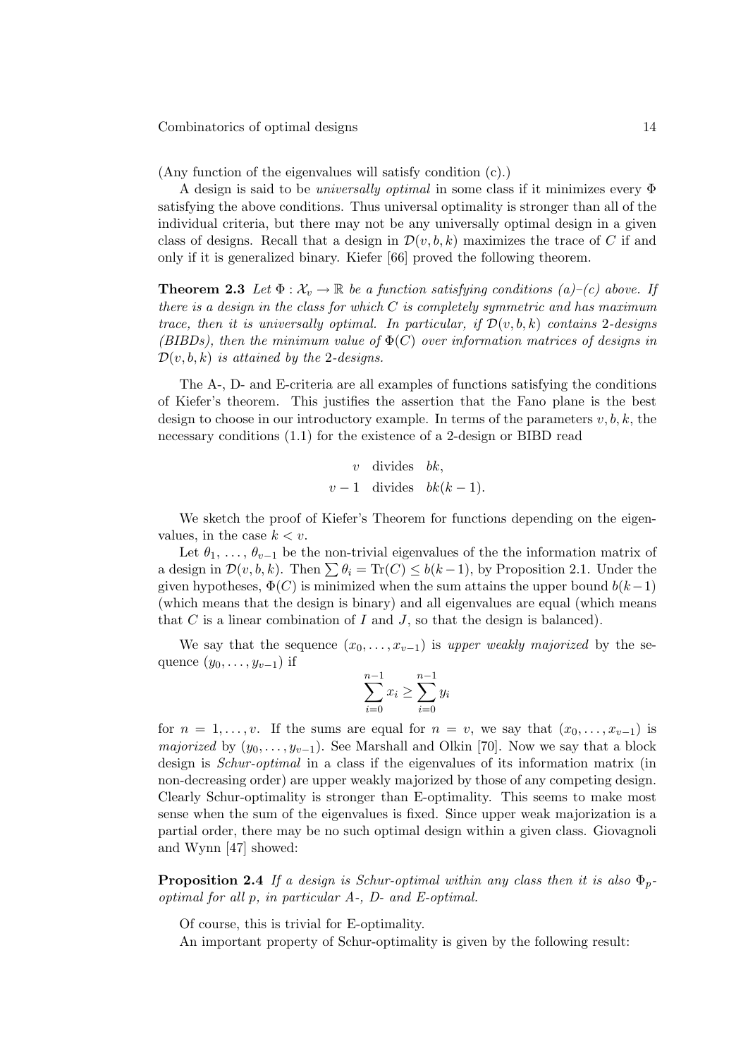(Any function of the eigenvalues will satisfy condition (c).)

A design is said to be *universally optimal* in some class if it minimizes every $\Phi$ satisfying the above conditions. Thus universal optimality is stronger than all of the individual criteria, but there may not be any universally optimal design in a given class of designs. Recall that a design in $\mathcal{D}(v,b,k)$ maximizes the trace of $C$ if and only if it is generalized binary. Kiefer [66] proved the following theorem.

**Theorem 2.3** *Let $\Phi : \mathcal{X}_v \to \mathbb{R}$ be a function satisfying conditions (a)–(c) above. If there is a design in the class for which $C$ is completely symmetric and has maximum trace, then it is universally optimal. In particular, if $\mathcal{D}(v,b,k)$ contains 2-designs (BIBDs), then the minimum value of $\Phi(C)$ over information matrices of designs in $\mathcal{D}(v,b,k)$ is attained by the 2-designs.*

The A-, D- and E-criteria are all examples of functions satisfying the conditions of Kiefer's theorem. This justifies the assertion that the Fano plane is the best design to choose in our introductory example. In terms of the parameters $v,b,k$, the necessary conditions (1.1) for the existence of a 2-design or BIBD read

$$\begin{aligned} v &\quad \text{divides} \quad bk, \\ v-1 &\quad \text{divides} \quad bk(k-1). \end{aligned}$$

We sketch the proof of Kiefer's Theorem for functions depending on the eigenvalues, in the case $k < v$.

Let $\theta_1, \ldots, \theta_{v-1}$ be the non-trivial eigenvalues of the the information matrix of a design in $\mathcal{D}(v,b,k)$. Then $\sum \theta_i = \mathrm{Tr}(C) \le b(k-1)$, by Proposition 2.1. Under the given hypotheses, $\Phi(C)$ is minimized when the sum attains the upper bound $b(k-1)$ (which means that the design is binary) and all eigenvalues are equal (which means that $C$ is a linear combination of $I$ and $J$, so that the design is balanced).

We say that the sequence $(x_0, \ldots, x_{v-1})$ is *upper weakly majorized* by the sequence $(y_0, \ldots, y_{v-1})$ if

$$\sum_{i=0}^{n-1} x_i \ge \sum_{i=0}^{n-1} y_i$$

for $n = 1, \ldots, v$. If the sums are equal for $n = v$, we say that $(x_0, \ldots, x_{v-1})$ is *majorized* by $(y_0, \ldots, y_{v-1})$. See Marshall and Olkin [70]. Now we say that a block design is *Schur-optimal* in a class if the eigenvalues of its information matrix (in non-decreasing order) are upper weakly majorized by those of any competing design. Clearly Schur-optimality is stronger than E-optimality. This seems to make most sense when the sum of the eigenvalues is fixed. Since upper weak majorization is a partial order, there may be no such optimal design within a given class. Giovagnoli and Wynn [47] showed:

**Proposition 2.4** *If a design is Schur-optimal within any class then it is also $\Phi_p$-optimal for all $p$, in particular A-, D- and E-optimal.*

Of course, this is trivial for E-optimality.

An important property of Schur-optimality is given by the following result: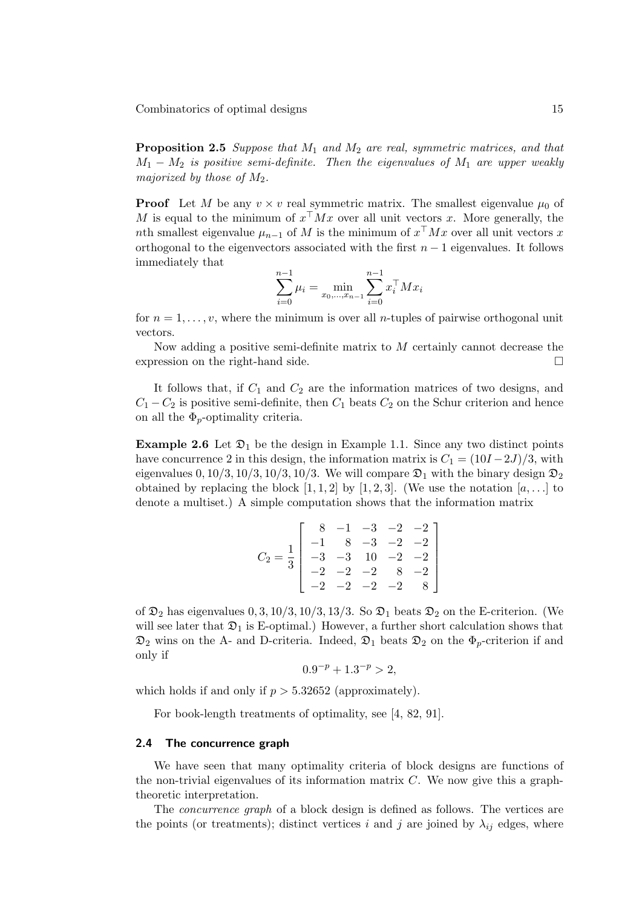**Proposition 2.5** *Suppose that $M_1$ and $M_2$ are real, symmetric matrices, and that $M_1 - M_2$ is positive semi-definite. Then the eigenvalues of $M_1$ are upper weakly majorized by those of $M_2$.*

**Proof** Let $M$ be any $v \times v$ real symmetric matrix. The smallest eigenvalue $\mu_0$ of $M$ is equal to the minimum of $x^\top Mx$ over all unit vectors $x$. More generally, the $n$th smallest eigenvalue $\mu_{n-1}$ of $M$ is the minimum of $x^\top Mx$ over all unit vectors $x$ orthogonal to the eigenvectors associated with the first $n-1$ eigenvalues. It follows immediately that

$$\sum_{i=0}^{n-1} \mu_i = \min_{x_0,\ldots,x_{n-1}} \sum_{i=0}^{n-1} x_i^\top M x_i$$

for $n = 1, \ldots, v$, where the minimum is over all $n$-tuples of pairwise orthogonal unit vectors.

Now adding a positive semi-definite matrix to $M$ certainly cannot decrease the expression on the right-hand side. □

It follows that, if $C_1$ and $C_2$ are the information matrices of two designs, and $C_1 - C_2$ is positive semi-definite, then $C_1$ beats $C_2$ on the Schur criterion and hence on all the $\Phi_p$-optimality criteria.

**Example 2.6** Let $\mathfrak{D}_1$ be the design in Example 1.1. Since any two distinct points have concurrence 2 in this design, the information matrix is $C_1 = (10I - 2J)/3$, with eigenvalues $0, 10/3, 10/3, 10/3, 10/3$. We will compare $\mathfrak{D}_1$ with the binary design $\mathfrak{D}_2$ obtained by replacing the block $[1, 1, 2]$ by $[1, 2, 3]$. (We use the notation $[a, \ldots]$ to denote a multiset.) A simple computation shows that the information matrix

$$C_2 = \frac{1}{3}\begin{bmatrix} 8 & -1 & -3 & -2 & -2 \\ -1 & 8 & -3 & -2 & -2 \\ -3 & -3 & 10 & -2 & -2 \\ -2 & -2 & -2 & 8 & -2 \\ -2 & -2 & -2 & -2 & 8 \end{bmatrix}$$

of $\mathfrak{D}_2$ has eigenvalues $0, 3, 10/3, 10/3, 13/3$. So $\mathfrak{D}_1$ beats $\mathfrak{D}_2$ on the E-criterion. (We will see later that $\mathfrak{D}_1$ is E-optimal.) However, a further short calculation shows that $\mathfrak{D}_2$ wins on the A- and D-criteria. Indeed, $\mathfrak{D}_1$ beats $\mathfrak{D}_2$ on the $\Phi_p$-criterion if and only if

$$0.9^{-p} + 1.3^{-p} > 2,$$

which holds if and only if $p > 5.32652$ (approximately).

For book-length treatments of optimality, see [4, 82, 91].

### 2.4 The concurrence graph

We have seen that many optimality criteria of block designs are functions of the non-trivial eigenvalues of its information matrix $C$. We now give this a graph-theoretic interpretation.

The *concurrence graph* of a block design is defined as follows. The vertices are the points (or treatments); distinct vertices $i$ and $j$ are joined by $\lambda_{ij}$ edges, where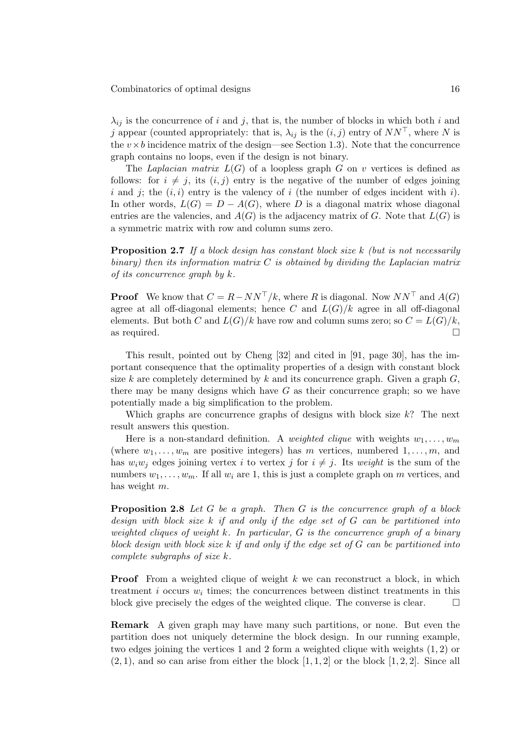$\lambda_{ij}$ is the concurrence of $i$ and $j$, that is, the number of blocks in which both $i$ and $j$ appear (counted appropriately: that is, $\lambda_{ij}$ is the $(i,j)$ entry of $NN^\top$, where $N$ is the $v \times b$ incidence matrix of the design—see Section 1.3). Note that the concurrence graph contains no loops, even if the design is not binary.

The *Laplacian matrix* $L(G)$ of a loopless graph $G$ on $v$ vertices is defined as follows: for $i \neq j$, its $(i,j)$ entry is the negative of the number of edges joining $i$ and $j$; the $(i,i)$ entry is the valency of $i$ (the number of edges incident with $i$). In other words, $L(G) = D - A(G)$, where $D$ is a diagonal matrix whose diagonal entries are the valencies, and $A(G)$ is the adjacency matrix of $G$. Note that $L(G)$ is a symmetric matrix with row and column sums zero.

**Proposition 2.7** *If a block design has constant block size $k$ (but is not necessarily binary) then its information matrix $C$ is obtained by dividing the Laplacian matrix of its concurrence graph by $k$.*

**Proof** We know that $C = R - NN^\top/k$, where $R$ is diagonal. Now $NN^\top$ and $A(G)$ agree at all off-diagonal elements; hence $C$ and $L(G)/k$ agree in all off-diagonal elements. But both $C$ and $L(G)/k$ have row and column sums zero; so $C = L(G)/k$, as required. □

This result, pointed out by Cheng [32] and cited in [91, page 30], has the important consequence that the optimality properties of a design with constant block size $k$ are completely determined by $k$ and its concurrence graph. Given a graph $G$, there may be many designs which have $G$ as their concurrence graph; so we have potentially made a big simplification to the problem.

Which graphs are concurrence graphs of designs with block size $k$? The next result answers this question.

Here is a non-standard definition. A *weighted clique* with weights $w_1, \ldots, w_m$ (where $w_1, \ldots, w_m$ are positive integers) has $m$ vertices, numbered $1, \ldots, m$, and has $w_i w_j$ edges joining vertex $i$ to vertex $j$ for $i \neq j$. Its *weight* is the sum of the numbers $w_1, \ldots, w_m$. If all $w_i$ are 1, this is just a complete graph on $m$ vertices, and has weight $m$.

**Proposition 2.8** *Let $G$ be a graph. Then $G$ is the concurrence graph of a block design with block size $k$ if and only if the edge set of $G$ can be partitioned into weighted cliques of weight $k$. In particular, $G$ is the concurrence graph of a binary block design with block size $k$ if and only if the edge set of $G$ can be partitioned into complete subgraphs of size $k$.*

**Proof** From a weighted clique of weight $k$ we can reconstruct a block, in which treatment $i$ occurs $w_i$ times; the concurrences between distinct treatments in this block give precisely the edges of the weighted clique. The converse is clear. □

**Remark** A given graph may have many such partitions, or none. But even the partition does not uniquely determine the block design. In our running example, two edges joining the vertices 1 and 2 form a weighted clique with weights $(1,2)$ or $(2,1)$, and so can arise from either the block $[1,1,2]$ or the block $[1,2,2]$. Since all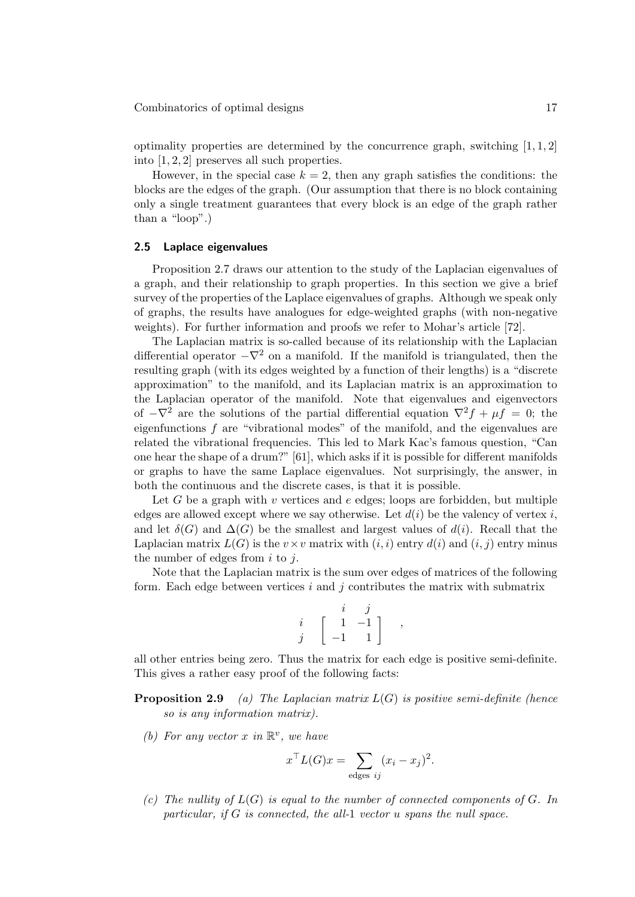optimality properties are determined by the concurrence graph, switching $[1, 1, 2]$ into $[1, 2, 2]$ preserves all such properties.

However, in the special case $k = 2$, then any graph satisfies the conditions: the blocks are the edges of the graph. (Our assumption that there is no block containing only a single treatment guarantees that every block is an edge of the graph rather than a "loop".)

### 2.5 Laplace eigenvalues

Proposition 2.7 draws our attention to the study of the Laplacian eigenvalues of a graph, and their relationship to graph properties. In this section we give a brief survey of the properties of the Laplace eigenvalues of graphs. Although we speak only of graphs, the results have analogues for edge-weighted graphs (with non-negative weights). For further information and proofs we refer to Mohar's article [72].

The Laplacian matrix is so-called because of its relationship with the Laplacian differential operator $-\nabla^2$ on a manifold. If the manifold is triangulated, then the resulting graph (with its edges weighted by a function of their lengths) is a "discrete approximation" to the manifold, and its Laplacian matrix is an approximation to the Laplacian operator of the manifold. Note that eigenvalues and eigenvectors of $-\nabla^2$ are the solutions of the partial differential equation $\nabla^2 f + \mu f = 0$; the eigenfunctions $f$ are "vibrational modes" of the manifold, and the eigenvalues are related the vibrational frequencies. This led to Mark Kac's famous question, "Can one hear the shape of a drum?" [61], which asks if it is possible for different manifolds or graphs to have the same Laplace eigenvalues. Not surprisingly, the answer, in both the continuous and the discrete cases, is that it is possible.

Let $G$ be a graph with $v$ vertices and $e$ edges; loops are forbidden, but multiple edges are allowed except where we say otherwise. Let $d(i)$ be the valency of vertex $i$, and let $\delta(G)$ and $\Delta(G)$ be the smallest and largest values of $d(i)$. Recall that the Laplacian matrix $L(G)$ is the $v \times v$ matrix with $(i, i)$ entry $d(i)$ and $(i, j)$ entry minus the number of edges from $i$ to $j$.

Note that the Laplacian matrix is the sum over edges of matrices of the following form. Each edge between vertices $i$ and $j$ contributes the matrix with submatrix

$$\begin{array}{c c} & \begin{array}{cc} i & j \end{array} \\ \begin{array}{c} i \\ j \end{array} & \left[ \begin{array}{rr} 1 & -1 \\ -1 & 1 \end{array} \right] \end{array} ,$$

all other entries being zero. Thus the matrix for each edge is positive semi-definite. This gives a rather easy proof of the following facts:

**Proposition 2.9** *(a) The Laplacian matrix $L(G)$ is positive semi-definite (hence so is any information matrix).*

*(b) For any vector $x$ in $\mathbb{R}^v$, we have*

$$x^\top L(G) x = \sum_{\text{edges } ij} (x_i - x_j)^2.$$

*(c) The nullity of $L(G)$ is equal to the number of connected components of $G$. In particular, if $G$ is connected, the all-1 vector $u$ spans the null space.*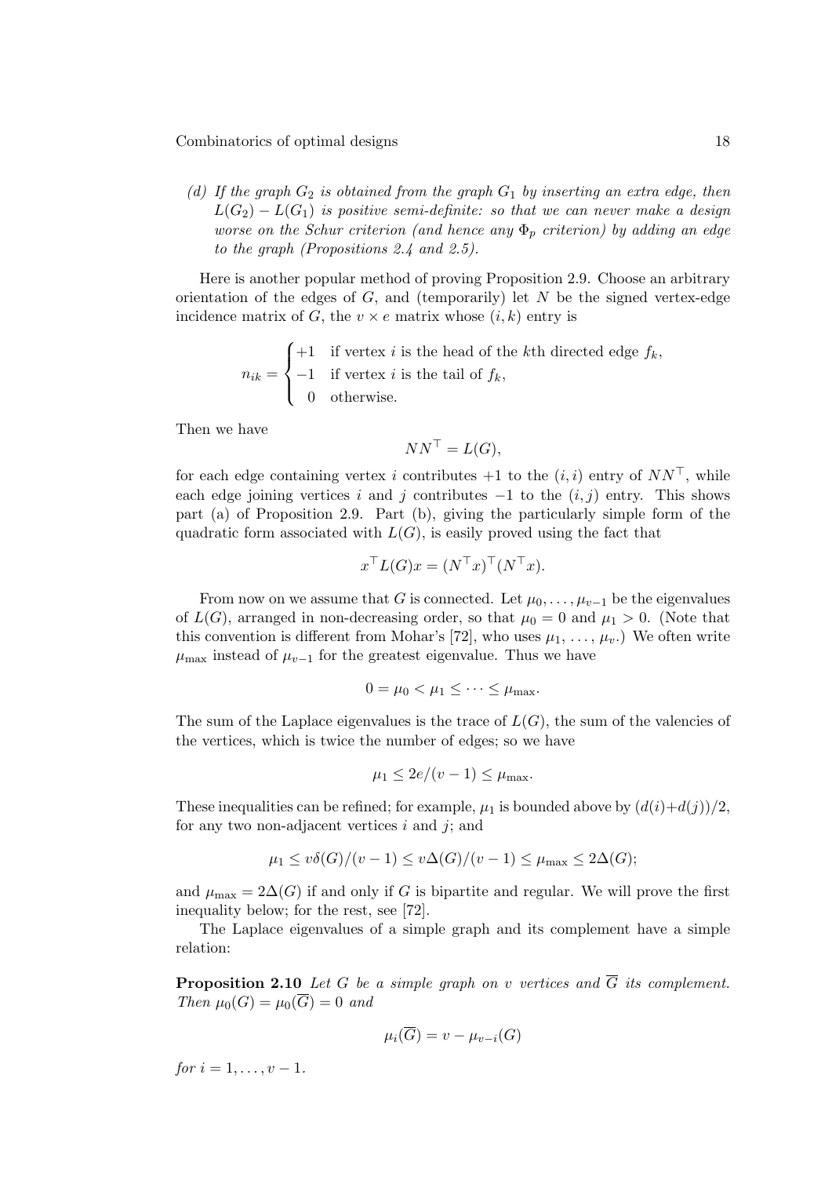(d) *If the graph $G_2$ is obtained from the graph $G_1$ by inserting an extra edge, then $L(G_2) - L(G_1)$ is positive semi-definite: so that we can never make a design worse on the Schur criterion (and hence any $\Phi_p$ criterion) by adding an edge to the graph (Propositions 2.4 and 2.5).*

Here is another popular method of proving Proposition 2.9. Choose an arbitrary orientation of the edges of $G$, and (temporarily) let $N$ be the signed vertex-edge incidence matrix of $G$, the $v \times e$ matrix whose $(i, k)$ entry is

$$n_{ik} = \begin{cases} +1 & \text{if vertex } i \text{ is the head of the } k\text{th directed edge } f_k, \\ -1 & \text{if vertex } i \text{ is the tail of } f_k, \\ 0 & \text{otherwise.} \end{cases}$$

Then we have

$$NN^\top = L(G),$$

for each edge containing vertex $i$ contributes $+1$ to the $(i, i)$ entry of $NN^\top$, while each edge joining vertices $i$ and $j$ contributes $-1$ to the $(i, j)$ entry. This shows part (a) of Proposition 2.9. Part (b), giving the particularly simple form of the quadratic form associated with $L(G)$, is easily proved using the fact that

$$x^\top L(G)x = (N^\top x)^\top (N^\top x).$$

From now on we assume that $G$ is connected. Let $\mu_0, \ldots, \mu_{v-1}$ be the eigenvalues of $L(G)$, arranged in non-decreasing order, so that $\mu_0 = 0$ and $\mu_1 > 0$. (Note that this convention is different from Mohar's [72], who uses $\mu_1, \ldots, \mu_v$.) We often write $\mu_{\max}$ instead of $\mu_{v-1}$ for the greatest eigenvalue. Thus we have

$$0 = \mu_0 < \mu_1 \leq \cdots \leq \mu_{\max}.$$

The sum of the Laplace eigenvalues is the trace of $L(G)$, the sum of the valencies of the vertices, which is twice the number of edges; so we have

$$\mu_1 \leq 2e/(v-1) \leq \mu_{\max}.$$

These inequalities can be refined; for example, $\mu_1$ is bounded above by $(d(i)+d(j))/2$, for any two non-adjacent vertices $i$ and $j$; and

$$\mu_1 \leq v\delta(G)/(v-1) \leq v\Delta(G)/(v-1) \leq \mu_{\max} \leq 2\Delta(G);$$

and $\mu_{\max} = 2\Delta(G)$ if and only if $G$ is bipartite and regular. We will prove the first inequality below; for the rest, see [72].

The Laplace eigenvalues of a simple graph and its complement have a simple relation:

**Proposition 2.10** *Let $G$ be a simple graph on $v$ vertices and $\overline{G}$ its complement. Then $\mu_0(G) = \mu_0(\overline{G}) = 0$ and*

$$\mu_i(\overline{G}) = v - \mu_{v-i}(G)$$

*for $i = 1, \ldots, v-1$.*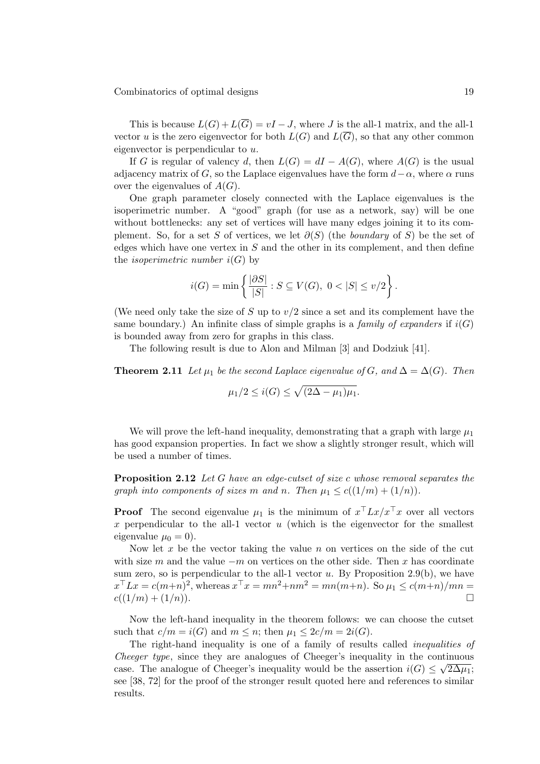This is because $L(G) + L(\overline{G}) = vI - J$, where $J$ is the all-1 matrix, and the all-1 vector $u$ is the zero eigenvector for both $L(G)$ and $L(\overline{G})$, so that any other common eigenvector is perpendicular to $u$.

If $G$ is regular of valency $d$, then $L(G) = dI - A(G)$, where $A(G)$ is the usual adjacency matrix of $G$, so the Laplace eigenvalues have the form $d - \alpha$, where $\alpha$ runs over the eigenvalues of $A(G)$.

One graph parameter closely connected with the Laplace eigenvalues is the isoperimetric number. A "good" graph (for use as a network, say) will be one without bottlenecks: any set of vertices will have many edges joining it to its complement. So, for a set $S$ of vertices, we let $\partial(S)$ (the *boundary* of $S$) be the set of edges which have one vertex in $S$ and the other in its complement, and then define the *isoperimetric number* $i(G)$ by

$$i(G) = \min\left\{ \frac{|\partial S|}{|S|} : S \subseteq V(G),\ 0 < |S| \leq v/2 \right\}.$$

(We need only take the size of $S$ up to $v/2$ since a set and its complement have the same boundary.) An infinite class of simple graphs is a *family of expanders* if $i(G)$ is bounded away from zero for graphs in this class.

The following result is due to Alon and Milman [3] and Dodziuk [41].

**Theorem 2.11** *Let $\mu_1$ be the second Laplace eigenvalue of $G$, and $\Delta = \Delta(G)$. Then*

$$\mu_1/2 \leq i(G) \leq \sqrt{(2\Delta - \mu_1)\mu_1}.$$

We will prove the left-hand inequality, demonstrating that a graph with large $\mu_1$ has good expansion properties. In fact we show a slightly stronger result, which will be used a number of times.

**Proposition 2.12** *Let $G$ have an edge-cutset of size $c$ whose removal separates the graph into components of sizes $m$ and $n$. Then $\mu_1 \leq c((1/m) + (1/n))$.*

**Proof** The second eigenvalue $\mu_1$ is the minimum of $x^\top Lx / x^\top x$ over all vectors $x$ perpendicular to the all-1 vector $u$ (which is the eigenvector for the smallest eigenvalue $\mu_0 = 0$).

Now let $x$ be the vector taking the value $n$ on vertices on the side of the cut with size $m$ and the value $-m$ on vertices on the other side. Then $x$ has coordinate sum zero, so is perpendicular to the all-1 vector $u$. By Proposition 2.9(b), we have $x^\top Lx = c(m+n)^2$, whereas $x^\top x = mn^2 + nm^2 = mn(m+n)$. So $\mu_1 \leq c(m+n)/mn = c((1/m) + (1/n))$. $\square$

Now the left-hand inequality in the theorem follows: we can choose the cutset such that $c/m = i(G)$ and $m \leq n$; then $\mu_1 \leq 2c/m = 2i(G)$.

The right-hand inequality is one of a family of results called *inequalities of Cheeger type*, since they are analogues of Cheeger's inequality in the continuous case. The analogue of Cheeger's inequality would be the assertion $i(G) \leq \sqrt{2\Delta\mu_1}$; see [38, 72] for the proof of the stronger result quoted here and references to similar results.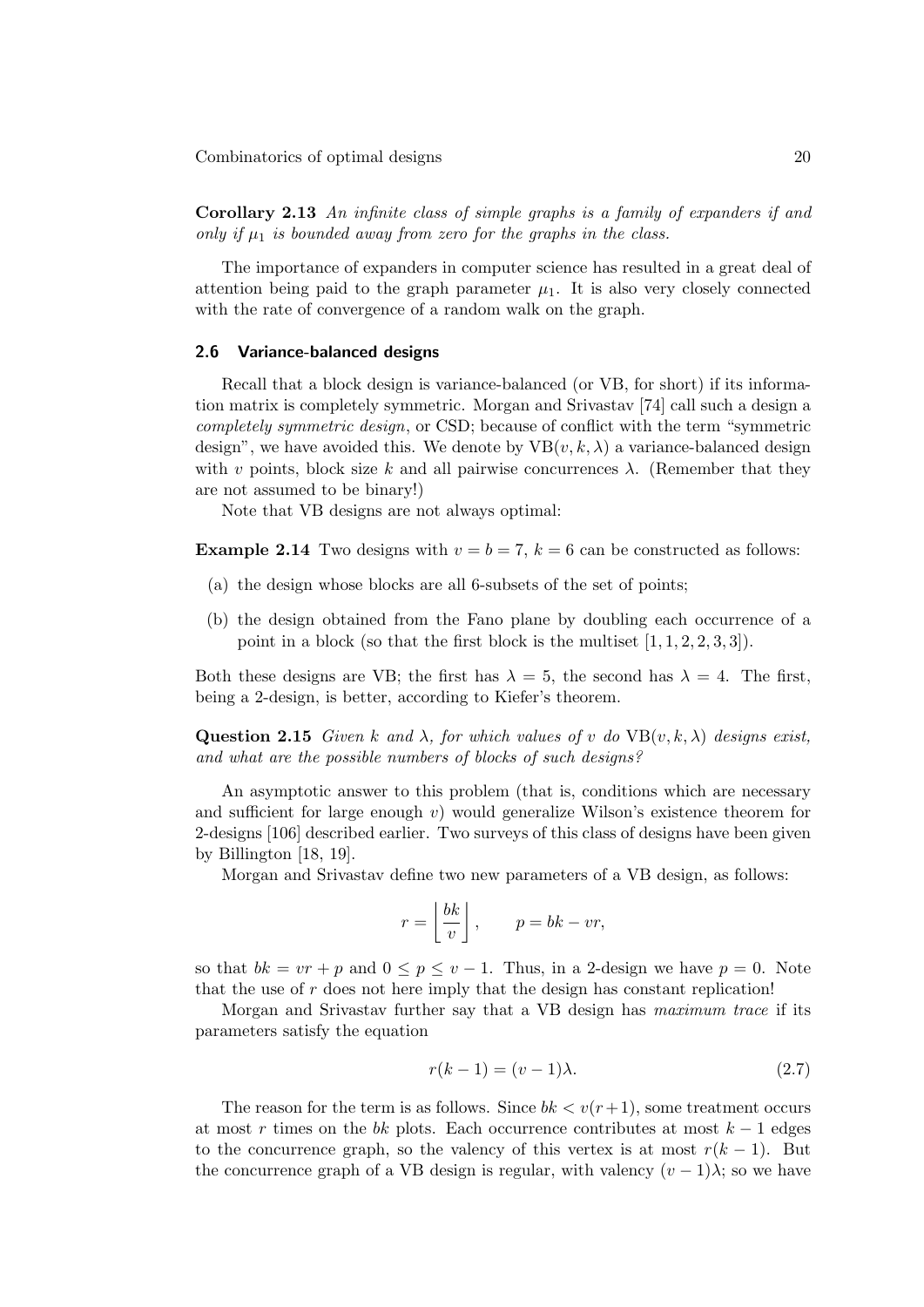**Corollary 2.13** *An infinite class of simple graphs is a family of expanders if and only if $\mu_1$ is bounded away from zero for the graphs in the class.*

The importance of expanders in computer science has resulted in a great deal of attention being paid to the graph parameter $\mu_1$. It is also very closely connected with the rate of convergence of a random walk on the graph.

### 2.6 Variance-balanced designs

Recall that a block design is variance-balanced (or VB, for short) if its information matrix is completely symmetric. Morgan and Srivastav [74] call such a design a *completely symmetric design*, or CSD; because of conflict with the term "symmetric design", we have avoided this. We denote by $\mathrm{VB}(v, k, \lambda)$ a variance-balanced design with $v$ points, block size $k$ and all pairwise concurrences $\lambda$. (Remember that they are not assumed to be binary!)

Note that VB designs are not always optimal:

**Example 2.14** Two designs with $v = b = 7$, $k = 6$ can be constructed as follows:

(a) the design whose blocks are all 6-subsets of the set of points;

(b) the design obtained from the Fano plane by doubling each occurrence of a point in a block (so that the first block is the multiset $[1, 1, 2, 2, 3, 3]$).

Both these designs are VB; the first has $\lambda = 5$, the second has $\lambda = 4$. The first, being a 2-design, is better, according to Kiefer's theorem.

**Question 2.15** *Given $k$ and $\lambda$, for which values of $v$ do $\mathrm{VB}(v, k, \lambda)$ designs exist, and what are the possible numbers of blocks of such designs?*

An asymptotic answer to this problem (that is, conditions which are necessary and sufficient for large enough $v$) would generalize Wilson's existence theorem for 2-designs [106] described earlier. Two surveys of this class of designs have been given by Billington [18, 19].

Morgan and Srivastav define two new parameters of a VB design, as follows:

$$r = \left\lfloor \frac{bk}{v} \right\rfloor, \qquad p = bk - vr,$$

so that $bk = vr + p$ and $0 \leq p \leq v - 1$. Thus, in a 2-design we have $p = 0$. Note that the use of $r$ does not here imply that the design has constant replication!

Morgan and Srivastav further say that a VB design has *maximum trace* if its parameters satisfy the equation

$$r(k-1) = (v-1)\lambda. \tag{2.7}$$

The reason for the term is as follows. Since $bk < v(r+1)$, some treatment occurs at most $r$ times on the $bk$ plots. Each occurrence contributes at most $k - 1$ edges to the concurrence graph, so the valency of this vertex is at most $r(k - 1)$. But the concurrence graph of a VB design is regular, with valency $(v - 1)\lambda$; so we have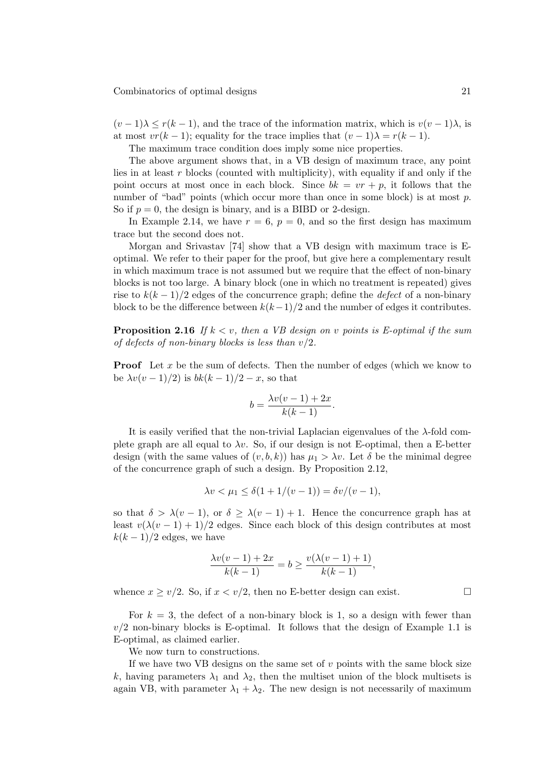$(v-1)\lambda \leq r(k-1)$, and the trace of the information matrix, which is $v(v-1)\lambda$, is at most $vr(k-1)$; equality for the trace implies that $(v-1)\lambda = r(k-1)$.

The maximum trace condition does imply some nice properties.

The above argument shows that, in a VB design of maximum trace, any point lies in at least $r$ blocks (counted with multiplicity), with equality if and only if the point occurs at most once in each block. Since $bk = vr + p$, it follows that the number of "bad" points (which occur more than once in some block) is at most $p$. So if $p = 0$, the design is binary, and is a BIBD or 2-design.

In Example 2.14, we have $r = 6$, $p = 0$, and so the first design has maximum trace but the second does not.

Morgan and Srivastav [74] show that a VB design with maximum trace is E-optimal. We refer to their paper for the proof, but give here a complementary result in which maximum trace is not assumed but we require that the effect of non-binary blocks is not too large. A binary block (one in which no treatment is repeated) gives rise to $k(k-1)/2$ edges of the concurrence graph; define the *defect* of a non-binary block to be the difference between $k(k-1)/2$ and the number of edges it contributes.

**Proposition 2.16** *If $k < v$, then a VB design on $v$ points is E-optimal if the sum of defects of non-binary blocks is less than $v/2$.*

**Proof** Let $x$ be the sum of defects. Then the number of edges (which we know to be $\lambda v(v-1)/2$) is $bk(k-1)/2 - x$, so that

$$b = \frac{\lambda v(v-1) + 2x}{k(k-1)}.$$

It is easily verified that the non-trivial Laplacian eigenvalues of the $\lambda$-fold complete graph are all equal to $\lambda v$. So, if our design is not E-optimal, then a E-better design (with the same values of $(v, b, k)$) has $\mu_1 > \lambda v$. Let $\delta$ be the minimal degree of the concurrence graph of such a design. By Proposition 2.12,

$$\lambda v < \mu_1 \leq \delta(1 + 1/(v-1)) = \delta v/(v-1),$$

so that $\delta > \lambda(v-1)$, or $\delta \geq \lambda(v-1) + 1$. Hence the concurrence graph has at least $v(\lambda(v-1)+1)/2$ edges. Since each block of this design contributes at most $k(k-1)/2$ edges, we have

$$\frac{\lambda v(v-1) + 2x}{k(k-1)} = b \geq \frac{v(\lambda(v-1)+1)}{k(k-1)},$$

whence $x \geq v/2$. So, if $x < v/2$, then no E-better design can exist. $\square$

For $k = 3$, the defect of a non-binary block is 1, so a design with fewer than $v/2$ non-binary blocks is E-optimal. It follows that the design of Example 1.1 is E-optimal, as claimed earlier.

We now turn to constructions.

If we have two VB designs on the same set of $v$ points with the same block size $k$, having parameters $\lambda_1$ and $\lambda_2$, then the multiset union of the block multisets is again VB, with parameter $\lambda_1 + \lambda_2$. The new design is not necessarily of maximum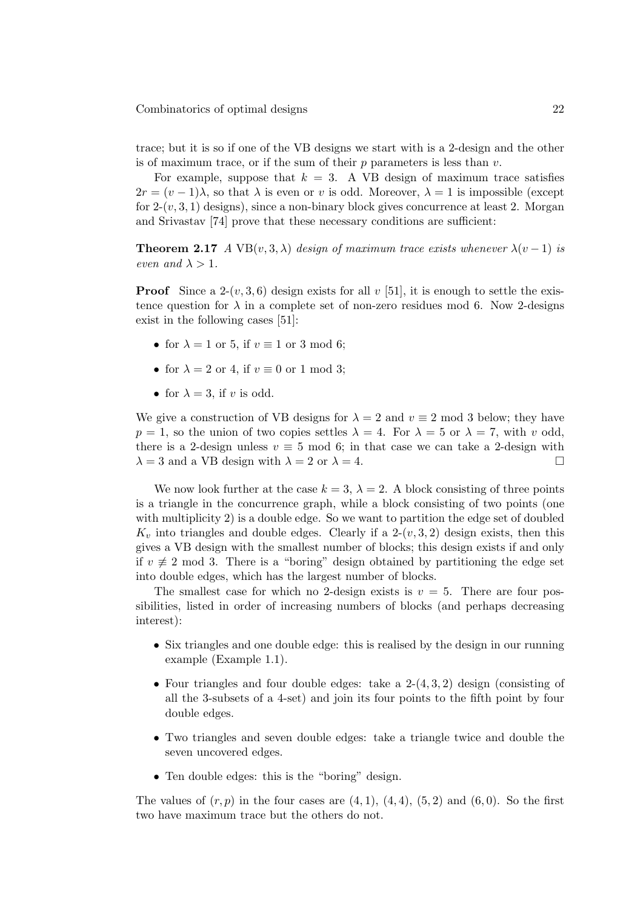trace; but it is so if one of the VB designs we start with is a 2-design and the other is of maximum trace, or if the sum of their $p$ parameters is less than $v$.

For example, suppose that $k = 3$. A VB design of maximum trace satisfies $2r = (v-1)\lambda$, so that $\lambda$ is even or $v$ is odd. Moreover, $\lambda = 1$ is impossible (except for 2-$(v,3,1)$ designs), since a non-binary block gives concurrence at least 2. Morgan and Srivastav [74] prove that these necessary conditions are sufficient:

**Theorem 2.17** *A* $\mathrm{VB}(v,3,\lambda)$ *design of maximum trace exists whenever* $\lambda(v-1)$ *is even and* $\lambda > 1$*.*

**Proof** Since a 2-$(v,3,6)$ design exists for all $v$ [51], it is enough to settle the existence question for $\lambda$ in a complete set of non-zero residues mod 6. Now 2-designs exist in the following cases [51]:

- for $\lambda = 1$ or 5, if $v \equiv 1$ or 3 mod 6;
- for $\lambda = 2$ or 4, if $v \equiv 0$ or 1 mod 3;
- for $\lambda = 3$, if $v$ is odd.

We give a construction of VB designs for $\lambda = 2$ and $v \equiv 2$ mod 3 below; they have $p = 1$, so the union of two copies settles $\lambda = 4$. For $\lambda = 5$ or $\lambda = 7$, with $v$ odd, there is a 2-design unless $v \equiv 5$ mod 6; in that case we can take a 2-design with $\lambda = 3$ and a VB design with $\lambda = 2$ or $\lambda = 4$. □

We now look further at the case $k = 3$, $\lambda = 2$. A block consisting of three points is a triangle in the concurrence graph, while a block consisting of two points (one with multiplicity 2) is a double edge. So we want to partition the edge set of doubled $K_v$ into triangles and double edges. Clearly if a 2-$(v,3,2)$ design exists, then this gives a VB design with the smallest number of blocks; this design exists if and only if $v \not\equiv 2$ mod 3. There is a "boring" design obtained by partitioning the edge set into double edges, which has the largest number of blocks.

The smallest case for which no 2-design exists is $v = 5$. There are four possibilities, listed in order of increasing numbers of blocks (and perhaps decreasing interest):

- Six triangles and one double edge: this is realised by the design in our running example (Example 1.1).
- Four triangles and four double edges: take a 2-$(4,3,2)$ design (consisting of all the 3-subsets of a 4-set) and join its four points to the fifth point by four double edges.
- Two triangles and seven double edges: take a triangle twice and double the seven uncovered edges.
- Ten double edges: this is the "boring" design.

The values of $(r,p)$ in the four cases are $(4,1)$, $(4,4)$, $(5,2)$ and $(6,0)$. So the first two have maximum trace but the others do not.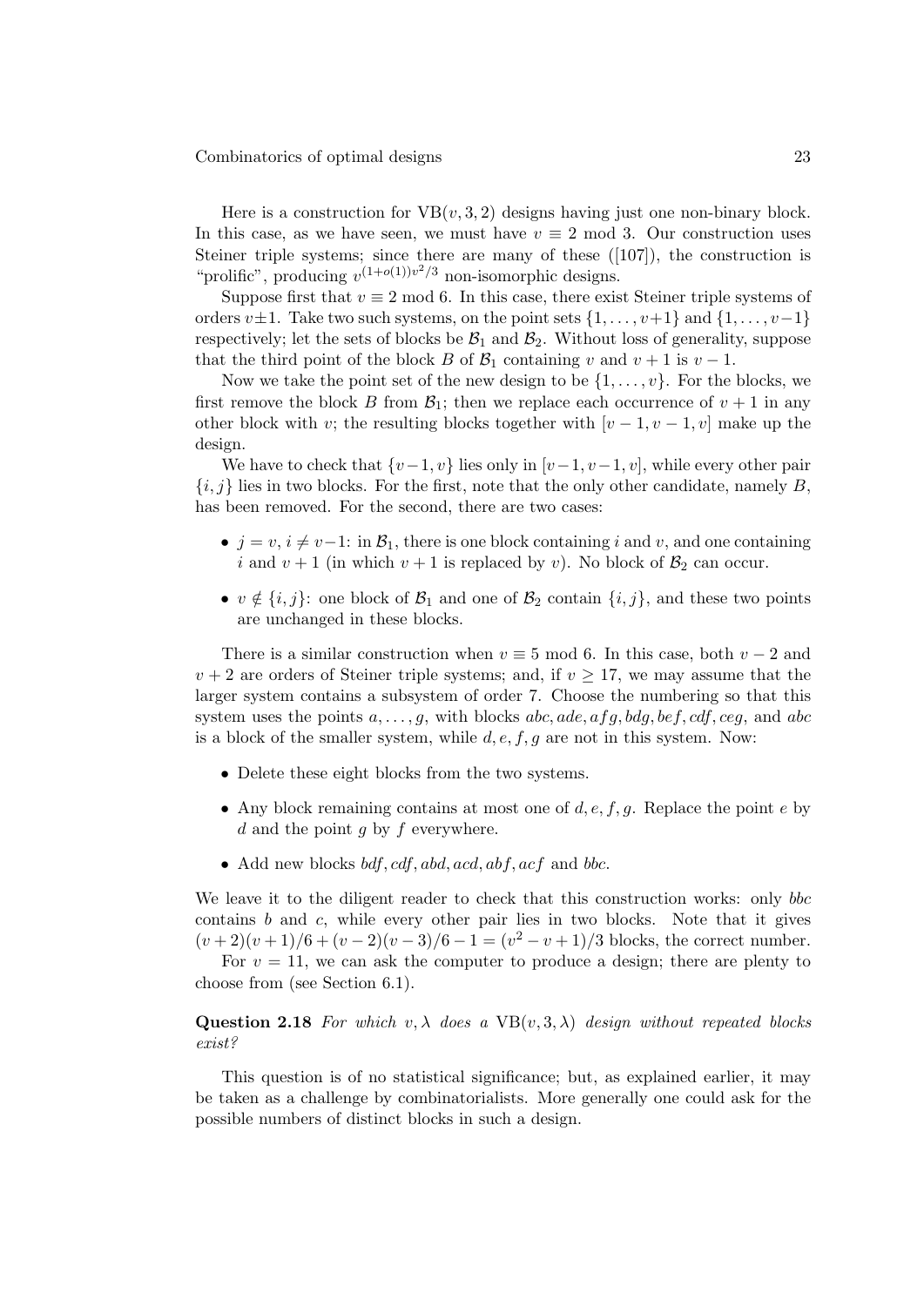Here is a construction for $\mathrm{VB}(v,3,2)$ designs having just one non-binary block. In this case, as we have seen, we must have $v \equiv 2 \bmod 3$. Our construction uses Steiner triple systems; since there are many of these ([107]), the construction is "prolific", producing $v^{(1+o(1))v^2/3}$ non-isomorphic designs.

Suppose first that $v \equiv 2 \bmod 6$. In this case, there exist Steiner triple systems of orders $v \pm 1$. Take two such systems, on the point sets $\{1,\ldots,v+1\}$ and $\{1,\ldots,v-1\}$ respectively; let the sets of blocks be $\mathcal{B}_1$ and $\mathcal{B}_2$. Without loss of generality, suppose that the third point of the block $B$ of $\mathcal{B}_1$ containing $v$ and $v+1$ is $v-1$.

Now we take the point set of the new design to be $\{1,\ldots,v\}$. For the blocks, we first remove the block $B$ from $\mathcal{B}_1$; then we replace each occurrence of $v+1$ in any other block with $v$; the resulting blocks together with $[v-1,v-1,v]$ make up the design.

We have to check that $\{v-1,v\}$ lies only in $[v-1,v-1,v]$, while every other pair $\{i,j\}$ lies in two blocks. For the first, note that the only other candidate, namely $B$, has been removed. For the second, there are two cases:

- $j=v$, $i \neq v-1$: in $\mathcal{B}_1$, there is one block containing $i$ and $v$, and one containing $i$ and $v+1$ (in which $v+1$ is replaced by $v$). No block of $\mathcal{B}_2$ can occur.
- $v \notin \{i,j\}$: one block of $\mathcal{B}_1$ and one of $\mathcal{B}_2$ contain $\{i,j\}$, and these two points are unchanged in these blocks.

There is a similar construction when $v \equiv 5 \bmod 6$. In this case, both $v-2$ and $v+2$ are orders of Steiner triple systems; and, if $v \geq 17$, we may assume that the larger system contains a subsystem of order 7. Choose the numbering so that this system uses the points $a,\ldots,g$, with blocks $abc, ade, afg, bdg, bef, cdf, ceg$, and $abc$ is a block of the smaller system, while $d,e,f,g$ are not in this system. Now:

- Delete these eight blocks from the two systems.
- Any block remaining contains at most one of $d,e,f,g$. Replace the point $e$ by $d$ and the point $g$ by $f$ everywhere.
- Add new blocks $bdf, cdf, abd, acd, abf, acf$ and $bbc$.

We leave it to the diligent reader to check that this construction works: only $bbc$ contains $b$ and $c$, while every other pair lies in two blocks. Note that it gives $(v+2)(v+1)/6 + (v-2)(v-3)/6 - 1 = (v^2-v+1)/3$ blocks, the correct number.

For $v=11$, we can ask the computer to produce a design; there are plenty to choose from (see Section 6.1).

**Question 2.18** *For which $v,\lambda$ does a $\mathrm{VB}(v,3,\lambda)$ design without repeated blocks exist?*

This question is of no statistical significance; but, as explained earlier, it may be taken as a challenge by combinatorialists. More generally one could ask for the possible numbers of distinct blocks in such a design.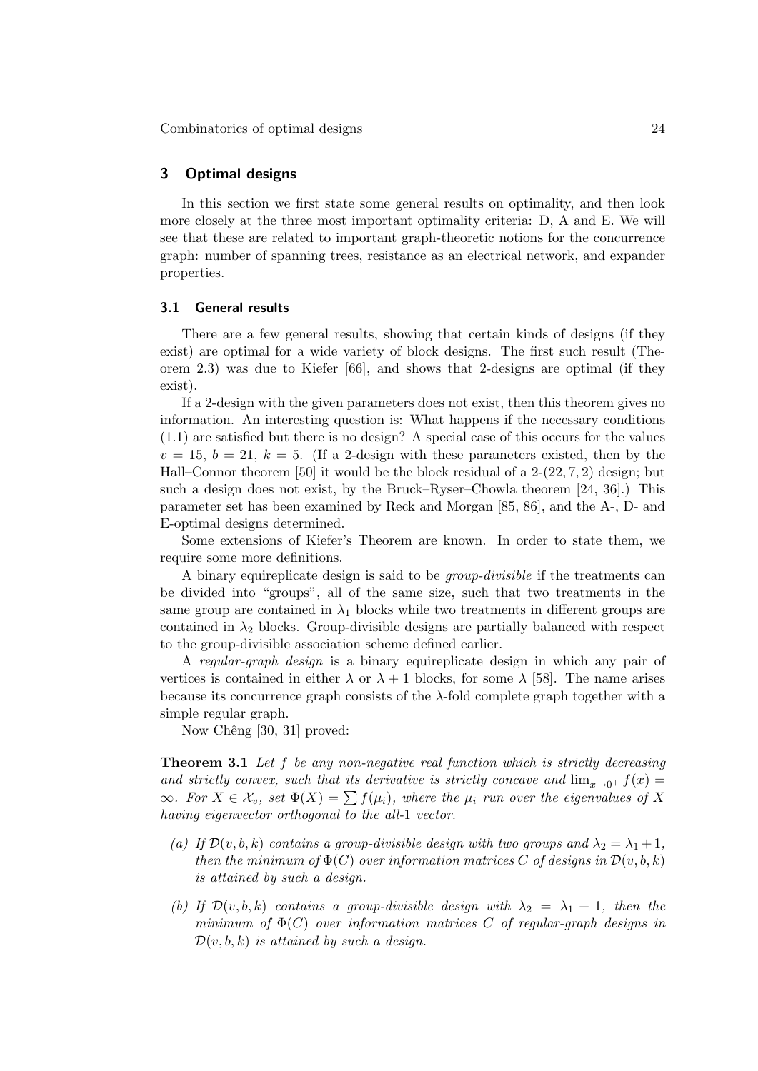## 3 Optimal designs

In this section we first state some general results on optimality, and then look more closely at the three most important optimality criteria: D, A and E. We will see that these are related to important graph-theoretic notions for the concurrence graph: number of spanning trees, resistance as an electrical network, and expander properties.

### 3.1 General results

There are a few general results, showing that certain kinds of designs (if they exist) are optimal for a wide variety of block designs. The first such result (Theorem 2.3) was due to Kiefer [66], and shows that 2-designs are optimal (if they exist).

If a 2-design with the given parameters does not exist, then this theorem gives no information. An interesting question is: What happens if the necessary conditions (1.1) are satisfied but there is no design? A special case of this occurs for the values $v = 15$, $b = 21$, $k = 5$. (If a 2-design with these parameters existed, then by the Hall–Connor theorem [50] it would be the block residual of a 2-$(22, 7, 2)$ design; but such a design does not exist, by the Bruck–Ryser–Chowla theorem [24, 36].) This parameter set has been examined by Reck and Morgan [85, 86], and the A-, D- and E-optimal designs determined.

Some extensions of Kiefer's Theorem are known. In order to state them, we require some more definitions.

A binary equireplicate design is said to be *group-divisible* if the treatments can be divided into "groups", all of the same size, such that two treatments in the same group are contained in $\lambda_1$ blocks while two treatments in different groups are contained in $\lambda_2$ blocks. Group-divisible designs are partially balanced with respect to the group-divisible association scheme defined earlier.

A *regular-graph design* is a binary equireplicate design in which any pair of vertices is contained in either $\lambda$ or $\lambda + 1$ blocks, for some $\lambda$ [58]. The name arises because its concurrence graph consists of the $\lambda$-fold complete graph together with a simple regular graph.

Now Chêng [30, 31] proved:

**Theorem 3.1** *Let $f$ be any non-negative real function which is strictly decreasing and strictly convex, such that its derivative is strictly concave and $\lim_{x \to 0^+} f(x) = \infty$. For $X \in \mathcal{X}_v$, set $\Phi(X) = \sum f(\mu_i)$, where the $\mu_i$ run over the eigenvalues of $X$ having eigenvector orthogonal to the all-1 vector.*

*(a) If $\mathcal{D}(v, b, k)$ contains a group-divisible design with two groups and $\lambda_2 = \lambda_1 + 1$, then the minimum of $\Phi(C)$ over information matrices $C$ of designs in $\mathcal{D}(v, b, k)$ is attained by such a design.*

*(b) If $\mathcal{D}(v, b, k)$ contains a group-divisible design with $\lambda_2 = \lambda_1 + 1$, then the minimum of $\Phi(C)$ over information matrices $C$ of regular-graph designs in $\mathcal{D}(v, b, k)$ is attained by such a design.*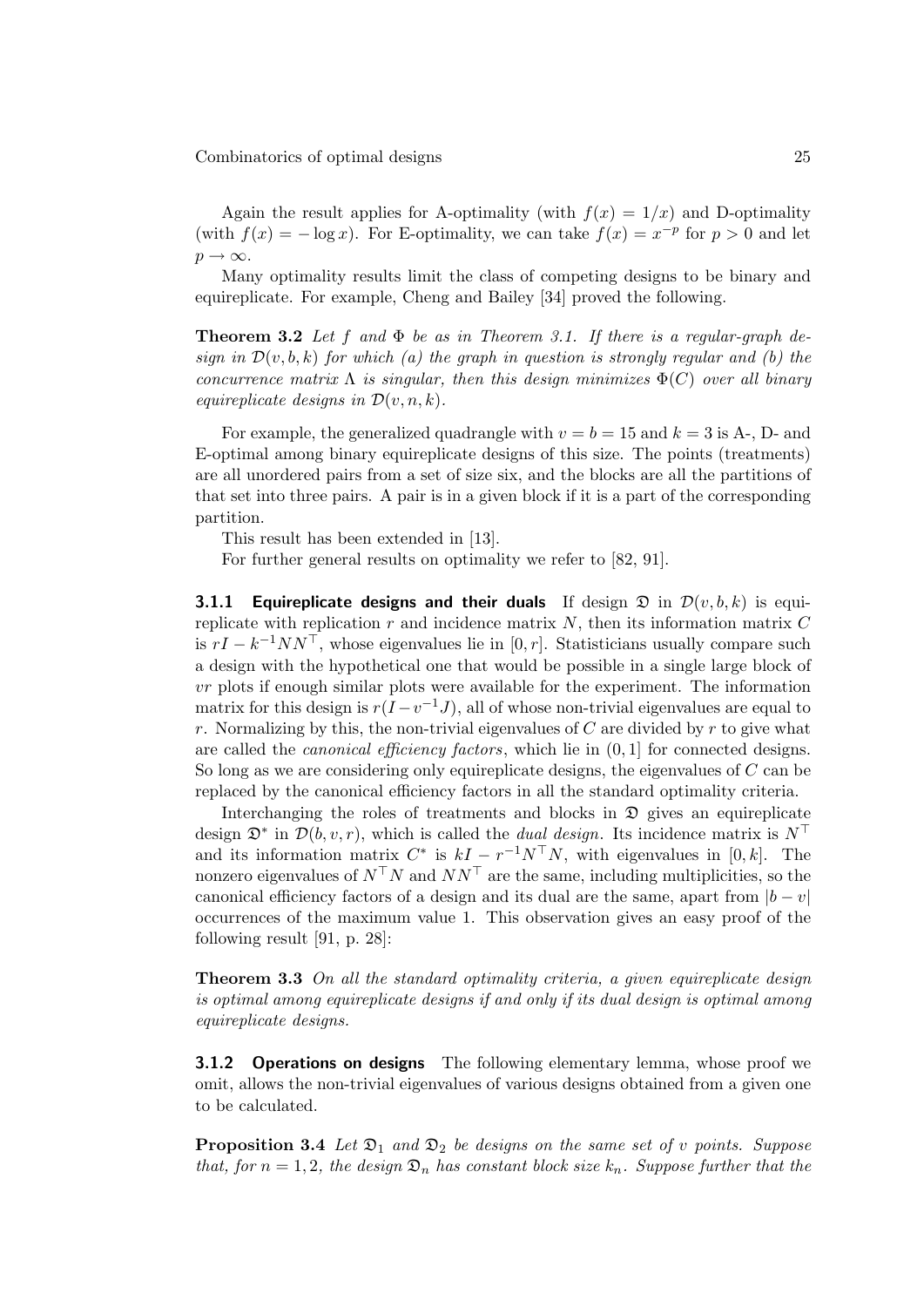Again the result applies for A-optimality (with $f(x) = 1/x$) and D-optimality (with $f(x) = -\log x$). For E-optimality, we can take $f(x) = x^{-p}$ for $p > 0$ and let $p \to \infty$.

Many optimality results limit the class of competing designs to be binary and equireplicate. For example, Cheng and Bailey [34] proved the following.

**Theorem 3.2** *Let $f$ and $\Phi$ be as in Theorem 3.1. If there is a regular-graph design in $\mathcal{D}(v, b, k)$ for which (a) the graph in question is strongly regular and (b) the concurrence matrix $\Lambda$ is singular, then this design minimizes $\Phi(C)$ over all binary equireplicate designs in $\mathcal{D}(v, n, k)$.*

For example, the generalized quadrangle with $v = b = 15$ and $k = 3$ is A-, D- and E-optimal among binary equireplicate designs of this size. The points (treatments) are all unordered pairs from a set of size six, and the blocks are all the partitions of that set into three pairs. A pair is in a given block if it is a part of the corresponding partition.

This result has been extended in [13].

For further general results on optimality we refer to [82, 91].

#### 3.1.1 Equireplicate designs and their duals

If design $\mathfrak{D}$ in $\mathcal{D}(v, b, k)$ is equireplicate with replication $r$ and incidence matrix $N$, then its information matrix $C$ is $rI - k^{-1}NN^\top$, whose eigenvalues lie in $[0, r]$. Statisticians usually compare such a design with the hypothetical one that would be possible in a single large block of $vr$ plots if enough similar plots were available for the experiment. The information matrix for this design is $r(I - v^{-1}J)$, all of whose non-trivial eigenvalues are equal to $r$. Normalizing by this, the non-trivial eigenvalues of $C$ are divided by $r$ to give what are called the *canonical efficiency factors*, which lie in $(0, 1]$ for connected designs. So long as we are considering only equireplicate designs, the eigenvalues of $C$ can be replaced by the canonical efficiency factors in all the standard optimality criteria.

Interchanging the roles of treatments and blocks in $\mathfrak{D}$ gives an equireplicate design $\mathfrak{D}^*$ in $\mathcal{D}(b, v, r)$, which is called the *dual design*. Its incidence matrix is $N^\top$ and its information matrix $C^*$ is $kI - r^{-1}N^\top N$, with eigenvalues in $[0, k]$. The nonzero eigenvalues of $N^\top N$ and $NN^\top$ are the same, including multiplicities, so the canonical efficiency factors of a design and its dual are the same, apart from $|b - v|$ occurrences of the maximum value 1. This observation gives an easy proof of the following result [91, p. 28]:

**Theorem 3.3** *On all the standard optimality criteria, a given equireplicate design is optimal among equireplicate designs if and only if its dual design is optimal among equireplicate designs.*

#### 3.1.2 Operations on designs

The following elementary lemma, whose proof we omit, allows the non-trivial eigenvalues of various designs obtained from a given one to be calculated.

**Proposition 3.4** *Let $\mathfrak{D}_1$ and $\mathfrak{D}_2$ be designs on the same set of $v$ points. Suppose that, for $n = 1, 2$, the design $\mathfrak{D}_n$ has constant block size $k_n$. Suppose further that the*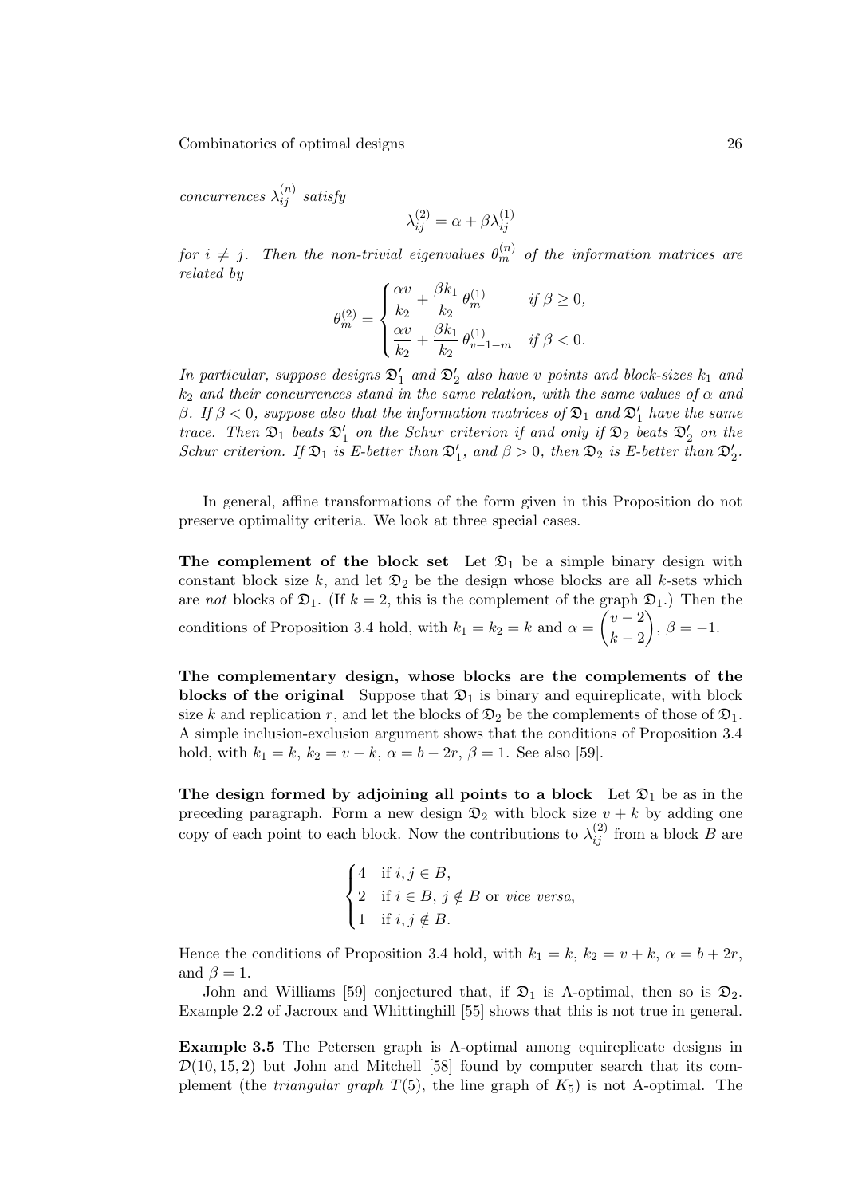*concurrences* $\lambda_{ij}^{(n)}$ *satisfy*

$$\lambda_{ij}^{(2)} = \alpha + \beta\lambda_{ij}^{(1)}$$

*for* $i \neq j$. *Then the non-trivial eigenvalues* $\theta_m^{(n)}$ *of the information matrices are related by*

$$\theta_m^{(2)} = \begin{cases} \dfrac{\alpha v}{k_2} + \dfrac{\beta k_1}{k_2}\,\theta_m^{(1)} & \text{if } \beta \geq 0, \\[2ex] \dfrac{\alpha v}{k_2} + \dfrac{\beta k_1}{k_2}\,\theta_{v-1-m}^{(1)} & \text{if } \beta < 0. \end{cases}$$

*In particular, suppose designs* $\mathfrak{D}_1'$ *and* $\mathfrak{D}_2'$ *also have* $v$ *points and block-sizes* $k_1$ *and* $k_2$ *and their concurrences stand in the same relation, with the same values of* $\alpha$ *and* $\beta$. *If* $\beta < 0$, *suppose also that the information matrices of* $\mathfrak{D}_1$ *and* $\mathfrak{D}_1'$ *have the same trace. Then* $\mathfrak{D}_1$ *beats* $\mathfrak{D}_1'$ *on the Schur criterion if and only if* $\mathfrak{D}_2$ *beats* $\mathfrak{D}_2'$ *on the Schur criterion. If* $\mathfrak{D}_1$ *is E-better than* $\mathfrak{D}_1'$, *and* $\beta > 0$, *then* $\mathfrak{D}_2$ *is E-better than* $\mathfrak{D}_2'$.

In general, affine transformations of the form given in this Proposition do not preserve optimality criteria. We look at three special cases.

**The complement of the block set** Let $\mathfrak{D}_1$ be a simple binary design with constant block size $k$, and let $\mathfrak{D}_2$ be the design whose blocks are all $k$-sets which are *not* blocks of $\mathfrak{D}_1$. (If $k = 2$, this is the complement of the graph $\mathfrak{D}_1$.) Then the conditions of Proposition 3.4 hold, with $k_1 = k_2 = k$ and $\alpha = \dbinom{v-2}{k-2}$, $\beta = -1$.

**The complementary design, whose blocks are the complements of the blocks of the original** Suppose that $\mathfrak{D}_1$ is binary and equireplicate, with block size $k$ and replication $r$, and let the blocks of $\mathfrak{D}_2$ be the complements of those of $\mathfrak{D}_1$. A simple inclusion-exclusion argument shows that the conditions of Proposition 3.4 hold, with $k_1 = k$, $k_2 = v - k$, $\alpha = b - 2r$, $\beta = 1$. See also [59].

**The design formed by adjoining all points to a block** Let $\mathfrak{D}_1$ be as in the preceding paragraph. Form a new design $\mathfrak{D}_2$ with block size $v + k$ by adding one copy of each point to each block. Now the contributions to $\lambda_{ij}^{(2)}$ from a block $B$ are

$$\begin{cases} 4 & \text{if } i, j \in B, \\ 2 & \text{if } i \in B,\ j \notin B \text{ or } \textit{vice versa}, \\ 1 & \text{if } i, j \notin B. \end{cases}$$

Hence the conditions of Proposition 3.4 hold, with $k_1 = k$, $k_2 = v + k$, $\alpha = b + 2r$, and $\beta = 1$.

John and Williams [59] conjectured that, if $\mathfrak{D}_1$ is A-optimal, then so is $\mathfrak{D}_2$. Example 2.2 of Jacroux and Whittinghill [55] shows that this is not true in general.

**Example 3.5** The Petersen graph is A-optimal among equireplicate designs in $\mathcal{D}(10, 15, 2)$ but John and Mitchell [58] found by computer search that its complement (the *triangular graph* $T(5)$, the line graph of $K_5$) is not A-optimal. The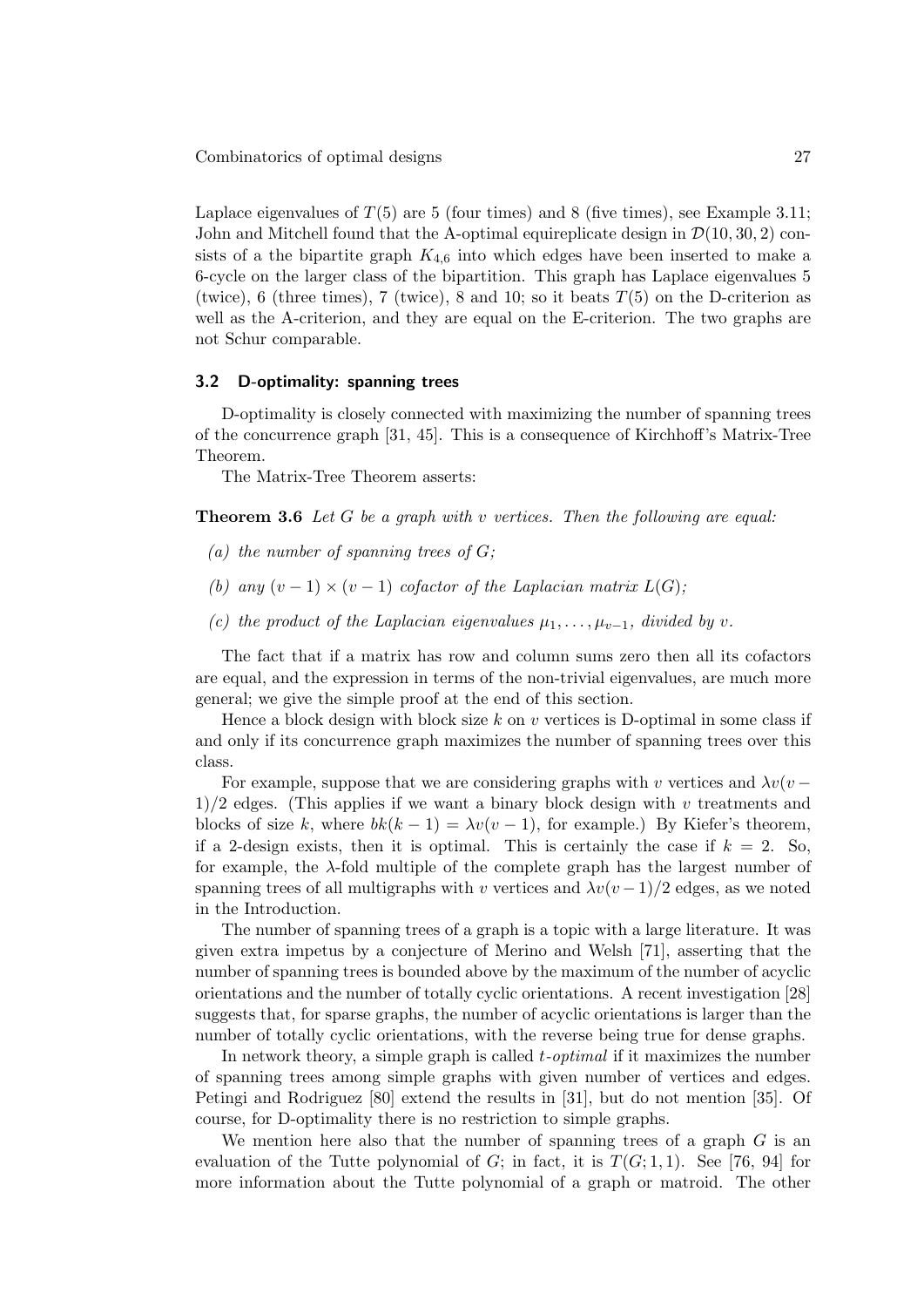Laplace eigenvalues of $T(5)$ are 5 (four times) and 8 (five times), see Example 3.11; John and Mitchell found that the A-optimal equireplicate design in $\mathcal{D}(10, 30, 2)$ consists of a the bipartite graph $K_{4,6}$ into which edges have been inserted to make a 6-cycle on the larger class of the bipartition. This graph has Laplace eigenvalues 5 (twice), 6 (three times), 7 (twice), 8 and 10; so it beats $T(5)$ on the D-criterion as well as the A-criterion, and they are equal on the E-criterion. The two graphs are not Schur comparable.

### 3.2 D-optimality: spanning trees

D-optimality is closely connected with maximizing the number of spanning trees of the concurrence graph [31, 45]. This is a consequence of Kirchhoff's Matrix-Tree Theorem.

The Matrix-Tree Theorem asserts:

**Theorem 3.6** *Let $G$ be a graph with $v$ vertices. Then the following are equal:*

*(a) the number of spanning trees of $G$;*

*(b) any $(v-1) \times (v-1)$ cofactor of the Laplacian matrix $L(G)$;*

*(c) the product of the Laplacian eigenvalues $\mu_1, \ldots, \mu_{v-1}$, divided by $v$.*

The fact that if a matrix has row and column sums zero then all its cofactors are equal, and the expression in terms of the non-trivial eigenvalues, are much more general; we give the simple proof at the end of this section.

Hence a block design with block size $k$ on $v$ vertices is D-optimal in some class if and only if its concurrence graph maximizes the number of spanning trees over this class.

For example, suppose that we are considering graphs with $v$ vertices and $\lambda v(v-1)/2$ edges. (This applies if we want a binary block design with $v$ treatments and blocks of size $k$, where $bk(k-1) = \lambda v(v-1)$, for example.) By Kiefer's theorem, if a 2-design exists, then it is optimal. This is certainly the case if $k = 2$. So, for example, the $\lambda$-fold multiple of the complete graph has the largest number of spanning trees of all multigraphs with $v$ vertices and $\lambda v(v-1)/2$ edges, as we noted in the Introduction.

The number of spanning trees of a graph is a topic with a large literature. It was given extra impetus by a conjecture of Merino and Welsh [71], asserting that the number of spanning trees is bounded above by the maximum of the number of acyclic orientations and the number of totally cyclic orientations. A recent investigation [28] suggests that, for sparse graphs, the number of acyclic orientations is larger than the number of totally cyclic orientations, with the reverse being true for dense graphs.

In network theory, a simple graph is called *$t$-optimal* if it maximizes the number of spanning trees among simple graphs with given number of vertices and edges. Petingi and Rodriguez [80] extend the results in [31], but do not mention [35]. Of course, for D-optimality there is no restriction to simple graphs.

We mention here also that the number of spanning trees of a graph $G$ is an evaluation of the Tutte polynomial of $G$; in fact, it is $T(G; 1, 1)$. See [76, 94] for more information about the Tutte polynomial of a graph or matroid. The other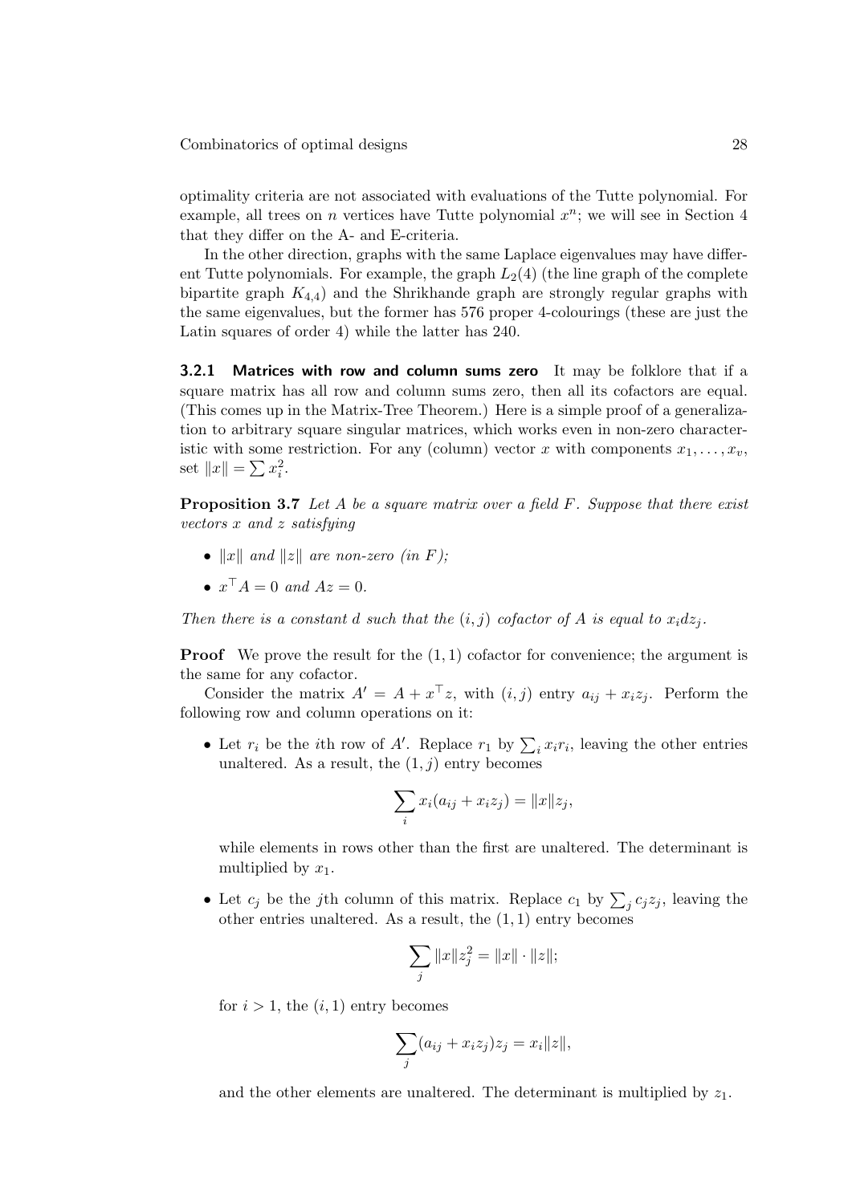optimality criteria are not associated with evaluations of the Tutte polynomial. For example, all trees on $n$ vertices have Tutte polynomial $x^n$; we will see in Section 4 that they differ on the A- and E-criteria.

In the other direction, graphs with the same Laplace eigenvalues may have different Tutte polynomials. For example, the graph $L_2(4)$ (the line graph of the complete bipartite graph $K_{4,4}$) and the Shrikhande graph are strongly regular graphs with the same eigenvalues, but the former has 576 proper 4-colourings (these are just the Latin squares of order 4) while the latter has 240.

#### 3.2.1 Matrices with row and column sums zero

It may be folklore that if a square matrix has all row and column sums zero, then all its cofactors are equal. (This comes up in the Matrix-Tree Theorem.) Here is a simple proof of a generalization to arbitrary square singular matrices, which works even in non-zero characteristic with some restriction. For any (column) vector $x$ with components $x_1, \ldots, x_v$, set $\|x\| = \sum x_i^2$.

**Proposition 3.7** *Let $A$ be a square matrix over a field $F$. Suppose that there exist vectors $x$ and $z$ satisfying*

- *$\|x\|$ and $\|z\|$ are non-zero (in $F$);*
- *$x^\top A = 0$ and $Az = 0$.*

*Then there is a constant $d$ such that the $(i,j)$ cofactor of $A$ is equal to $x_i d z_j$.*

**Proof** We prove the result for the $(1,1)$ cofactor for convenience; the argument is the same for any cofactor.

Consider the matrix $A' = A + x^\top z$, with $(i,j)$ entry $a_{ij} + x_i z_j$. Perform the following row and column operations on it:

- Let $r_i$ be the $i$th row of $A'$. Replace $r_1$ by $\sum_i x_i r_i$, leaving the other entries unaltered. As a result, the $(1,j)$ entry becomes

$$\sum_i x_i (a_{ij} + x_i z_j) = \|x\| z_j,$$

  while elements in rows other than the first are unaltered. The determinant is multiplied by $x_1$.

- Let $c_j$ be the $j$th column of this matrix. Replace $c_1$ by $\sum_j c_j z_j$, leaving the other entries unaltered. As a result, the $(1,1)$ entry becomes

$$\sum_j \|x\| z_j^2 = \|x\| \cdot \|z\|;$$

  for $i > 1$, the $(i,1)$ entry becomes

$$\sum_j (a_{ij} + x_i z_j) z_j = x_i \|z\|,$$

  and the other elements are unaltered. The determinant is multiplied by $z_1$.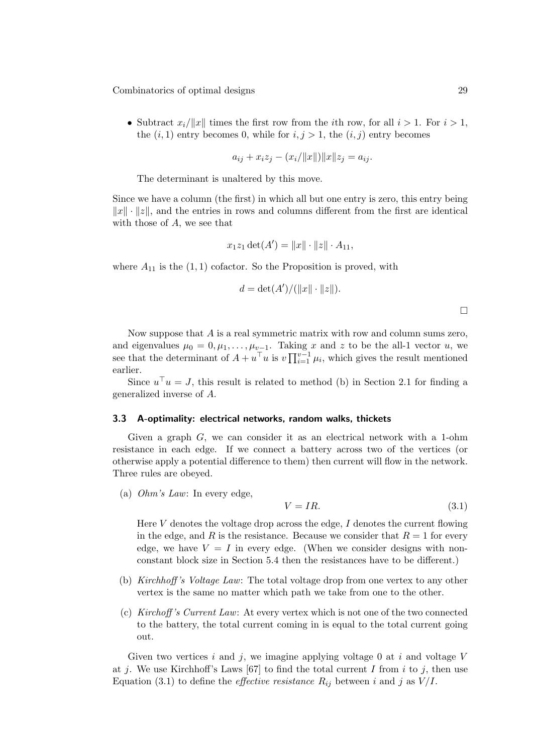- Subtract $x_i/\|x\|$ times the first row from the $i$th row, for all $i > 1$. For $i > 1$, the $(i, 1)$ entry becomes 0, while for $i, j > 1$, the $(i, j)$ entry becomes

$$a_{ij} + x_i z_j - (x_i/\|x\|)\|x\|z_j = a_{ij}.$$

  The determinant is unaltered by this move.

Since we have a column (the first) in which all but one entry is zero, this entry being $\|x\| \cdot \|z\|$, and the entries in rows and columns different from the first are identical with those of $A$, we see that

$$x_1 z_1 \det(A') = \|x\| \cdot \|z\| \cdot A_{11},$$

where $A_{11}$ is the $(1, 1)$ cofactor. So the Proposition is proved, with

$$d = \det(A')/(\|x\| \cdot \|z\|).$$

□

Now suppose that $A$ is a real symmetric matrix with row and column sums zero, and eigenvalues $\mu_0 = 0, \mu_1, \ldots, \mu_{v-1}$. Taking $x$ and $z$ to be the all-1 vector $u$, we see that the determinant of $A + u^\top u$ is $v \prod_{i=1}^{v-1} \mu_i$, which gives the result mentioned earlier.

Since $u^\top u = J$, this result is related to method (b) in Section 2.1 for finding a generalized inverse of $A$.

### 3.3 A-optimality: electrical networks, random walks, thickets

Given a graph $G$, we can consider it as an electrical network with a 1-ohm resistance in each edge. If we connect a battery across two of the vertices (or otherwise apply a potential difference to them) then current will flow in the network. Three rules are obeyed.

(a) *Ohm's Law*: In every edge,

$$V = IR. \tag{3.1}$$

Here $V$ denotes the voltage drop across the edge, $I$ denotes the current flowing in the edge, and $R$ is the resistance. Because we consider that $R = 1$ for every edge, we have $V = I$ in every edge. (When we consider designs with non-constant block size in Section 5.4 then the resistances have to be different.)

(b) *Kirchhoff's Voltage Law*: The total voltage drop from one vertex to any other vertex is the same no matter which path we take from one to the other.

(c) *Kirchoff's Current Law*: At every vertex which is not one of the two connected to the battery, the total current coming in is equal to the total current going out.

Given two vertices $i$ and $j$, we imagine applying voltage 0 at $i$ and voltage $V$ at $j$. We use Kirchhoff's Laws [67] to find the total current $I$ from $i$ to $j$, then use Equation (3.1) to define the *effective resistance* $R_{ij}$ between $i$ and $j$ as $V/I$.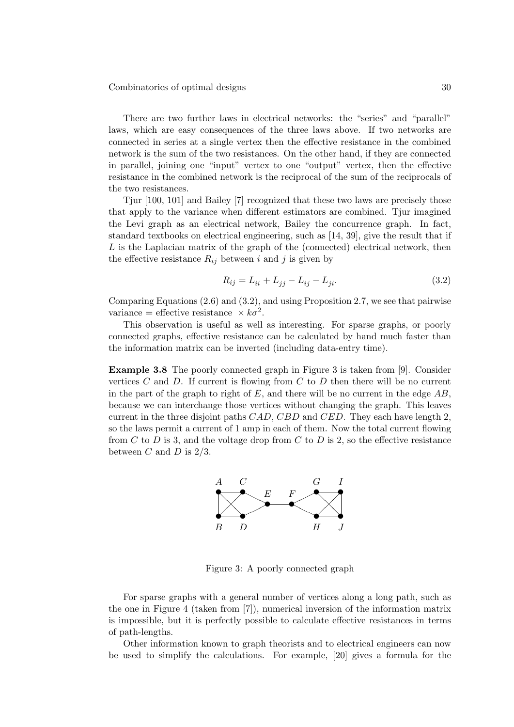There are two further laws in electrical networks: the "series" and "parallel" laws, which are easy consequences of the three laws above. If two networks are connected in series at a single vertex then the effective resistance in the combined network is the sum of the two resistances. On the other hand, if they are connected in parallel, joining one "input" vertex to one "output" vertex, then the effective resistance in the combined network is the reciprocal of the sum of the reciprocals of the two resistances.

Tjur [100, 101] and Bailey [7] recognized that these two laws are precisely those that apply to the variance when different estimators are combined. Tjur imagined the Levi graph as an electrical network, Bailey the concurrence graph. In fact, standard textbooks on electrical engineering, such as [14, 39], give the result that if $L$ is the Laplacian matrix of the graph of the (connected) electrical network, then the effective resistance $R_{ij}$ between $i$ and $j$ is given by

$$R_{ij} = L^-_{ii} + L^-_{jj} - L^-_{ij} - L^-_{ji}. \tag{3.2}$$

Comparing Equations (2.6) and (3.2), and using Proposition 2.7, we see that pairwise variance = effective resistance $\times\, k\sigma^2$.

This observation is useful as well as interesting. For sparse graphs, or poorly connected graphs, effective resistance can be calculated by hand much faster than the information matrix can be inverted (including data-entry time).

**Example 3.8** The poorly connected graph in Figure 3 is taken from [9]. Consider vertices $C$ and $D$. If current is flowing from $C$ to $D$ then there will be no current in the part of the graph to right of $E$, and there will be no current in the edge $AB$, because we can interchange those vertices without changing the graph. This leaves current in the three disjoint paths $CAD$, $CBD$ and $CED$. They each have length 2, so the laws permit a current of 1 amp in each of them. Now the total current flowing from $C$ to $D$ is 3, and the voltage drop from $C$ to $D$ is 2, so the effective resistance between $C$ and $D$ is $2/3$.

Figure 3: A poorly connected graph

For sparse graphs with a general number of vertices along a long path, such as the one in Figure 4 (taken from [7]), numerical inversion of the information matrix is impossible, but it is perfectly possible to calculate effective resistances in terms of path-lengths.

Other information known to graph theorists and to electrical engineers can now be used to simplify the calculations. For example, [20] gives a formula for the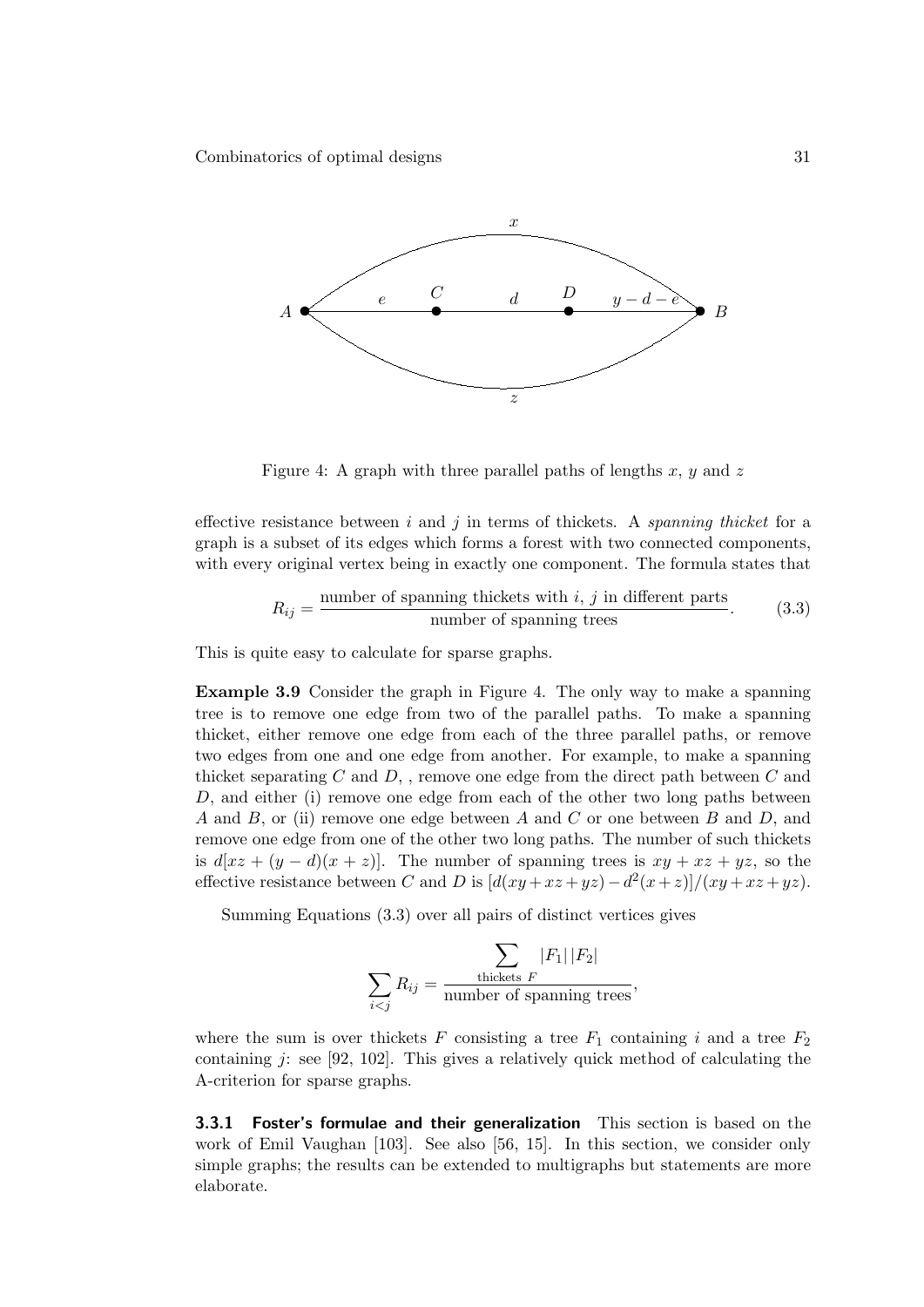Figure 4: A graph with three parallel paths of lengths $x$, $y$ and $z$

effective resistance between $i$ and $j$ in terms of thickets. A *spanning thicket* for a graph is a subset of its edges which forms a forest with two connected components, with every original vertex being in exactly one component. The formula states that

$$R_{ij} = \frac{\text{number of spanning thickets with } i,\, j \text{ in different parts}}{\text{number of spanning trees}}. \tag{3.3}$$

This is quite easy to calculate for sparse graphs.

**Example 3.9** Consider the graph in Figure 4. The only way to make a spanning tree is to remove one edge from two of the parallel paths. To make a spanning thicket, either remove one edge from each of the three parallel paths, or remove two edges from one and one edge from another. For example, to make a spanning thicket separating $C$ and $D$, , remove one edge from the direct path between $C$ and $D$, and either (i) remove one edge from each of the other two long paths between $A$ and $B$, or (ii) remove one edge between $A$ and $C$ or one between $B$ and $D$, and remove one edge from one of the other two long paths. The number of such thickets is $d[xz + (y-d)(x+z)]$. The number of spanning trees is $xy + xz + yz$, so the effective resistance between $C$ and $D$ is $[d(xy+xz+yz) - d^2(x+z)]/(xy+xz+yz)$.

Summing Equations (3.3) over all pairs of distinct vertices gives

$$\sum_{i<j} R_{ij} = \frac{\displaystyle\sum_{\text{thickets } F} |F_1|\,|F_2|}{\text{number of spanning trees}},$$

where the sum is over thickets $F$ consisting a tree $F_1$ containing $i$ and a tree $F_2$ containing $j$: see [92, 102]. This gives a relatively quick method of calculating the A-criterion for sparse graphs.

### 3.3.1 Foster's formulae and their generalization

This section is based on the work of Emil Vaughan [103]. See also [56, 15]. In this section, we consider only simple graphs; the results can be extended to multigraphs but statements are more elaborate.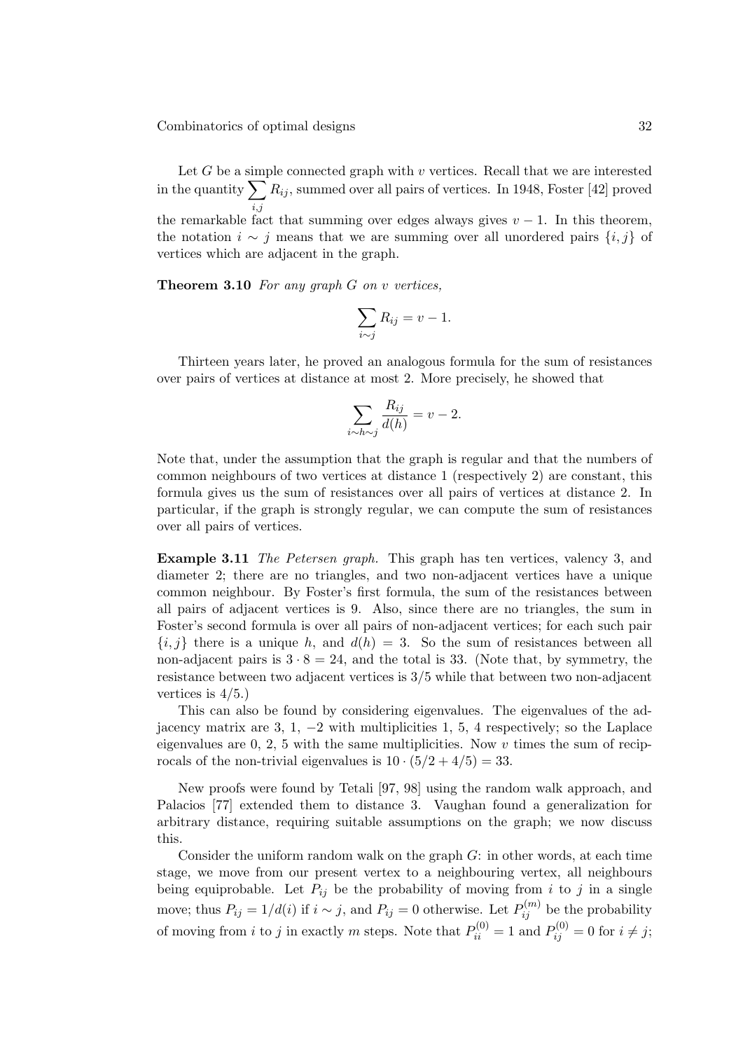Let $G$ be a simple connected graph with $v$ vertices. Recall that we are interested in the quantity $\sum_{i,j} R_{ij}$, summed over all pairs of vertices. In 1948, Foster [42] proved the remarkable fact that summing over edges always gives $v-1$. In this theorem, the notation $i \sim j$ means that we are summing over all unordered pairs $\{i,j\}$ of vertices which are adjacent in the graph.

**Theorem 3.10** *For any graph $G$ on $v$ vertices,*

$$\sum_{i\sim j} R_{ij} = v-1.$$

Thirteen years later, he proved an analogous formula for the sum of resistances over pairs of vertices at distance at most 2. More precisely, he showed that

$$\sum_{i\sim h\sim j} \frac{R_{ij}}{d(h)} = v-2.$$

Note that, under the assumption that the graph is regular and that the numbers of common neighbours of two vertices at distance 1 (respectively 2) are constant, this formula gives us the sum of resistances over all pairs of vertices at distance 2. In particular, if the graph is strongly regular, we can compute the sum of resistances over all pairs of vertices.

**Example 3.11** *The Petersen graph.* This graph has ten vertices, valency 3, and diameter 2; there are no triangles, and two non-adjacent vertices have a unique common neighbour. By Foster's first formula, the sum of the resistances between all pairs of adjacent vertices is 9. Also, since there are no triangles, the sum in Foster's second formula is over all pairs of non-adjacent vertices; for each such pair $\{i,j\}$ there is a unique $h$, and $d(h) = 3$. So the sum of resistances between all non-adjacent pairs is $3 \cdot 8 = 24$, and the total is 33. (Note that, by symmetry, the resistance between two adjacent vertices is $3/5$ while that between two non-adjacent vertices is $4/5$.)

This can also be found by considering eigenvalues. The eigenvalues of the adjacency matrix are $3$, $1$, $-2$ with multiplicities 1, 5, 4 respectively; so the Laplace eigenvalues are 0, 2, 5 with the same multiplicities. Now $v$ times the sum of reciprocals of the non-trivial eigenvalues is $10 \cdot (5/2 + 4/5) = 33$.

New proofs were found by Tetali [97, 98] using the random walk approach, and Palacios [77] extended them to distance 3. Vaughan found a generalization for arbitrary distance, requiring suitable assumptions on the graph; we now discuss this.

Consider the uniform random walk on the graph $G$: in other words, at each time stage, we move from our present vertex to a neighbouring vertex, all neighbours being equiprobable. Let $P_{ij}$ be the probability of moving from $i$ to $j$ in a single move; thus $P_{ij} = 1/d(i)$ if $i \sim j$, and $P_{ij} = 0$ otherwise. Let $P^{(m)}_{ij}$ be the probability of moving from $i$ to $j$ in exactly $m$ steps. Note that $P^{(0)}_{ii} = 1$ and $P^{(0)}_{ij} = 0$ for $i \neq j$;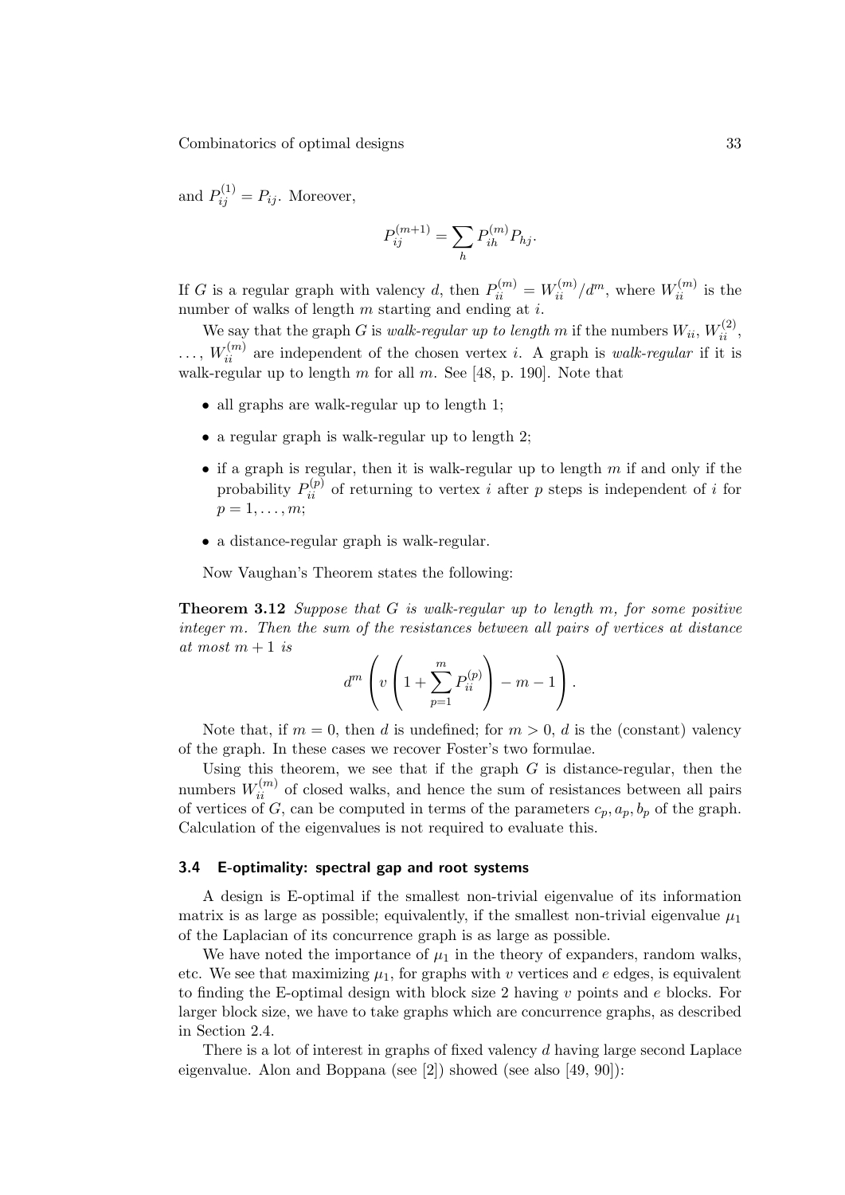and $P_{ij}^{(1)} = P_{ij}$. Moreover,

$$P_{ij}^{(m+1)} = \sum_h P_{ih}^{(m)} P_{hj}.$$

If $G$ is a regular graph with valency $d$, then $P_{ii}^{(m)} = W_{ii}^{(m)}/d^m$, where $W_{ii}^{(m)}$ is the number of walks of length $m$ starting and ending at $i$.

We say that the graph $G$ is *walk-regular up to length* $m$ if the numbers $W_{ii}$, $W_{ii}^{(2)}$, $\ldots$, $W_{ii}^{(m)}$ are independent of the chosen vertex $i$. A graph is *walk-regular* if it is walk-regular up to length $m$ for all $m$. See [48, p. 190]. Note that

- all graphs are walk-regular up to length 1;
- a regular graph is walk-regular up to length 2;
- if a graph is regular, then it is walk-regular up to length $m$ if and only if the probability $P_{ii}^{(p)}$ of returning to vertex $i$ after $p$ steps is independent of $i$ for $p = 1, \ldots, m$;
- a distance-regular graph is walk-regular.

Now Vaughan's Theorem states the following:

**Theorem 3.12** *Suppose that $G$ is walk-regular up to length $m$, for some positive integer $m$. Then the sum of the resistances between all pairs of vertices at distance at most $m+1$ is*

$$d^m \left( v \left( 1 + \sum_{p=1}^{m} P_{ii}^{(p)} \right) - m - 1 \right).$$

Note that, if $m = 0$, then $d$ is undefined; for $m > 0$, $d$ is the (constant) valency of the graph. In these cases we recover Foster's two formulae.

Using this theorem, we see that if the graph $G$ is distance-regular, then the numbers $W_{ii}^{(m)}$ of closed walks, and hence the sum of resistances between all pairs of vertices of $G$, can be computed in terms of the parameters $c_p, a_p, b_p$ of the graph. Calculation of the eigenvalues is not required to evaluate this.

### 3.4 E-optimality: spectral gap and root systems

A design is E-optimal if the smallest non-trivial eigenvalue of its information matrix is as large as possible; equivalently, if the smallest non-trivial eigenvalue $\mu_1$ of the Laplacian of its concurrence graph is as large as possible.

We have noted the importance of $\mu_1$ in the theory of expanders, random walks, etc. We see that maximizing $\mu_1$, for graphs with $v$ vertices and $e$ edges, is equivalent to finding the E-optimal design with block size 2 having $v$ points and $e$ blocks. For larger block size, we have to take graphs which are concurrence graphs, as described in Section 2.4.

There is a lot of interest in graphs of fixed valency $d$ having large second Laplace eigenvalue. Alon and Boppana (see [2]) showed (see also [49, 90]):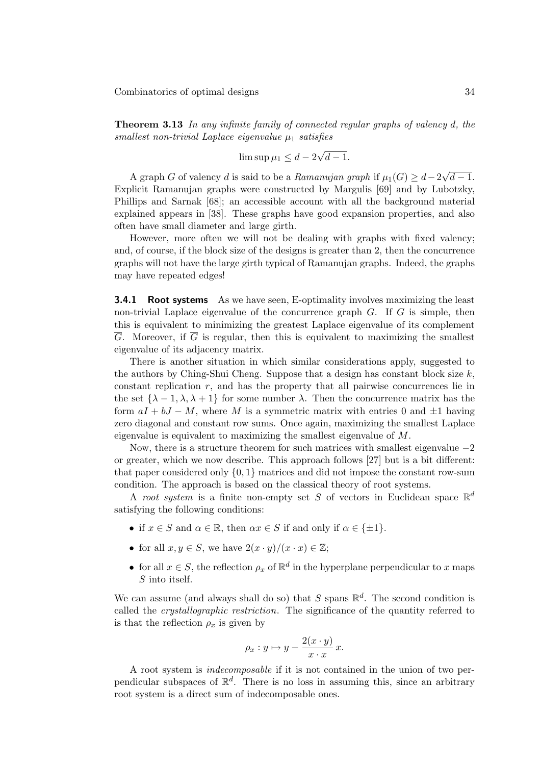**Theorem 3.13** *In any infinite family of connected regular graphs of valency $d$, the smallest non-trivial Laplace eigenvalue $\mu_1$ satisfies*

$$\limsup \mu_1 \leq d - 2\sqrt{d-1}.$$

A graph $G$ of valency $d$ is said to be a *Ramanujan graph* if $\mu_1(G) \geq d - 2\sqrt{d-1}$. Explicit Ramanujan graphs were constructed by Margulis [69] and by Lubotzky, Phillips and Sarnak [68]; an accessible account with all the background material explained appears in [38]. These graphs have good expansion properties, and also often have small diameter and large girth.

However, more often we will not be dealing with graphs with fixed valency; and, of course, if the block size of the designs is greater than 2, then the concurrence graphs will not have the large girth typical of Ramanujan graphs. Indeed, the graphs may have repeated edges!

### 3.4.1 Root systems

As we have seen, E-optimality involves maximizing the least non-trivial Laplace eigenvalue of the concurrence graph $G$. If $G$ is simple, then this is equivalent to minimizing the greatest Laplace eigenvalue of its complement $\overline{G}$. Moreover, if $\overline{G}$ is regular, then this is equivalent to maximizing the smallest eigenvalue of its adjacency matrix.

There is another situation in which similar considerations apply, suggested to the authors by Ching-Shui Cheng. Suppose that a design has constant block size $k$, constant replication $r$, and has the property that all pairwise concurrences lie in the set $\{\lambda - 1, \lambda, \lambda + 1\}$ for some number $\lambda$. Then the concurrence matrix has the form $aI + bJ - M$, where $M$ is a symmetric matrix with entries 0 and $\pm 1$ having zero diagonal and constant row sums. Once again, maximizing the smallest Laplace eigenvalue is equivalent to maximizing the smallest eigenvalue of $M$.

Now, there is a structure theorem for such matrices with smallest eigenvalue $-2$ or greater, which we now describe. This approach follows [27] but is a bit different: that paper considered only $\{0, 1\}$ matrices and did not impose the constant row-sum condition. The approach is based on the classical theory of root systems.

A *root system* is a finite non-empty set $S$ of vectors in Euclidean space $\mathbb{R}^d$ satisfying the following conditions:

- if $x \in S$ and $\alpha \in \mathbb{R}$, then $\alpha x \in S$ if and only if $\alpha \in \{\pm 1\}$.
- for all $x, y \in S$, we have $2(x \cdot y)/(x \cdot x) \in \mathbb{Z}$;
- for all $x \in S$, the reflection $\rho_x$ of $\mathbb{R}^d$ in the hyperplane perpendicular to $x$ maps $S$ into itself.

We can assume (and always shall do so) that $S$ spans $\mathbb{R}^d$. The second condition is called the *crystallographic restriction*. The significance of the quantity referred to is that the reflection $\rho_x$ is given by

$$\rho_x : y \mapsto y - \frac{2(x \cdot y)}{x \cdot x}\, x.$$

A root system is *indecomposable* if it is not contained in the union of two perpendicular subspaces of $\mathbb{R}^d$. There is no loss in assuming this, since an arbitrary root system is a direct sum of indecomposable ones.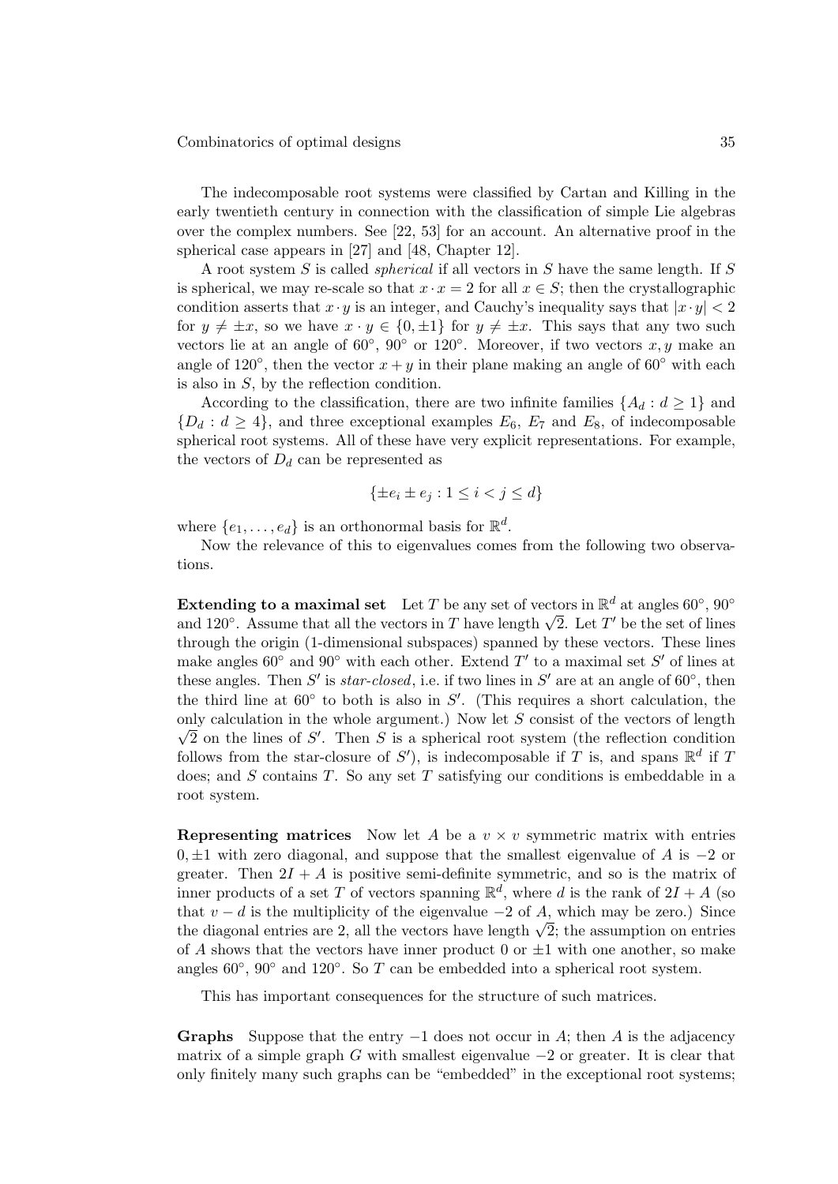The indecomposable root systems were classified by Cartan and Killing in the early twentieth century in connection with the classification of simple Lie algebras over the complex numbers. See [22, 53] for an account. An alternative proof in the spherical case appears in [27] and [48, Chapter 12].

A root system $S$ is called *spherical* if all vectors in $S$ have the same length. If $S$ is spherical, we may re-scale so that $x \cdot x = 2$ for all $x \in S$; then the crystallographic condition asserts that $x \cdot y$ is an integer, and Cauchy's inequality says that $|x \cdot y| < 2$ for $y \neq \pm x$, so we have $x \cdot y \in \{0, \pm 1\}$ for $y \neq \pm x$. This says that any two such vectors lie at an angle of $60^\circ$, $90^\circ$ or $120^\circ$. Moreover, if two vectors $x, y$ make an angle of $120^\circ$, then the vector $x + y$ in their plane making an angle of $60^\circ$ with each is also in $S$, by the reflection condition.

According to the classification, there are two infinite families $\{A_d : d \geq 1\}$ and $\{D_d : d \geq 4\}$, and three exceptional examples $E_6$, $E_7$ and $E_8$, of indecomposable spherical root systems. All of these have very explicit representations. For example, the vectors of $D_d$ can be represented as

$$\{\pm e_i \pm e_j : 1 \leq i < j \leq d\}$$

where $\{e_1, \ldots, e_d\}$ is an orthonormal basis for $\mathbb{R}^d$.

Now the relevance of this to eigenvalues comes from the following two observations.

**Extending to a maximal set** Let $T$ be any set of vectors in $\mathbb{R}^d$ at angles $60^\circ$, $90^\circ$ and $120^\circ$. Assume that all the vectors in $T$ have length $\sqrt{2}$. Let $T'$ be the set of lines through the origin (1-dimensional subspaces) spanned by these vectors. These lines make angles $60^\circ$ and $90^\circ$ with each other. Extend $T'$ to a maximal set $S'$ of lines at these angles. Then $S'$ is *star-closed*, i.e. if two lines in $S'$ are at an angle of $60^\circ$, then the third line at $60^\circ$ to both is also in $S'$. (This requires a short calculation, the only calculation in the whole argument.) Now let $S$ consist of the vectors of length $\sqrt{2}$ on the lines of $S'$. Then $S$ is a spherical root system (the reflection condition follows from the star-closure of $S'$), is indecomposable if $T$ is, and spans $\mathbb{R}^d$ if $T$ does; and $S$ contains $T$. So any set $T$ satisfying our conditions is embeddable in a root system.

**Representing matrices** Now let $A$ be a $v \times v$ symmetric matrix with entries $0, \pm 1$ with zero diagonal, and suppose that the smallest eigenvalue of $A$ is $-2$ or greater. Then $2I + A$ is positive semi-definite symmetric, and so is the matrix of inner products of a set $T$ of vectors spanning $\mathbb{R}^d$, where $d$ is the rank of $2I + A$ (so that $v - d$ is the multiplicity of the eigenvalue $-2$ of $A$, which may be zero.) Since the diagonal entries are 2, all the vectors have length $\sqrt{2}$; the assumption on entries of $A$ shows that the vectors have inner product 0 or $\pm 1$ with one another, so make angles $60^\circ$, $90^\circ$ and $120^\circ$. So $T$ can be embedded into a spherical root system.

This has important consequences for the structure of such matrices.

**Graphs** Suppose that the entry $-1$ does not occur in $A$; then $A$ is the adjacency matrix of a simple graph $G$ with smallest eigenvalue $-2$ or greater. It is clear that only finitely many such graphs can be "embedded" in the exceptional root systems;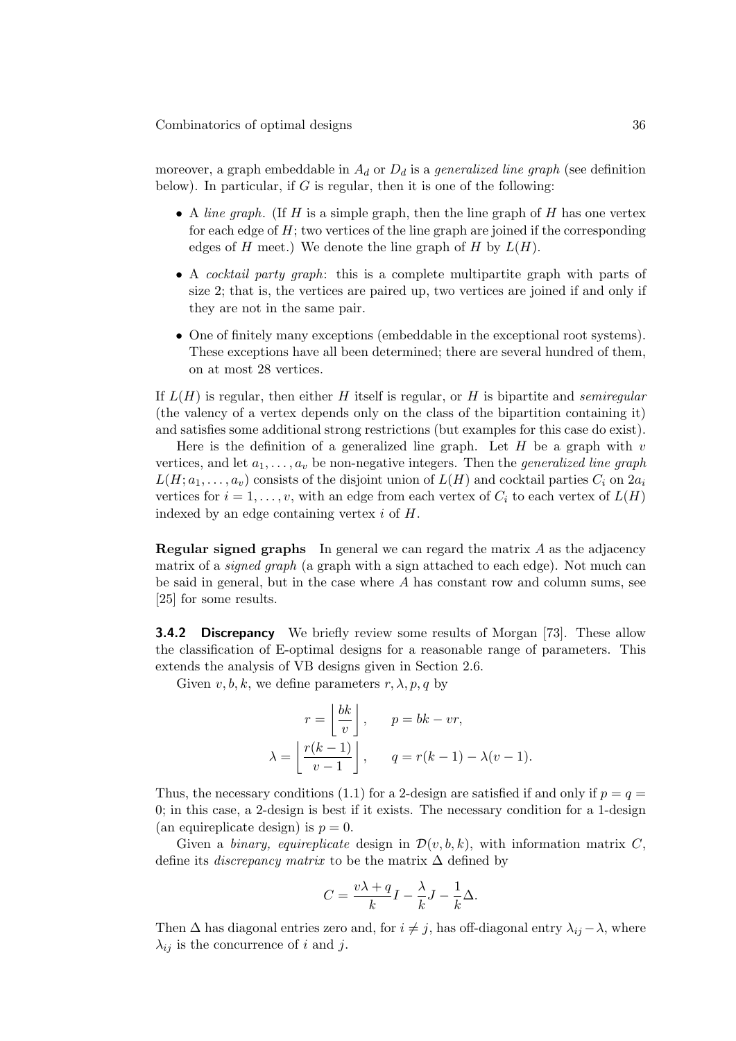moreover, a graph embeddable in $A_d$ or $D_d$ is a *generalized line graph* (see definition below). In particular, if $G$ is regular, then it is one of the following:

- A *line graph*. (If $H$ is a simple graph, then the line graph of $H$ has one vertex for each edge of $H$; two vertices of the line graph are joined if the corresponding edges of $H$ meet.) We denote the line graph of $H$ by $L(H)$.
- A *cocktail party graph*: this is a complete multipartite graph with parts of size 2; that is, the vertices are paired up, two vertices are joined if and only if they are not in the same pair.
- One of finitely many exceptions (embeddable in the exceptional root systems). These exceptions have all been determined; there are several hundred of them, on at most 28 vertices.

If $L(H)$ is regular, then either $H$ itself is regular, or $H$ is bipartite and *semiregular* (the valency of a vertex depends only on the class of the bipartition containing it) and satisfies some additional strong restrictions (but examples for this case do exist).

Here is the definition of a generalized line graph. Let $H$ be a graph with $v$ vertices, and let $a_1, \ldots, a_v$ be non-negative integers. Then the *generalized line graph* $L(H; a_1, \ldots, a_v)$ consists of the disjoint union of $L(H)$ and cocktail parties $C_i$ on $2a_i$ vertices for $i = 1, \ldots, v$, with an edge from each vertex of $C_i$ to each vertex of $L(H)$ indexed by an edge containing vertex $i$ of $H$.

**Regular signed graphs** In general we can regard the matrix $A$ as the adjacency matrix of a *signed graph* (a graph with a sign attached to each edge). Not much can be said in general, but in the case where $A$ has constant row and column sums, see [25] for some results.

### 3.4.2 Discrepancy

We briefly review some results of Morgan [73]. These allow the classification of E-optimal designs for a reasonable range of parameters. This extends the analysis of VB designs given in Section 2.6.

Given $v, b, k$, we define parameters $r, \lambda, p, q$ by

$$r = \left\lfloor \frac{bk}{v} \right\rfloor, \qquad p = bk - vr,$$

$$\lambda = \left\lfloor \frac{r(k-1)}{v-1} \right\rfloor, \qquad q = r(k-1) - \lambda(v-1).$$

Thus, the necessary conditions (1.1) for a 2-design are satisfied if and only if $p = q = 0$; in this case, a 2-design is best if it exists. The necessary condition for a 1-design (an equireplicate design) is $p = 0$.

Given a *binary, equireplicate* design in $\mathcal{D}(v, b, k)$, with information matrix $C$, define its *discrepancy matrix* to be the matrix $\Delta$ defined by

$$C = \frac{v\lambda + q}{k} I - \frac{\lambda}{k} J - \frac{1}{k} \Delta.$$

Then $\Delta$ has diagonal entries zero and, for $i \neq j$, has off-diagonal entry $\lambda_{ij} - \lambda$, where $\lambda_{ij}$ is the concurrence of $i$ and $j$.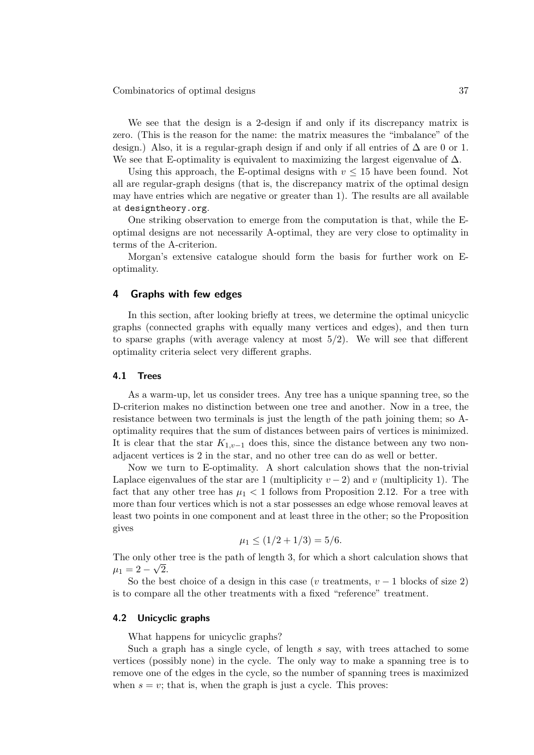We see that the design is a 2-design if and only if its discrepancy matrix is zero. (This is the reason for the name: the matrix measures the "imbalance" of the design.) Also, it is a regular-graph design if and only if all entries of $\Delta$ are 0 or 1. We see that E-optimality is equivalent to maximizing the largest eigenvalue of $\Delta$.

Using this approach, the E-optimal designs with $v \le 15$ have been found. Not all are regular-graph designs (that is, the discrepancy matrix of the optimal design may have entries which are negative or greater than 1). The results are all available at `designtheory.org`.

One striking observation to emerge from the computation is that, while the E-optimal designs are not necessarily A-optimal, they are very close to optimality in terms of the A-criterion.

Morgan's extensive catalogue should form the basis for further work on E-optimality.

## 4 Graphs with few edges

In this section, after looking briefly at trees, we determine the optimal unicyclic graphs (connected graphs with equally many vertices and edges), and then turn to sparse graphs (with average valency at most $5/2$). We will see that different optimality criteria select very different graphs.

### 4.1 Trees

As a warm-up, let us consider trees. Any tree has a unique spanning tree, so the D-criterion makes no distinction between one tree and another. Now in a tree, the resistance between two terminals is just the length of the path joining them; so A-optimality requires that the sum of distances between pairs of vertices is minimized. It is clear that the star $K_{1,v-1}$ does this, since the distance between any two non-adjacent vertices is 2 in the star, and no other tree can do as well or better.

Now we turn to E-optimality. A short calculation shows that the non-trivial Laplace eigenvalues of the star are 1 (multiplicity $v-2$) and $v$ (multiplicity 1). The fact that any other tree has $\mu_1 < 1$ follows from Proposition 2.12. For a tree with more than four vertices which is not a star possesses an edge whose removal leaves at least two points in one component and at least three in the other; so the Proposition gives

$$\mu_1 \le (1/2 + 1/3) = 5/6.$$

The only other tree is the path of length 3, for which a short calculation shows that $\mu_1 = 2 - \sqrt{2}$.

So the best choice of a design in this case ($v$ treatments, $v-1$ blocks of size 2) is to compare all the other treatments with a fixed "reference" treatment.

### 4.2 Unicyclic graphs

What happens for unicyclic graphs?

Such a graph has a single cycle, of length $s$ say, with trees attached to some vertices (possibly none) in the cycle. The only way to make a spanning tree is to remove one of the edges in the cycle, so the number of spanning trees is maximized when $s = v$; that is, when the graph is just a cycle. This proves: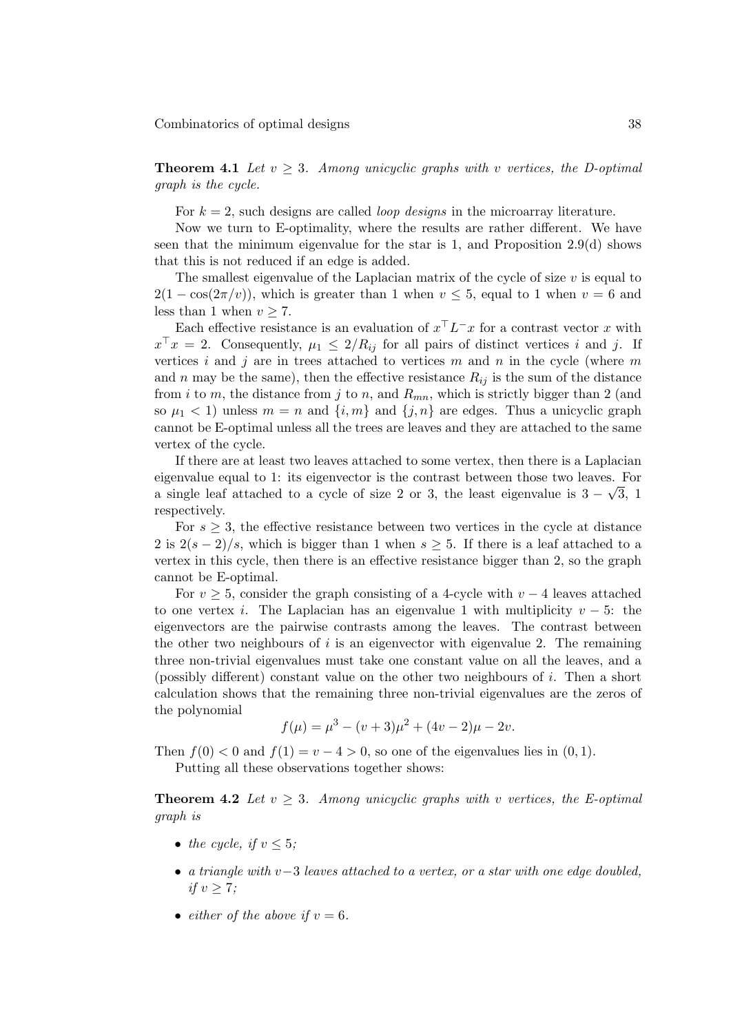**Theorem 4.1** *Let $v \geq 3$. Among unicyclic graphs with $v$ vertices, the D-optimal graph is the cycle.*

For $k = 2$, such designs are called *loop designs* in the microarray literature.

Now we turn to E-optimality, where the results are rather different. We have seen that the minimum eigenvalue for the star is 1, and Proposition 2.9(d) shows that this is not reduced if an edge is added.

The smallest eigenvalue of the Laplacian matrix of the cycle of size $v$ is equal to $2(1 - \cos(2\pi/v))$, which is greater than 1 when $v \leq 5$, equal to 1 when $v = 6$ and less than 1 when $v \geq 7$.

Each effective resistance is an evaluation of $x^\top L^- x$ for a contrast vector $x$ with $x^\top x = 2$. Consequently, $\mu_1 \leq 2/R_{ij}$ for all pairs of distinct vertices $i$ and $j$. If vertices $i$ and $j$ are in trees attached to vertices $m$ and $n$ in the cycle (where $m$ and $n$ may be the same), then the effective resistance $R_{ij}$ is the sum of the distance from $i$ to $m$, the distance from $j$ to $n$, and $R_{mn}$, which is strictly bigger than 2 (and so $\mu_1 < 1$) unless $m = n$ and $\{i, m\}$ and $\{j, n\}$ are edges. Thus a unicyclic graph cannot be E-optimal unless all the trees are leaves and they are attached to the same vertex of the cycle.

If there are at least two leaves attached to some vertex, then there is a Laplacian eigenvalue equal to 1: its eigenvector is the contrast between those two leaves. For a single leaf attached to a cycle of size 2 or 3, the least eigenvalue is $3 - \sqrt{3}$, 1 respectively.

For $s \geq 3$, the effective resistance between two vertices in the cycle at distance 2 is $2(s-2)/s$, which is bigger than 1 when $s \geq 5$. If there is a leaf attached to a vertex in this cycle, then there is an effective resistance bigger than 2, so the graph cannot be E-optimal.

For $v \geq 5$, consider the graph consisting of a 4-cycle with $v - 4$ leaves attached to one vertex $i$. The Laplacian has an eigenvalue 1 with multiplicity $v - 5$: the eigenvectors are the pairwise contrasts among the leaves. The contrast between the other two neighbours of $i$ is an eigenvector with eigenvalue 2. The remaining three non-trivial eigenvalues must take one constant value on all the leaves, and a (possibly different) constant value on the other two neighbours of $i$. Then a short calculation shows that the remaining three non-trivial eigenvalues are the zeros of the polynomial

$$f(\mu) = \mu^3 - (v+3)\mu^2 + (4v-2)\mu - 2v.$$

Then $f(0) < 0$ and $f(1) = v - 4 > 0$, so one of the eigenvalues lies in $(0, 1)$.

Putting all these observations together shows:

**Theorem 4.2** *Let $v \geq 3$. Among unicyclic graphs with $v$ vertices, the E-optimal graph is*

- *the cycle, if $v \leq 5$;*
- *a triangle with $v-3$ leaves attached to a vertex, or a star with one edge doubled, if $v \geq 7$;*
- *either of the above if $v = 6$.*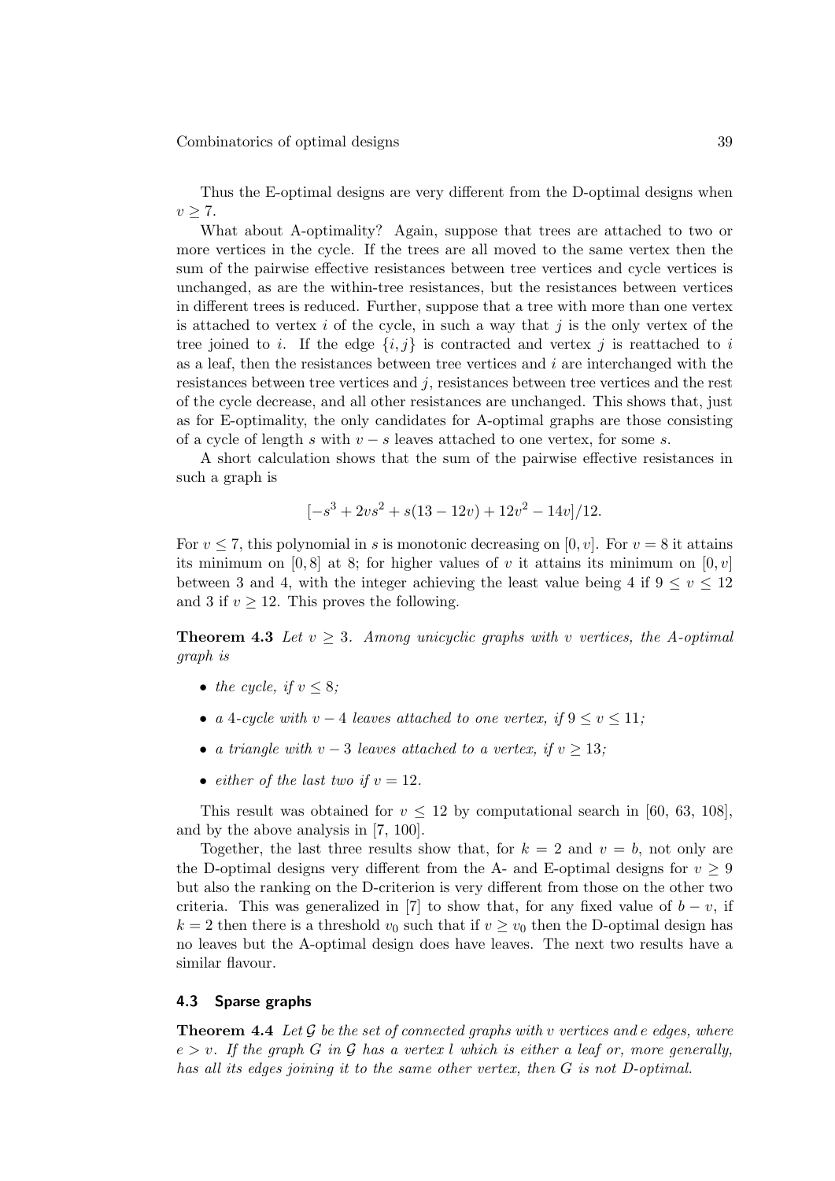Thus the E-optimal designs are very different from the D-optimal designs when $v \geq 7$.

What about A-optimality? Again, suppose that trees are attached to two or more vertices in the cycle. If the trees are all moved to the same vertex then the sum of the pairwise effective resistances between tree vertices and cycle vertices is unchanged, as are the within-tree resistances, but the resistances between vertices in different trees is reduced. Further, suppose that a tree with more than one vertex is attached to vertex $i$ of the cycle, in such a way that $j$ is the only vertex of the tree joined to $i$. If the edge $\{i, j\}$ is contracted and vertex $j$ is reattached to $i$ as a leaf, then the resistances between tree vertices and $i$ are interchanged with the resistances between tree vertices and $j$, resistances between tree vertices and the rest of the cycle decrease, and all other resistances are unchanged. This shows that, just as for E-optimality, the only candidates for A-optimal graphs are those consisting of a cycle of length $s$ with $v - s$ leaves attached to one vertex, for some $s$.

A short calculation shows that the sum of the pairwise effective resistances in such a graph is

$$[-s^3 + 2vs^2 + s(13 - 12v) + 12v^2 - 14v]/12.$$

For $v \leq 7$, this polynomial in $s$ is monotonic decreasing on $[0, v]$. For $v = 8$ it attains its minimum on $[0, 8]$ at 8; for higher values of $v$ it attains its minimum on $[0, v]$ between 3 and 4, with the integer achieving the least value being 4 if $9 \leq v \leq 12$ and 3 if $v \geq 12$. This proves the following.

**Theorem 4.3** *Let $v \geq 3$. Among unicyclic graphs with $v$ vertices, the A-optimal graph is*

- *the cycle, if $v \leq 8$;*
- *a 4-cycle with $v - 4$ leaves attached to one vertex, if $9 \leq v \leq 11$;*
- *a triangle with $v - 3$ leaves attached to a vertex, if $v \geq 13$;*
- *either of the last two if $v = 12$.*

This result was obtained for $v \leq 12$ by computational search in [60, 63, 108], and by the above analysis in [7, 100].

Together, the last three results show that, for $k = 2$ and $v = b$, not only are the D-optimal designs very different from the A- and E-optimal designs for $v \geq 9$ but also the ranking on the D-criterion is very different from those on the other two criteria. This was generalized in [7] to show that, for any fixed value of $b - v$, if $k = 2$ then there is a threshold $v_0$ such that if $v \geq v_0$ then the D-optimal design has no leaves but the A-optimal design does have leaves. The next two results have a similar flavour.

### 4.3 Sparse graphs

**Theorem 4.4** *Let $\mathcal{G}$ be the set of connected graphs with $v$ vertices and $e$ edges, where $e > v$. If the graph $G$ in $\mathcal{G}$ has a vertex $l$ which is either a leaf or, more generally, has all its edges joining it to the same other vertex, then $G$ is not D-optimal.*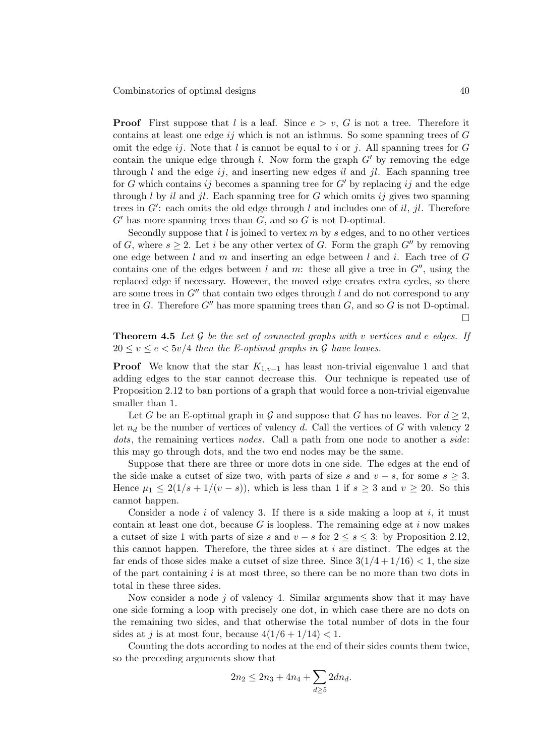**Proof** First suppose that $l$ is a leaf. Since $e > v$, $G$ is not a tree. Therefore it contains at least one edge $ij$ which is not an isthmus. So some spanning trees of $G$ omit the edge $ij$. Note that $l$ is cannot be equal to $i$ or $j$. All spanning trees for $G$ contain the unique edge through $l$. Now form the graph $G'$ by removing the edge through $l$ and the edge $ij$, and inserting new edges $il$ and $jl$. Each spanning tree for $G$ which contains $ij$ becomes a spanning tree for $G'$ by replacing $ij$ and the edge through $l$ by $il$ and $jl$. Each spanning tree for $G$ which omits $ij$ gives two spanning trees in $G'$: each omits the old edge through $l$ and includes one of $il$, $jl$. Therefore $G'$ has more spanning trees than $G$, and so $G$ is not D-optimal.

Secondly suppose that $l$ is joined to vertex $m$ by $s$ edges, and to no other vertices of $G$, where $s \geq 2$. Let $i$ be any other vertex of $G$. Form the graph $G''$ by removing one edge between $l$ and $m$ and inserting an edge between $l$ and $i$. Each tree of $G$ contains one of the edges between $l$ and $m$: these all give a tree in $G''$, using the replaced edge if necessary. However, the moved edge creates extra cycles, so there are some trees in $G''$ that contain two edges through $l$ and do not correspond to any tree in $G$. Therefore $G''$ has more spanning trees than $G$, and so $G$ is not D-optimal. □

**Theorem 4.5** *Let $\mathcal{G}$ be the set of connected graphs with $v$ vertices and $e$ edges. If $20 \leq v \leq e < 5v/4$ then the E-optimal graphs in $\mathcal{G}$ have leaves.*

**Proof** We know that the star $K_{1,v-1}$ has least non-trivial eigenvalue 1 and that adding edges to the star cannot decrease this. Our technique is repeated use of Proposition 2.12 to ban portions of a graph that would force a non-trivial eigenvalue smaller than 1.

Let $G$ be an E-optimal graph in $\mathcal{G}$ and suppose that $G$ has no leaves. For $d \geq 2$, let $n_d$ be the number of vertices of valency $d$. Call the vertices of $G$ with valency 2 *dots*, the remaining vertices *nodes*. Call a path from one node to another a *side*: this may go through dots, and the two end nodes may be the same.

Suppose that there are three or more dots in one side. The edges at the end of the side make a cutset of size two, with parts of size $s$ and $v - s$, for some $s \geq 3$. Hence $\mu_1 \leq 2(1/s + 1/(v - s))$, which is less than 1 if $s \geq 3$ and $v \geq 20$. So this cannot happen.

Consider a node $i$ of valency 3. If there is a side making a loop at $i$, it must contain at least one dot, because $G$ is loopless. The remaining edge at $i$ now makes a cutset of size 1 with parts of size $s$ and $v - s$ for $2 \leq s \leq 3$: by Proposition 2.12, this cannot happen. Therefore, the three sides at $i$ are distinct. The edges at the far ends of those sides make a cutset of size three. Since $3(1/4 + 1/16) < 1$, the size of the part containing $i$ is at most three, so there can be no more than two dots in total in these three sides.

Now consider a node $j$ of valency 4. Similar arguments show that it may have one side forming a loop with precisely one dot, in which case there are no dots on the remaining two sides, and that otherwise the total number of dots in the four sides at $j$ is at most four, because $4(1/6 + 1/14) < 1$.

Counting the dots according to nodes at the end of their sides counts them twice, so the preceding arguments show that

$$2n_2 \leq 2n_3 + 4n_4 + \sum_{d \geq 5} 2dn_d.$$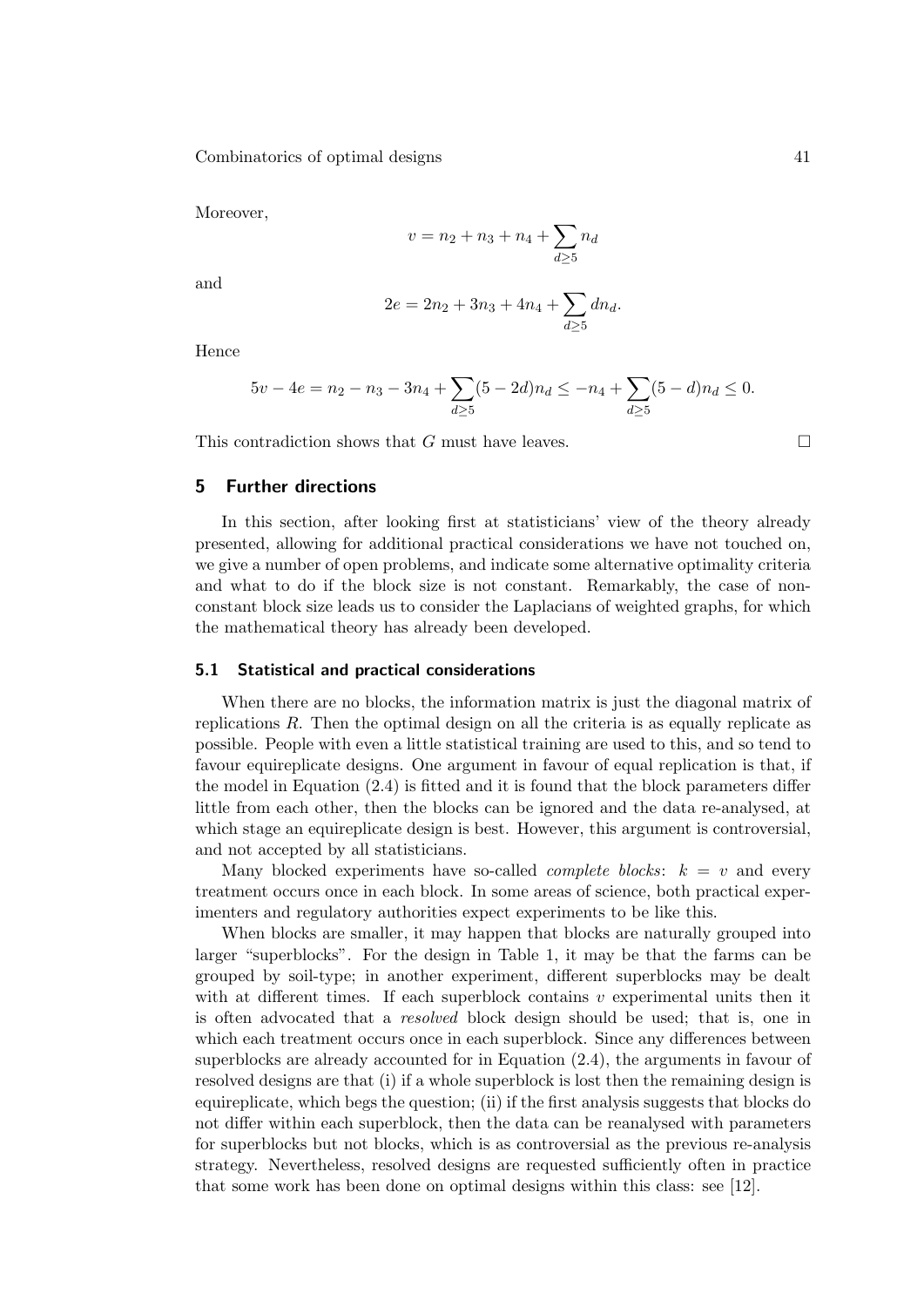Moreover,

$$v = n_2 + n_3 + n_4 + \sum_{d \geq 5} n_d$$

and

$$2e = 2n_2 + 3n_3 + 4n_4 + \sum_{d \geq 5} dn_d.$$

Hence

$$5v - 4e = n_2 - n_3 - 3n_4 + \sum_{d \geq 5} (5 - 2d)n_d \leq -n_4 + \sum_{d \geq 5} (5 - d)n_d \leq 0.$$

This contradiction shows that $G$ must have leaves. $\square$

## 5 Further directions

In this section, after looking first at statisticians' view of the theory already presented, allowing for additional practical considerations we have not touched on, we give a number of open problems, and indicate some alternative optimality criteria and what to do if the block size is not constant. Remarkably, the case of non-constant block size leads us to consider the Laplacians of weighted graphs, for which the mathematical theory has already been developed.

### 5.1 Statistical and practical considerations

When there are no blocks, the information matrix is just the diagonal matrix of replications $R$. Then the optimal design on all the criteria is as equally replicate as possible. People with even a little statistical training are used to this, and so tend to favour equireplicate designs. One argument in favour of equal replication is that, if the model in Equation (2.4) is fitted and it is found that the block parameters differ little from each other, then the blocks can be ignored and the data re-analysed, at which stage an equireplicate design is best. However, this argument is controversial, and not accepted by all statisticians.

Many blocked experiments have so-called *complete blocks*: $k = v$ and every treatment occurs once in each block. In some areas of science, both practical experimenters and regulatory authorities expect experiments to be like this.

When blocks are smaller, it may happen that blocks are naturally grouped into larger "superblocks". For the design in Table 1, it may be that the farms can be grouped by soil-type; in another experiment, different superblocks may be dealt with at different times. If each superblock contains $v$ experimental units then it is often advocated that a *resolved* block design should be used; that is, one in which each treatment occurs once in each superblock. Since any differences between superblocks are already accounted for in Equation (2.4), the arguments in favour of resolved designs are that (i) if a whole superblock is lost then the remaining design is equireplicate, which begs the question; (ii) if the first analysis suggests that blocks do not differ within each superblock, then the data can be reanalysed with parameters for superblocks but not blocks, which is as controversial as the previous re-analysis strategy. Nevertheless, resolved designs are requested sufficiently often in practice that some work has been done on optimal designs within this class: see [12].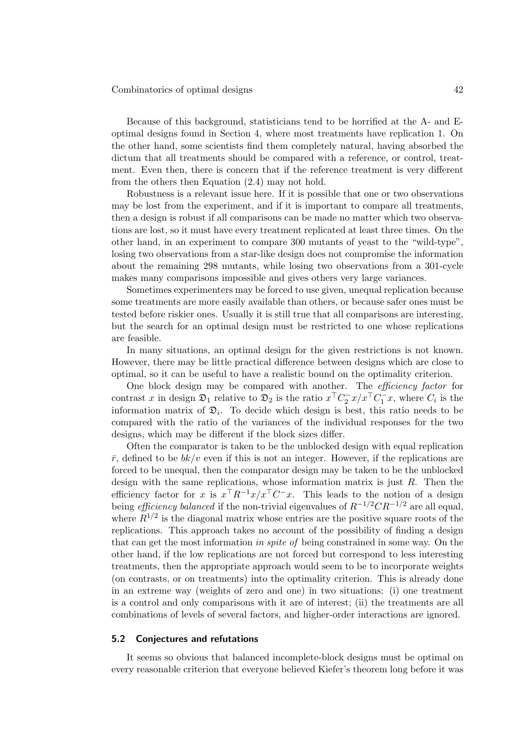Because of this background, statisticians tend to be horrified at the A- and E-optimal designs found in Section 4, where most treatments have replication 1. On the other hand, some scientists find them completely natural, having absorbed the dictum that all treatments should be compared with a reference, or control, treatment. Even then, there is concern that if the reference treatment is very different from the others then Equation (2.4) may not hold.

Robustness is a relevant issue here. If it is possible that one or two observations may be lost from the experiment, and if it is important to compare all treatments, then a design is robust if all comparisons can be made no matter which two observations are lost, so it must have every treatment replicated at least three times. On the other hand, in an experiment to compare 300 mutants of yeast to the "wild-type", losing two observations from a star-like design does not compromise the information about the remaining 298 mutants, while losing two observations from a 301-cycle makes many comparisons impossible and gives others very large variances.

Sometimes experimenters may be forced to use given, unequal replication because some treatments are more easily available than others, or because safer ones must be tested before riskier ones. Usually it is still true that all comparisons are interesting, but the search for an optimal design must be restricted to one whose replications are feasible.

In many situations, an optimal design for the given restrictions is not known. However, there may be little practical difference between designs which are close to optimal, so it can be useful to have a realistic bound on the optimality criterion.

One block design may be compared with another. The *efficiency factor* for contrast $x$ in design $\mathfrak{D}_1$ relative to $\mathfrak{D}_2$ is the ratio $x^\top C_2^- x / x^\top C_1^- x$, where $C_i$ is the information matrix of $\mathfrak{D}_i$. To decide which design is best, this ratio needs to be compared with the ratio of the variances of the individual responses for the two designs, which may be different if the block sizes differ.

Often the comparator is taken to be the unblocked design with equal replication $\bar{r}$, defined to be $bk/v$ even if this is not an integer. However, if the replications are forced to be unequal, then the comparator design may be taken to be the unblocked design with the same replications, whose information matrix is just $R$. Then the efficiency factor for $x$ is $x^\top R^{-1} x / x^\top C^- x$. This leads to the notion of a design being *efficiency balanced* if the non-trivial eigenvalues of $R^{-1/2} C R^{-1/2}$ are all equal, where $R^{1/2}$ is the diagonal matrix whose entries are the positive square roots of the replications. This approach takes no account of the possibility of finding a design that can get the most information *in spite of* being constrained in some way. On the other hand, if the low replications are not forced but correspond to less interesting treatments, then the appropriate approach would seem to be to incorporate weights (on contrasts, or on treatments) into the optimality criterion. This is already done in an extreme way (weights of zero and one) in two situations: (i) one treatment is a control and only comparisons with it are of interest; (ii) the treatments are all combinations of levels of several factors, and higher-order interactions are ignored.

### 5.2 Conjectures and refutations

It seems so obvious that balanced incomplete-block designs must be optimal on every reasonable criterion that everyone believed Kiefer's theorem long before it was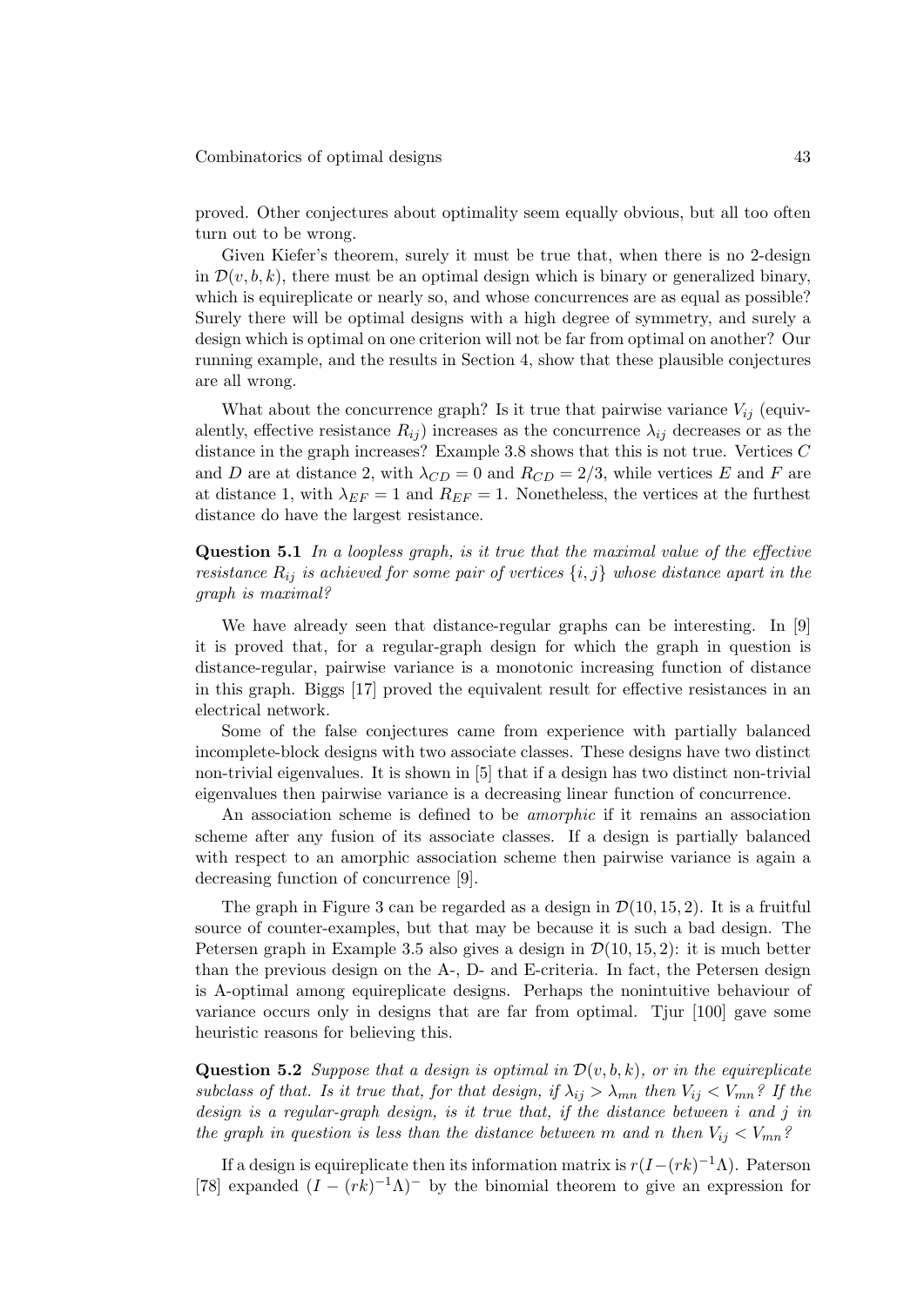proved. Other conjectures about optimality seem equally obvious, but all too often turn out to be wrong.

Given Kiefer's theorem, surely it must be true that, when there is no 2-design in $\mathcal{D}(v, b, k)$, there must be an optimal design which is binary or generalized binary, which is equireplicate or nearly so, and whose concurrences are as equal as possible? Surely there will be optimal designs with a high degree of symmetry, and surely a design which is optimal on one criterion will not be far from optimal on another? Our running example, and the results in Section 4, show that these plausible conjectures are all wrong.

What about the concurrence graph? Is it true that pairwise variance $V_{ij}$ (equivalently, effective resistance $R_{ij}$) increases as the concurrence $\lambda_{ij}$ decreases or as the distance in the graph increases? Example 3.8 shows that this is not true. Vertices $C$ and $D$ are at distance 2, with $\lambda_{CD} = 0$ and $R_{CD} = 2/3$, while vertices $E$ and $F$ are at distance 1, with $\lambda_{EF} = 1$ and $R_{EF} = 1$. Nonetheless, the vertices at the furthest distance do have the largest resistance.

**Question 5.1** *In a loopless graph, is it true that the maximal value of the effective resistance $R_{ij}$ is achieved for some pair of vertices $\{i, j\}$ whose distance apart in the graph is maximal?*

We have already seen that distance-regular graphs can be interesting. In [9] it is proved that, for a regular-graph design for which the graph in question is distance-regular, pairwise variance is a monotonic increasing function of distance in this graph. Biggs [17] proved the equivalent result for effective resistances in an electrical network.

Some of the false conjectures came from experience with partially balanced incomplete-block designs with two associate classes. These designs have two distinct non-trivial eigenvalues. It is shown in [5] that if a design has two distinct non-trivial eigenvalues then pairwise variance is a decreasing linear function of concurrence.

An association scheme is defined to be *amorphic* if it remains an association scheme after any fusion of its associate classes. If a design is partially balanced with respect to an amorphic association scheme then pairwise variance is again a decreasing function of concurrence [9].

The graph in Figure 3 can be regarded as a design in $\mathcal{D}(10, 15, 2)$. It is a fruitful source of counter-examples, but that may be because it is such a bad design. The Petersen graph in Example 3.5 also gives a design in $\mathcal{D}(10, 15, 2)$: it is much better than the previous design on the A-, D- and E-criteria. In fact, the Petersen design is A-optimal among equireplicate designs. Perhaps the nonintuitive behaviour of variance occurs only in designs that are far from optimal. Tjur [100] gave some heuristic reasons for believing this.

**Question 5.2** *Suppose that a design is optimal in $\mathcal{D}(v, b, k)$, or in the equireplicate subclass of that. Is it true that, for that design, if $\lambda_{ij} > \lambda_{mn}$ then $V_{ij} < V_{mn}$? If the design is a regular-graph design, is it true that, if the distance between $i$ and $j$ in the graph in question is less than the distance between $m$ and $n$ then $V_{ij} < V_{mn}$?*

If a design is equireplicate then its information matrix is $r(I - (rk)^{-1}\Lambda)$. Paterson [78] expanded $(I - (rk)^{-1}\Lambda)^{-}$ by the binomial theorem to give an expression for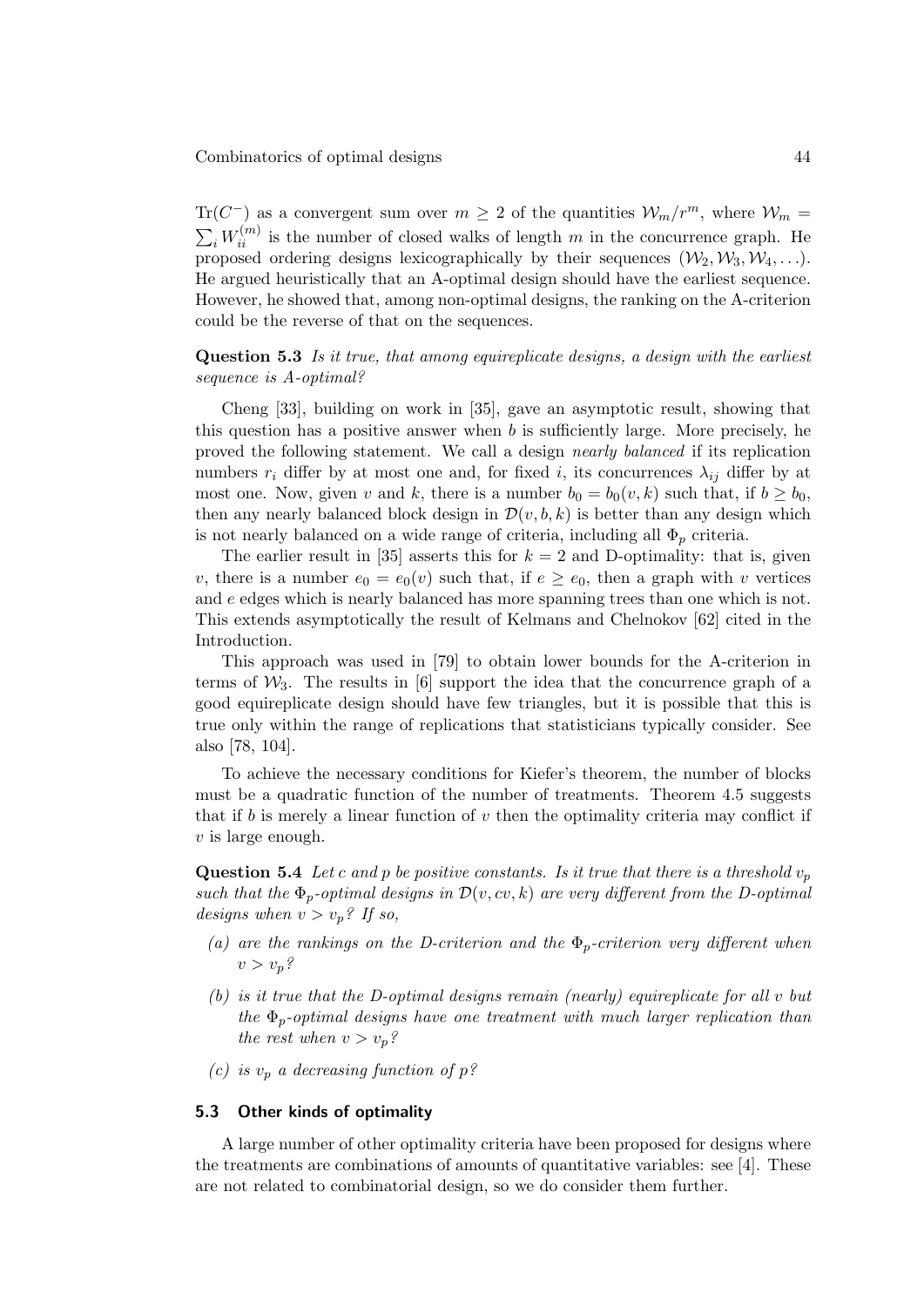$\mathrm{Tr}(C^-)$ as a convergent sum over $m \geq 2$ of the quantities $\mathcal{W}_m/r^m$, where $\mathcal{W}_m = \sum_i W_{ii}^{(m)}$ is the number of closed walks of length $m$ in the concurrence graph. He proposed ordering designs lexicographically by their sequences $(\mathcal{W}_2, \mathcal{W}_3, \mathcal{W}_4, \ldots)$. He argued heuristically that an A-optimal design should have the earliest sequence. However, he showed that, among non-optimal designs, the ranking on the A-criterion could be the reverse of that on the sequences.

**Question 5.3** *Is it true, that among equireplicate designs, a design with the earliest sequence is A-optimal?*

Cheng [33], building on work in [35], gave an asymptotic result, showing that this question has a positive answer when $b$ is sufficiently large. More precisely, he proved the following statement. We call a design *nearly balanced* if its replication numbers $r_i$ differ by at most one and, for fixed $i$, its concurrences $\lambda_{ij}$ differ by at most one. Now, given $v$ and $k$, there is a number $b_0 = b_0(v, k)$ such that, if $b \geq b_0$, then any nearly balanced block design in $\mathcal{D}(v, b, k)$ is better than any design which is not nearly balanced on a wide range of criteria, including all $\Phi_p$ criteria.

The earlier result in [35] asserts this for $k = 2$ and D-optimality: that is, given $v$, there is a number $e_0 = e_0(v)$ such that, if $e \geq e_0$, then a graph with $v$ vertices and $e$ edges which is nearly balanced has more spanning trees than one which is not. This extends asymptotically the result of Kelmans and Chelnokov [62] cited in the Introduction.

This approach was used in [79] to obtain lower bounds for the A-criterion in terms of $\mathcal{W}_3$. The results in [6] support the idea that the concurrence graph of a good equireplicate design should have few triangles, but it is possible that this is true only within the range of replications that statisticians typically consider. See also [78, 104].

To achieve the necessary conditions for Kiefer's theorem, the number of blocks must be a quadratic function of the number of treatments. Theorem 4.5 suggests that if $b$ is merely a linear function of $v$ then the optimality criteria may conflict if $v$ is large enough.

**Question 5.4** *Let $c$ and $p$ be positive constants. Is it true that there is a threshold $v_p$ such that the $\Phi_p$-optimal designs in $\mathcal{D}(v, cv, k)$ are very different from the D-optimal designs when $v > v_p$? If so,*

*(a) are the rankings on the D-criterion and the $\Phi_p$-criterion very different when $v > v_p$?*

*(b) is it true that the D-optimal designs remain (nearly) equireplicate for all $v$ but the $\Phi_p$-optimal designs have one treatment with much larger replication than the rest when $v > v_p$?*

*(c) is $v_p$ a decreasing function of $p$?*

### 5.3 Other kinds of optimality

A large number of other optimality criteria have been proposed for designs where the treatments are combinations of amounts of quantitative variables: see [4]. These are not related to combinatorial design, so we do consider them further.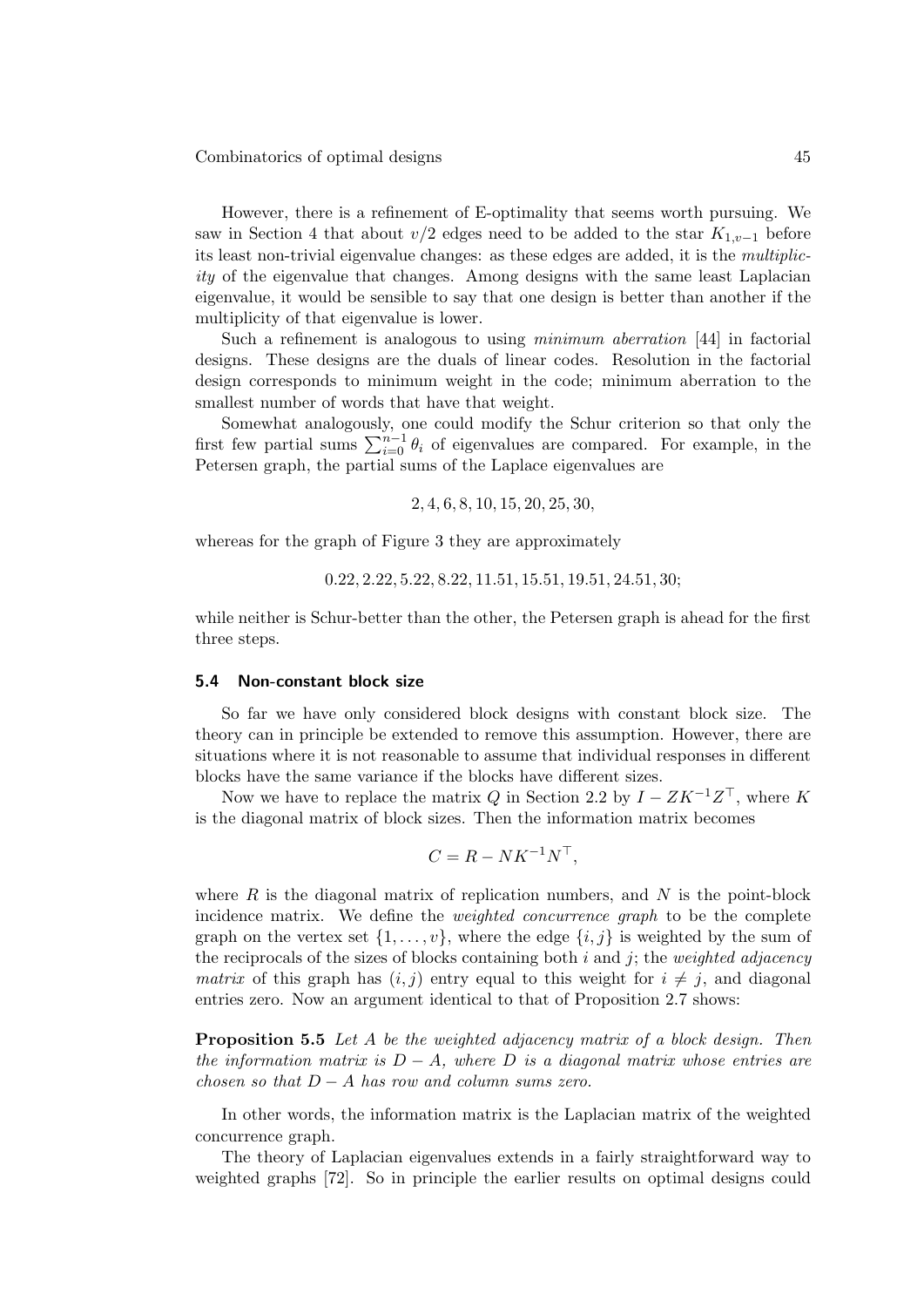However, there is a refinement of E-optimality that seems worth pursuing. We saw in Section 4 that about $v/2$ edges need to be added to the star $K_{1,v-1}$ before its least non-trivial eigenvalue changes: as these edges are added, it is the *multiplicity* of the eigenvalue that changes. Among designs with the same least Laplacian eigenvalue, it would be sensible to say that one design is better than another if the multiplicity of that eigenvalue is lower.

Such a refinement is analogous to using *minimum aberration* [44] in factorial designs. These designs are the duals of linear codes. Resolution in the factorial design corresponds to minimum weight in the code; minimum aberration to the smallest number of words that have that weight.

Somewhat analogously, one could modify the Schur criterion so that only the first few partial sums $\sum_{i=0}^{n-1} \theta_i$ of eigenvalues are compared. For example, in the Petersen graph, the partial sums of the Laplace eigenvalues are

$$2, 4, 6, 8, 10, 15, 20, 25, 30,$$

whereas for the graph of Figure 3 they are approximately

$$0.22, 2.22, 5.22, 8.22, 11.51, 15.51, 19.51, 24.51, 30;$$

while neither is Schur-better than the other, the Petersen graph is ahead for the first three steps.

### 5.4 Non-constant block size

So far we have only considered block designs with constant block size. The theory can in principle be extended to remove this assumption. However, there are situations where it is not reasonable to assume that individual responses in different blocks have the same variance if the blocks have different sizes.

Now we have to replace the matrix $Q$ in Section 2.2 by $I - ZK^{-1}Z^\top$, where $K$ is the diagonal matrix of block sizes. Then the information matrix becomes

$$C = R - NK^{-1}N^\top,$$

where $R$ is the diagonal matrix of replication numbers, and $N$ is the point-block incidence matrix. We define the *weighted concurrence graph* to be the complete graph on the vertex set $\{1, \ldots, v\}$, where the edge $\{i, j\}$ is weighted by the sum of the reciprocals of the sizes of blocks containing both $i$ and $j$; the *weighted adjacency matrix* of this graph has $(i, j)$ entry equal to this weight for $i \neq j$, and diagonal entries zero. Now an argument identical to that of Proposition 2.7 shows:

**Proposition 5.5** *Let $A$ be the weighted adjacency matrix of a block design. Then the information matrix is $D - A$, where $D$ is a diagonal matrix whose entries are chosen so that $D - A$ has row and column sums zero.*

In other words, the information matrix is the Laplacian matrix of the weighted concurrence graph.

The theory of Laplacian eigenvalues extends in a fairly straightforward way to weighted graphs [72]. So in principle the earlier results on optimal designs could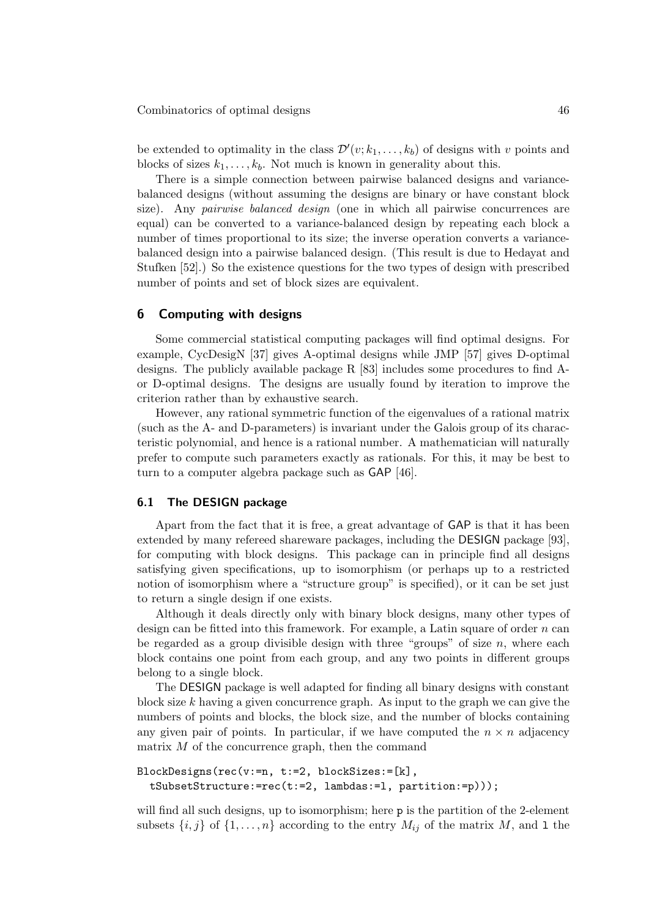be extended to optimality in the class $\mathcal{D}'(v; k_1, \ldots, k_b)$ of designs with $v$ points and blocks of sizes $k_1, \ldots, k_b$. Not much is known in generality about this.

There is a simple connection between pairwise balanced designs and variance-balanced designs (without assuming the designs are binary or have constant block size). Any *pairwise balanced design* (one in which all pairwise concurrences are equal) can be converted to a variance-balanced design by repeating each block a number of times proportional to its size; the inverse operation converts a variance-balanced design into a pairwise balanced design. (This result is due to Hedayat and Stufken [52].) So the existence questions for the two types of design with prescribed number of points and set of block sizes are equivalent.

## 6 Computing with designs

Some commercial statistical computing packages will find optimal designs. For example, CycDesigN [37] gives A-optimal designs while JMP [57] gives D-optimal designs. The publicly available package R [83] includes some procedures to find A- or D-optimal designs. The designs are usually found by iteration to improve the criterion rather than by exhaustive search.

However, any rational symmetric function of the eigenvalues of a rational matrix (such as the A- and D-parameters) is invariant under the Galois group of its characteristic polynomial, and hence is a rational number. A mathematician will naturally prefer to compute such parameters exactly as rationals. For this, it may be best to turn to a computer algebra package such as GAP [46].

### 6.1 The DESIGN package

Apart from the fact that it is free, a great advantage of GAP is that it has been extended by many refereed shareware packages, including the DESIGN package [93], for computing with block designs. This package can in principle find all designs satisfying given specifications, up to isomorphism (or perhaps up to a restricted notion of isomorphism where a "structure group" is specified), or it can be set just to return a single design if one exists.

Although it deals directly only with binary block designs, many other types of design can be fitted into this framework. For example, a Latin square of order $n$ can be regarded as a group divisible design with three "groups" of size $n$, where each block contains one point from each group, and any two points in different groups belong to a single block.

The DESIGN package is well adapted for finding all binary designs with constant block size $k$ having a given concurrence graph. As input to the graph we can give the numbers of points and blocks, the block size, and the number of blocks containing any given pair of points. In particular, if we have computed the $n \times n$ adjacency matrix $M$ of the concurrence graph, then the command

```
BlockDesigns(rec(v:=n, t:=2, blockSizes:=[k],
  tSubsetStructure:=rec(t:=2, lambdas:=l, partition:=p)));
```

will find all such designs, up to isomorphism; here `p` is the partition of the 2-element subsets $\{i, j\}$ of $\{1, \ldots, n\}$ according to the entry $M_{ij}$ of the matrix $M$, and `l` the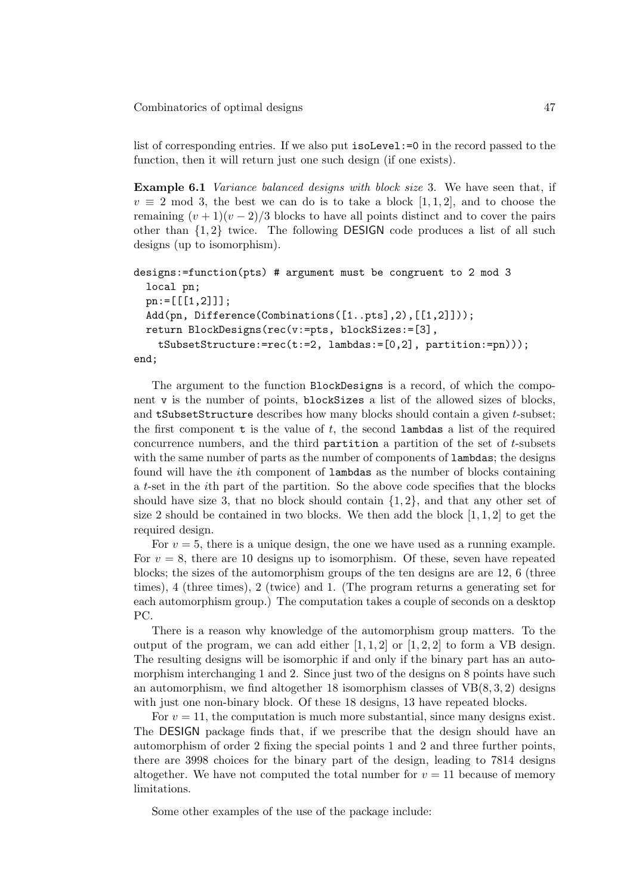list of corresponding entries. If we also put `isoLevel:=0` in the record passed to the function, then it will return just one such design (if one exists).

**Example 6.1** *Variance balanced designs with block size* 3. We have seen that, if $v \equiv 2 \bmod 3$, the best we can do is to take a block $[1, 1, 2]$, and to choose the remaining $(v+1)(v-2)/3$ blocks to have all points distinct and to cover the pairs other than $\{1, 2\}$ twice. The following DESIGN code produces a list of all such designs (up to isomorphism).

```
designs:=function(pts) # argument must be congruent to 2 mod 3
  local pn;
  pn:=[[[1,2]]];
  Add(pn, Difference(Combinations([1..pts],2),[[1,2]]));
  return BlockDesigns(rec(v:=pts, blockSizes:=[3],
    tSubsetStructure:=rec(t:=2, lambdas:=[0,2], partition:=pn)));
end;
```

The argument to the function `BlockDesigns` is a record, of which the component `v` is the number of points, `blockSizes` a list of the allowed sizes of blocks, and `tSubsetStructure` describes how many blocks should contain a given $t$-subset; the first component `t` is the value of $t$, the second `lambdas` a list of the required concurrence numbers, and the third `partition` a partition of the set of $t$-subsets with the same number of parts as the number of components of `lambdas`; the designs found will have the $i$th component of `lambdas` as the number of blocks containing a $t$-set in the $i$th part of the partition. So the above code specifies that the blocks should have size 3, that no block should contain $\{1, 2\}$, and that any other set of size 2 should be contained in two blocks. We then add the block $[1, 1, 2]$ to get the required design.

For $v = 5$, there is a unique design, the one we have used as a running example. For $v = 8$, there are 10 designs up to isomorphism. Of these, seven have repeated blocks; the sizes of the automorphism groups of the ten designs are are 12, 6 (three times), 4 (three times), 2 (twice) and 1. (The program returns a generating set for each automorphism group.) The computation takes a couple of seconds on a desktop PC.

There is a reason why knowledge of the automorphism group matters. To the output of the program, we can add either $[1, 1, 2]$ or $[1, 2, 2]$ to form a VB design. The resulting designs will be isomorphic if and only if the binary part has an automorphism interchanging 1 and 2. Since just two of the designs on 8 points have such an automorphism, we find altogether 18 isomorphism classes of $\mathrm{VB}(8, 3, 2)$ designs with just one non-binary block. Of these 18 designs, 13 have repeated blocks.

For $v = 11$, the computation is much more substantial, since many designs exist. The DESIGN package finds that, if we prescribe that the design should have an automorphism of order 2 fixing the special points 1 and 2 and three further points, there are 3998 choices for the binary part of the design, leading to 7814 designs altogether. We have not computed the total number for $v = 11$ because of memory limitations.

Some other examples of the use of the package include: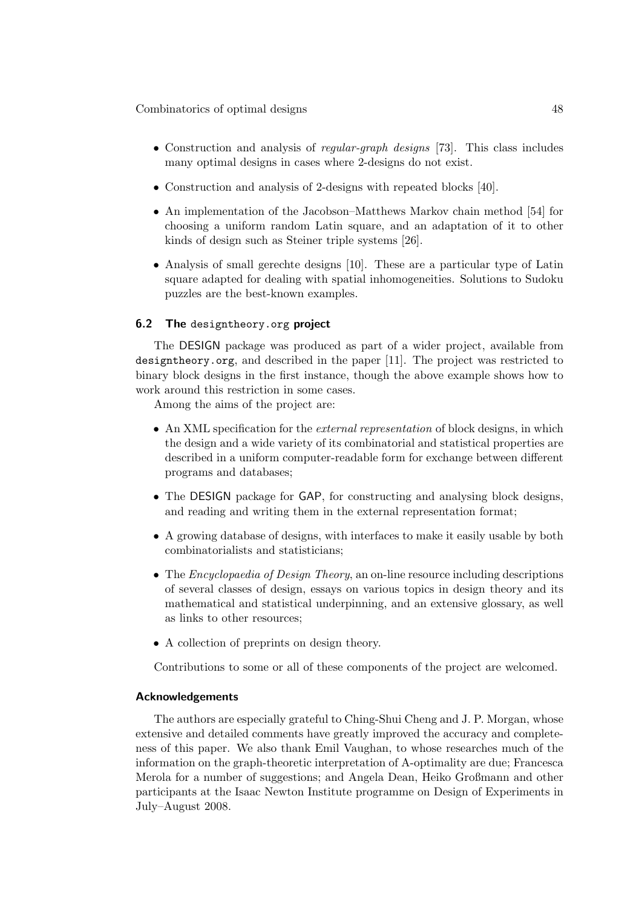- Construction and analysis of *regular-graph designs* [73]. This class includes many optimal designs in cases where 2-designs do not exist.
- Construction and analysis of 2-designs with repeated blocks [40].
- An implementation of the Jacobson–Matthews Markov chain method [54] for choosing a uniform random Latin square, and an adaptation of it to other kinds of design such as Steiner triple systems [26].
- Analysis of small gerechte designs [10]. These are a particular type of Latin square adapted for dealing with spatial inhomogeneities. Solutions to Sudoku puzzles are the best-known examples.

### 6.2 The `designtheory.org` project

The DESIGN package was produced as part of a wider project, available from **designtheory.org**, and described in the paper [11]. The project was restricted to binary block designs in the first instance, though the above example shows how to work around this restriction in some cases.

Among the aims of the project are:

- An XML specification for the *external representation* of block designs, in which the design and a wide variety of its combinatorial and statistical properties are described in a uniform computer-readable form for exchange between different programs and databases;
- The DESIGN package for GAP, for constructing and analysing block designs, and reading and writing them in the external representation format;
- A growing database of designs, with interfaces to make it easily usable by both combinatorialists and statisticians;
- The *Encyclopaedia of Design Theory*, an on-line resource including descriptions of several classes of design, essays on various topics in design theory and its mathematical and statistical underpinning, and an extensive glossary, as well as links to other resources;
- A collection of preprints on design theory.

Contributions to some or all of these components of the project are welcomed.

#### Acknowledgements

The authors are especially grateful to Ching-Shui Cheng and J. P. Morgan, whose extensive and detailed comments have greatly improved the accuracy and completeness of this paper. We also thank Emil Vaughan, to whose researches much of the information on the graph-theoretic interpretation of A-optimality are due; Francesca Merola for a number of suggestions; and Angela Dean, Heiko Großmann and other participants at the Isaac Newton Institute programme on Design of Experiments in July–August 2008.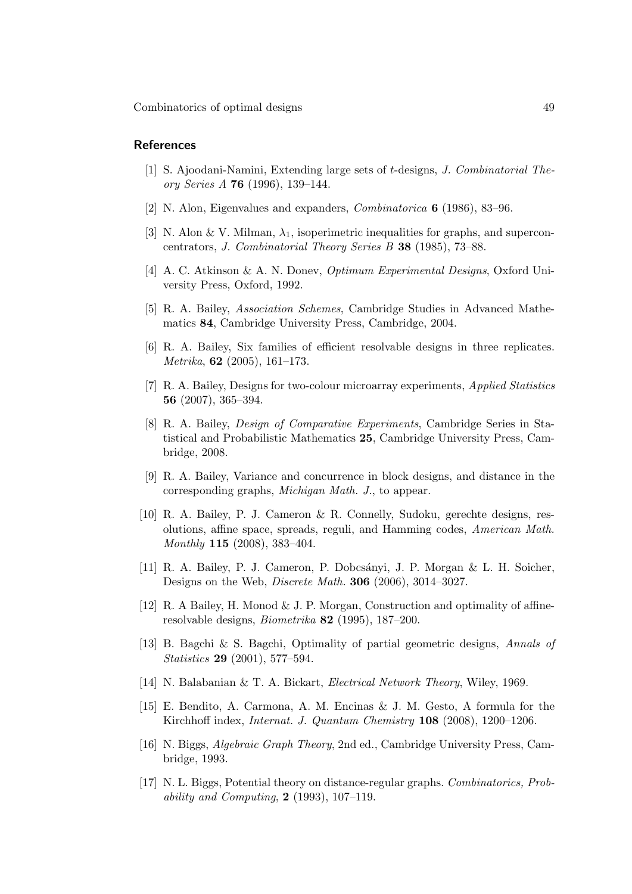## References

[1] S. Ajoodani-Namini, Extending large sets of $t$-designs, *J. Combinatorial Theory Series A* **76** (1996), 139–144.

[2] N. Alon, Eigenvalues and expanders, *Combinatorica* **6** (1986), 83–96.

[3] N. Alon & V. Milman, $\lambda_1$, isoperimetric inequalities for graphs, and superconcentrators, *J. Combinatorial Theory Series B* **38** (1985), 73–88.

[4] A. C. Atkinson & A. N. Donev, *Optimum Experimental Designs*, Oxford University Press, Oxford, 1992.

[5] R. A. Bailey, *Association Schemes*, Cambridge Studies in Advanced Mathematics **84**, Cambridge University Press, Cambridge, 2004.

[6] R. A. Bailey, Six families of efficient resolvable designs in three replicates. *Metrika*, **62** (2005), 161–173.

[7] R. A. Bailey, Designs for two-colour microarray experiments, *Applied Statistics* **56** (2007), 365–394.

[8] R. A. Bailey, *Design of Comparative Experiments*, Cambridge Series in Statistical and Probabilistic Mathematics **25**, Cambridge University Press, Cambridge, 2008.

[9] R. A. Bailey, Variance and concurrence in block designs, and distance in the corresponding graphs, *Michigan Math. J.*, to appear.

[10] R. A. Bailey, P. J. Cameron & R. Connelly, Sudoku, gerechte designs, resolutions, affine space, spreads, reguli, and Hamming codes, *American Math. Monthly* **115** (2008), 383–404.

[11] R. A. Bailey, P. J. Cameron, P. Dobcsányi, J. P. Morgan & L. H. Soicher, Designs on the Web, *Discrete Math.* **306** (2006), 3014–3027.

[12] R. A Bailey, H. Monod & J. P. Morgan, Construction and optimality of affine-resolvable designs, *Biometrika* **82** (1995), 187–200.

[13] B. Bagchi & S. Bagchi, Optimality of partial geometric designs, *Annals of Statistics* **29** (2001), 577–594.

[14] N. Balabanian & T. A. Bickart, *Electrical Network Theory*, Wiley, 1969.

[15] E. Bendito, A. Carmona, A. M. Encinas & J. M. Gesto, A formula for the Kirchhoff index, *Internat. J. Quantum Chemistry* **108** (2008), 1200–1206.

[16] N. Biggs, *Algebraic Graph Theory*, 2nd ed., Cambridge University Press, Cambridge, 1993.

[17] N. L. Biggs, Potential theory on distance-regular graphs. *Combinatorics, Probability and Computing*, **2** (1993), 107–119.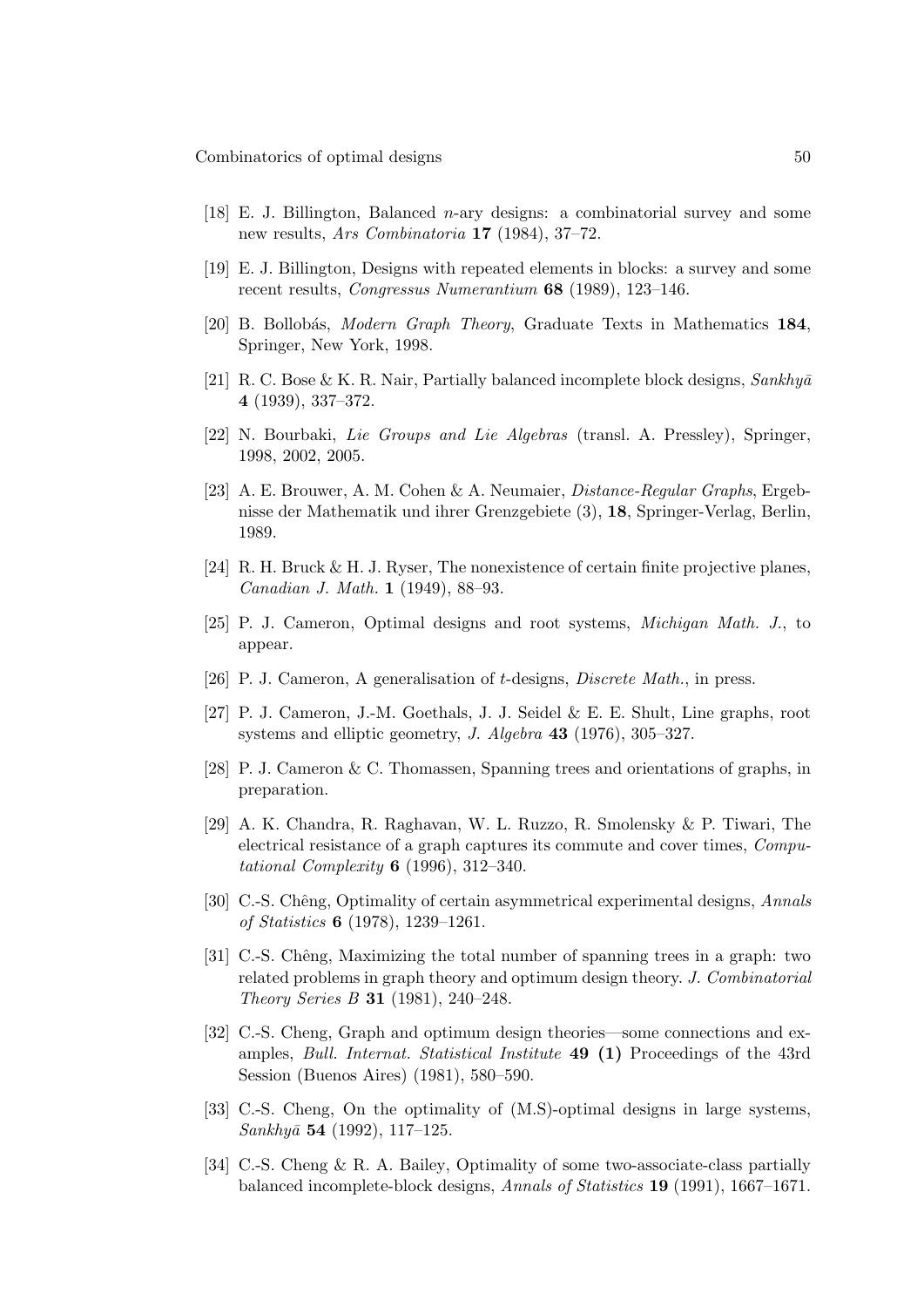[18] E. J. Billington, Balanced $n$-ary designs: a combinatorial survey and some new results, *Ars Combinatoria* **17** (1984), 37–72.

[19] E. J. Billington, Designs with repeated elements in blocks: a survey and some recent results, *Congressus Numerantium* **68** (1989), 123–146.

[20] B. Bollobás, *Modern Graph Theory*, Graduate Texts in Mathematics **184**, Springer, New York, 1998.

[21] R. C. Bose & K. R. Nair, Partially balanced incomplete block designs, *Sankhyā* **4** (1939), 337–372.

[22] N. Bourbaki, *Lie Groups and Lie Algebras* (transl. A. Pressley), Springer, 1998, 2002, 2005.

[23] A. E. Brouwer, A. M. Cohen & A. Neumaier, *Distance-Regular Graphs*, Ergebnisse der Mathematik und ihrer Grenzgebiete (3), **18**, Springer-Verlag, Berlin, 1989.

[24] R. H. Bruck & H. J. Ryser, The nonexistence of certain finite projective planes, *Canadian J. Math.* **1** (1949), 88–93.

[25] P. J. Cameron, Optimal designs and root systems, *Michigan Math. J.*, to appear.

[26] P. J. Cameron, A generalisation of $t$-designs, *Discrete Math.*, in press.

[27] P. J. Cameron, J.-M. Goethals, J. J. Seidel & E. E. Shult, Line graphs, root systems and elliptic geometry, *J. Algebra* **43** (1976), 305–327.

[28] P. J. Cameron & C. Thomassen, Spanning trees and orientations of graphs, in preparation.

[29] A. K. Chandra, R. Raghavan, W. L. Ruzzo, R. Smolensky & P. Tiwari, The electrical resistance of a graph captures its commute and cover times, *Computational Complexity* **6** (1996), 312–340.

[30] C.-S. Chêng, Optimality of certain asymmetrical experimental designs, *Annals of Statistics* **6** (1978), 1239–1261.

[31] C.-S. Chêng, Maximizing the total number of spanning trees in a graph: two related problems in graph theory and optimum design theory. *J. Combinatorial Theory Series B* **31** (1981), 240–248.

[32] C.-S. Cheng, Graph and optimum design theories—some connections and examples, *Bull. Internat. Statistical Institute* **49 (1)** Proceedings of the 43rd Session (Buenos Aires) (1981), 580–590.

[33] C.-S. Cheng, On the optimality of (M.S)-optimal designs in large systems, *Sankhyā* **54** (1992), 117–125.

[34] C.-S. Cheng & R. A. Bailey, Optimality of some two-associate-class partially balanced incomplete-block designs, *Annals of Statistics* **19** (1991), 1667–1671.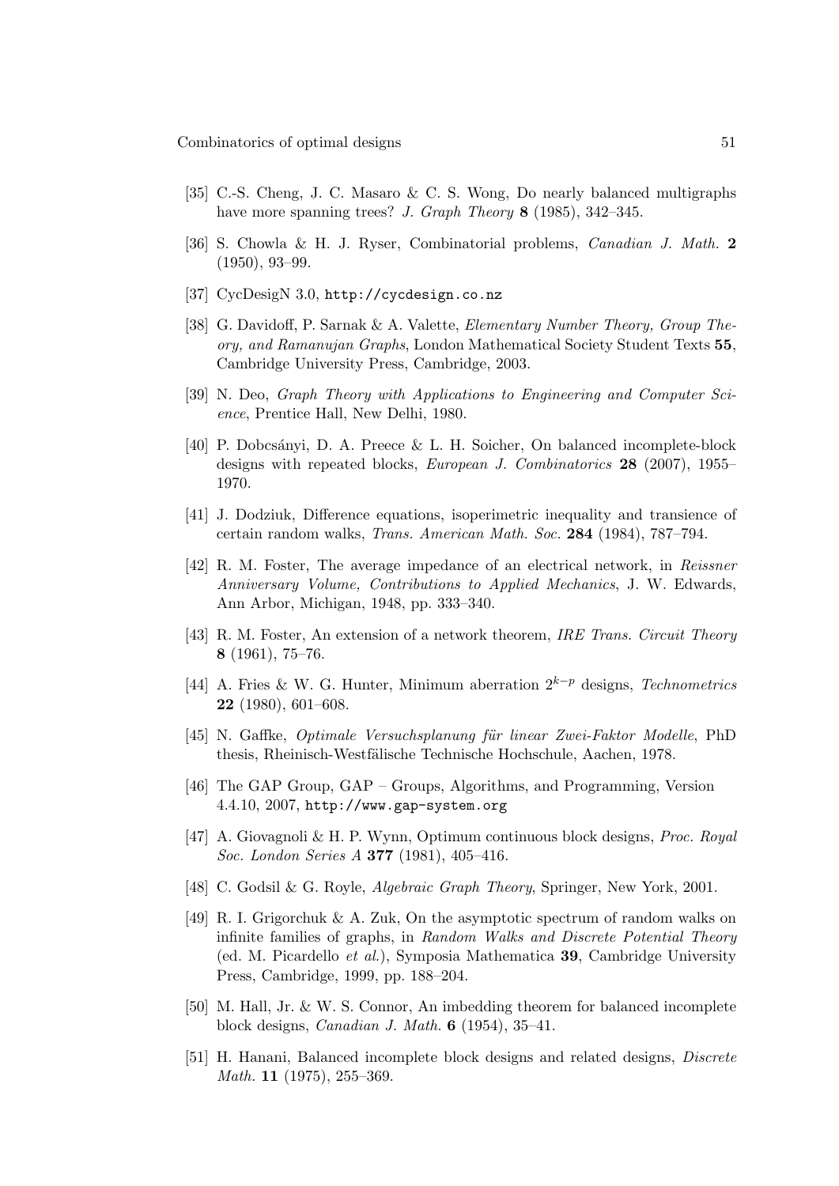[35] C.-S. Cheng, J. C. Masaro & C. S. Wong, Do nearly balanced multigraphs have more spanning trees? *J. Graph Theory* **8** (1985), 342–345.

[36] S. Chowla & H. J. Ryser, Combinatorial problems, *Canadian J. Math.* **2** (1950), 93–99.

[37] CycDesigN 3.0, `http://cycdesign.co.nz`

[38] G. Davidoff, P. Sarnak & A. Valette, *Elementary Number Theory, Group Theory, and Ramanujan Graphs*, London Mathematical Society Student Texts **55**, Cambridge University Press, Cambridge, 2003.

[39] N. Deo, *Graph Theory with Applications to Engineering and Computer Science*, Prentice Hall, New Delhi, 1980.

[40] P. Dobcsányi, D. A. Preece & L. H. Soicher, On balanced incomplete-block designs with repeated blocks, *European J. Combinatorics* **28** (2007), 1955–1970.

[41] J. Dodziuk, Difference equations, isoperimetric inequality and transience of certain random walks, *Trans. American Math. Soc.* **284** (1984), 787–794.

[42] R. M. Foster, The average impedance of an electrical network, in *Reissner Anniversary Volume, Contributions to Applied Mechanics*, J. W. Edwards, Ann Arbor, Michigan, 1948, pp. 333–340.

[43] R. M. Foster, An extension of a network theorem, *IRE Trans. Circuit Theory* **8** (1961), 75–76.

[44] A. Fries & W. G. Hunter, Minimum aberration $2^{k-p}$ designs, *Technometrics* **22** (1980), 601–608.

[45] N. Gaffke, *Optimale Versuchsplanung für linear Zwei-Faktor Modelle*, PhD thesis, Rheinisch-Westfälische Technische Hochschule, Aachen, 1978.

[46] The GAP Group, GAP – Groups, Algorithms, and Programming, Version 4.4.10, 2007, `http://www.gap-system.org`

[47] A. Giovagnoli & H. P. Wynn, Optimum continuous block designs, *Proc. Royal Soc. London Series A* **377** (1981), 405–416.

[48] C. Godsil & G. Royle, *Algebraic Graph Theory*, Springer, New York, 2001.

[49] R. I. Grigorchuk & A. Zuk, On the asymptotic spectrum of random walks on infinite families of graphs, in *Random Walks and Discrete Potential Theory* (ed. M. Picardello *et al.*), Symposia Mathematica **39**, Cambridge University Press, Cambridge, 1999, pp. 188–204.

[50] M. Hall, Jr. & W. S. Connor, An imbedding theorem for balanced incomplete block designs, *Canadian J. Math.* **6** (1954), 35–41.

[51] H. Hanani, Balanced incomplete block designs and related designs, *Discrete Math.* **11** (1975), 255–369.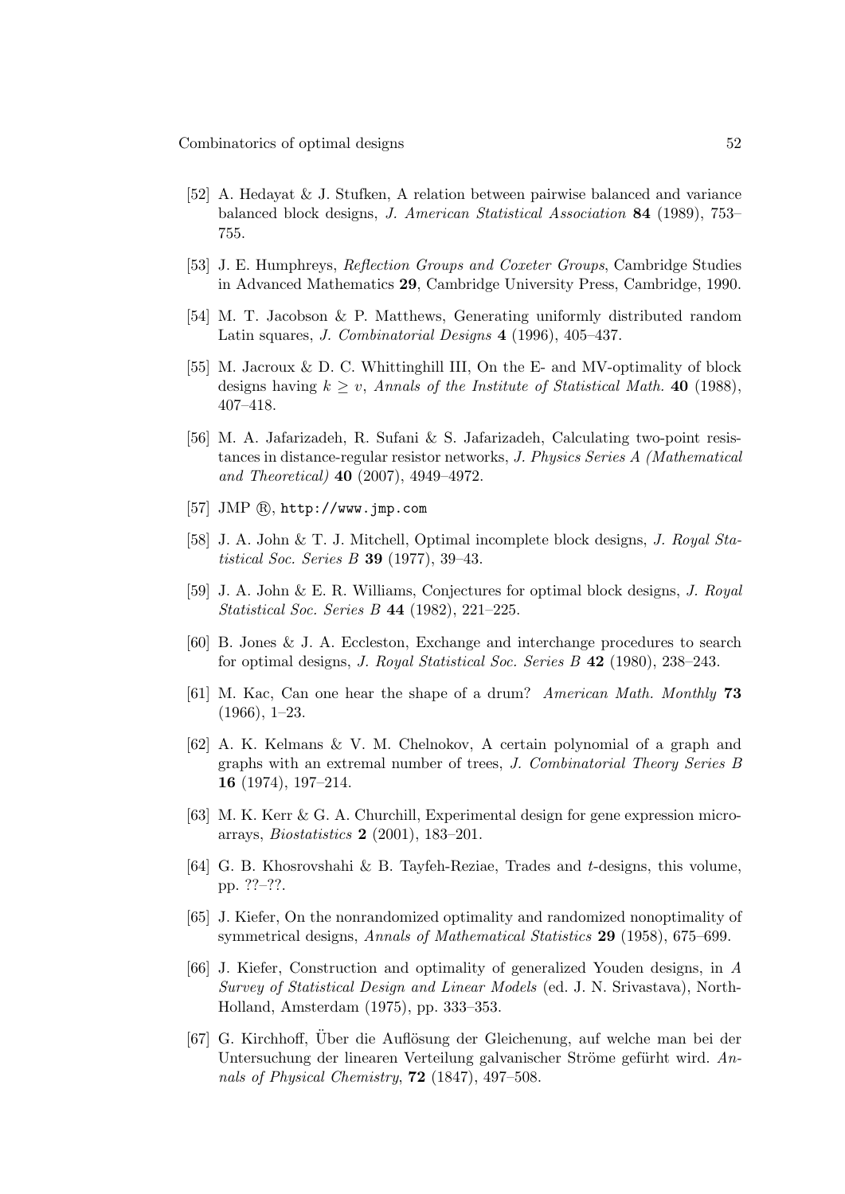[52] A. Hedayat & J. Stufken, A relation between pairwise balanced and variance balanced block designs, *J. American Statistical Association* **84** (1989), 753–755.

[53] J. E. Humphreys, *Reflection Groups and Coxeter Groups*, Cambridge Studies in Advanced Mathematics **29**, Cambridge University Press, Cambridge, 1990.

[54] M. T. Jacobson & P. Matthews, Generating uniformly distributed random Latin squares, *J. Combinatorial Designs* **4** (1996), 405–437.

[55] M. Jacroux & D. C. Whittinghill III, On the E- and MV-optimality of block designs having $k \geq v$, *Annals of the Institute of Statistical Math.* **40** (1988), 407–418.

[56] M. A. Jafarizadeh, R. Sufani & S. Jafarizadeh, Calculating two-point resistances in distance-regular resistor networks, *J. Physics Series A (Mathematical and Theoretical)* **40** (2007), 4949–4972.

[57] JMP ®, `http://www.jmp.com`

[58] J. A. John & T. J. Mitchell, Optimal incomplete block designs, *J. Royal Statistical Soc. Series B* **39** (1977), 39–43.

[59] J. A. John & E. R. Williams, Conjectures for optimal block designs, *J. Royal Statistical Soc. Series B* **44** (1982), 221–225.

[60] B. Jones & J. A. Eccleston, Exchange and interchange procedures to search for optimal designs, *J. Royal Statistical Soc. Series B* **42** (1980), 238–243.

[61] M. Kac, Can one hear the shape of a drum? *American Math. Monthly* **73** (1966), 1–23.

[62] A. K. Kelmans & V. M. Chelnokov, A certain polynomial of a graph and graphs with an extremal number of trees, *J. Combinatorial Theory Series B* **16** (1974), 197–214.

[63] M. K. Kerr & G. A. Churchill, Experimental design for gene expression microarrays, *Biostatistics* **2** (2001), 183–201.

[64] G. B. Khosrovshahi & B. Tayfeh-Reziae, Trades and $t$-designs, this volume, pp. ??–??.

[65] J. Kiefer, On the nonrandomized optimality and randomized nonoptimality of symmetrical designs, *Annals of Mathematical Statistics* **29** (1958), 675–699.

[66] J. Kiefer, Construction and optimality of generalized Youden designs, in *A Survey of Statistical Design and Linear Models* (ed. J. N. Srivastava), North-Holland, Amsterdam (1975), pp. 333–353.

[67] G. Kirchhoff, Über die Auflösung der Gleichenung, auf welche man bei der Untersuchung der linearen Verteilung galvanischer Ströme gefürht wird. *Annals of Physical Chemistry*, **72** (1847), 497–508.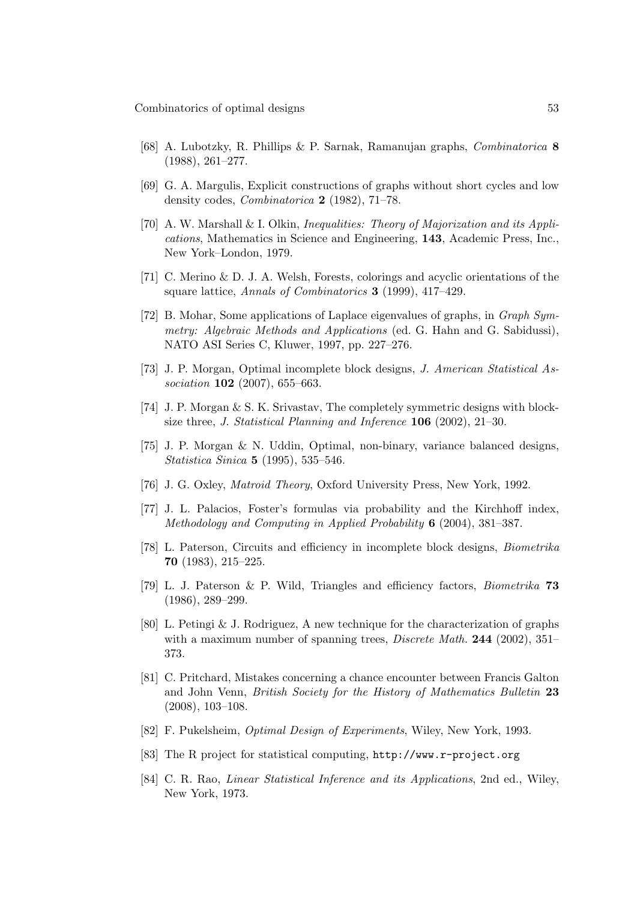[68] A. Lubotzky, R. Phillips & P. Sarnak, Ramanujan graphs, *Combinatorica* **8** (1988), 261–277.

[69] G. A. Margulis, Explicit constructions of graphs without short cycles and low density codes, *Combinatorica* **2** (1982), 71–78.

[70] A. W. Marshall & I. Olkin, *Inequalities: Theory of Majorization and its Applications*, Mathematics in Science and Engineering, **143**, Academic Press, Inc., New York–London, 1979.

[71] C. Merino & D. J. A. Welsh, Forests, colorings and acyclic orientations of the square lattice, *Annals of Combinatorics* **3** (1999), 417–429.

[72] B. Mohar, Some applications of Laplace eigenvalues of graphs, in *Graph Symmetry: Algebraic Methods and Applications* (ed. G. Hahn and G. Sabidussi), NATO ASI Series C, Kluwer, 1997, pp. 227–276.

[73] J. P. Morgan, Optimal incomplete block designs, *J. American Statistical Association* **102** (2007), 655–663.

[74] J. P. Morgan & S. K. Srivastav, The completely symmetric designs with blocksize three, *J. Statistical Planning and Inference* **106** (2002), 21–30.

[75] J. P. Morgan & N. Uddin, Optimal, non-binary, variance balanced designs, *Statistica Sinica* **5** (1995), 535–546.

[76] J. G. Oxley, *Matroid Theory*, Oxford University Press, New York, 1992.

[77] J. L. Palacios, Foster's formulas via probability and the Kirchhoff index, *Methodology and Computing in Applied Probability* **6** (2004), 381–387.

[78] L. Paterson, Circuits and efficiency in incomplete block designs, *Biometrika* **70** (1983), 215–225.

[79] L. J. Paterson & P. Wild, Triangles and efficiency factors, *Biometrika* **73** (1986), 289–299.

[80] L. Petingi & J. Rodriguez, A new technique for the characterization of graphs with a maximum number of spanning trees, *Discrete Math.* **244** (2002), 351–373.

[81] C. Pritchard, Mistakes concerning a chance encounter between Francis Galton and John Venn, *British Society for the History of Mathematics Bulletin* **23** (2008), 103–108.

[82] F. Pukelsheim, *Optimal Design of Experiments*, Wiley, New York, 1993.

[83] The R project for statistical computing, `http://www.r-project.org`

[84] C. R. Rao, *Linear Statistical Inference and its Applications*, 2nd ed., Wiley, New York, 1973.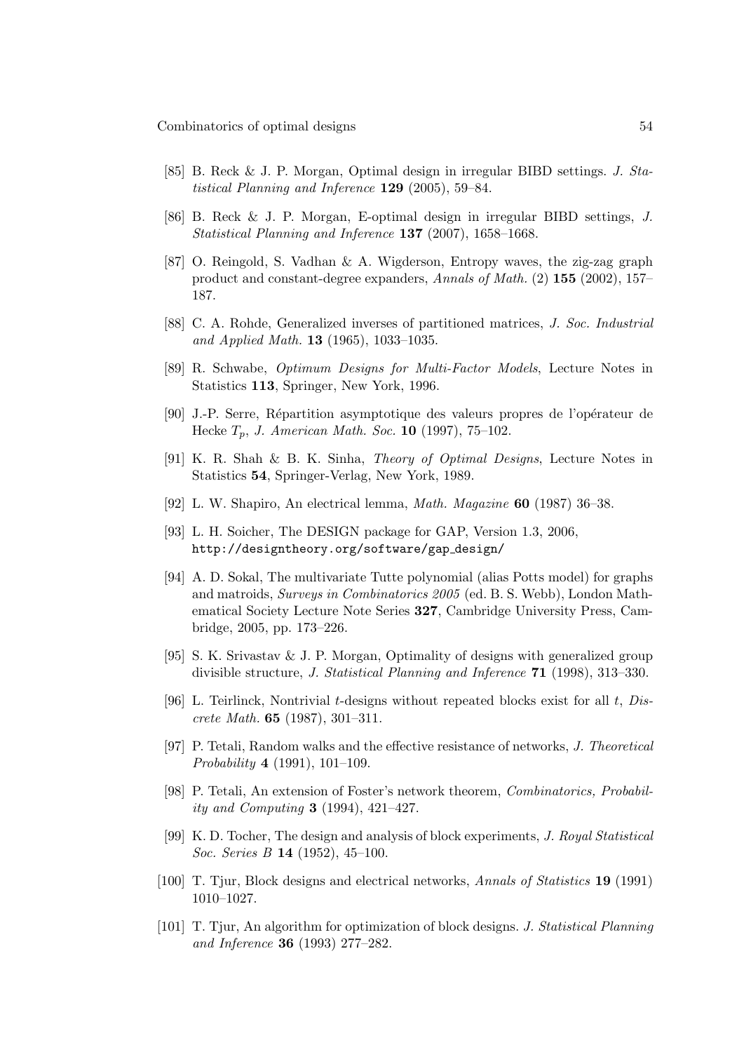[85] B. Reck & J. P. Morgan, Optimal design in irregular BIBD settings. *J. Statistical Planning and Inference* **129** (2005), 59–84.

[86] B. Reck & J. P. Morgan, E-optimal design in irregular BIBD settings, *J. Statistical Planning and Inference* **137** (2007), 1658–1668.

[87] O. Reingold, S. Vadhan & A. Wigderson, Entropy waves, the zig-zag graph product and constant-degree expanders, *Annals of Math.* (2) **155** (2002), 157–187.

[88] C. A. Rohde, Generalized inverses of partitioned matrices, *J. Soc. Industrial and Applied Math.* **13** (1965), 1033–1035.

[89] R. Schwabe, *Optimum Designs for Multi-Factor Models*, Lecture Notes in Statistics **113**, Springer, New York, 1996.

[90] J.-P. Serre, Répartition asymptotique des valeurs propres de l'opérateur de Hecke $T_p$, *J. American Math. Soc.* **10** (1997), 75–102.

[91] K. R. Shah & B. K. Sinha, *Theory of Optimal Designs*, Lecture Notes in Statistics **54**, Springer-Verlag, New York, 1989.

[92] L. W. Shapiro, An electrical lemma, *Math. Magazine* **60** (1987) 36–38.

[93] L. H. Soicher, The DESIGN package for GAP, Version 1.3, 2006, `http://designtheory.org/software/gap_design/`

[94] A. D. Sokal, The multivariate Tutte polynomial (alias Potts model) for graphs and matroids, *Surveys in Combinatorics 2005* (ed. B. S. Webb), London Mathematical Society Lecture Note Series **327**, Cambridge University Press, Cambridge, 2005, pp. 173–226.

[95] S. K. Srivastav & J. P. Morgan, Optimality of designs with generalized group divisible structure, *J. Statistical Planning and Inference* **71** (1998), 313–330.

[96] L. Teirlinck, Nontrivial $t$-designs without repeated blocks exist for all $t$, *Discrete Math.* **65** (1987), 301–311.

[97] P. Tetali, Random walks and the effective resistance of networks, *J. Theoretical Probability* **4** (1991), 101–109.

[98] P. Tetali, An extension of Foster's network theorem, *Combinatorics, Probability and Computing* **3** (1994), 421–427.

[99] K. D. Tocher, The design and analysis of block experiments, *J. Royal Statistical Soc. Series B* **14** (1952), 45–100.

[100] T. Tjur, Block designs and electrical networks, *Annals of Statistics* **19** (1991) 1010–1027.

[101] T. Tjur, An algorithm for optimization of block designs. *J. Statistical Planning and Inference* **36** (1993) 277–282.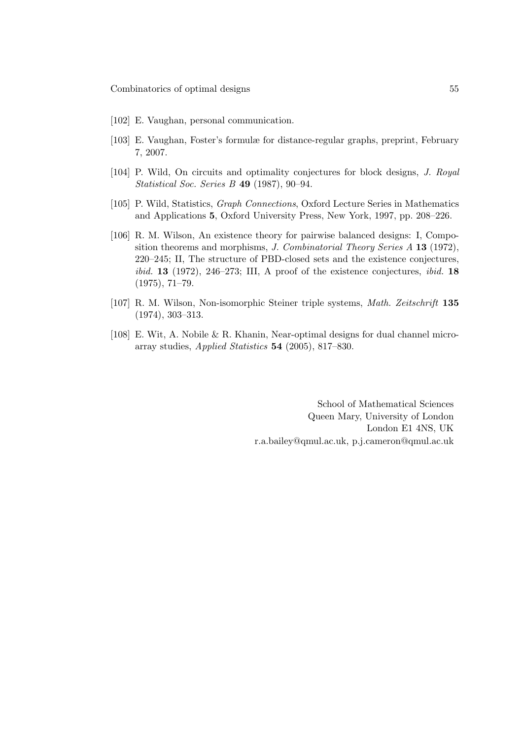[102] E. Vaughan, personal communication.

[103] E. Vaughan, Foster's formulæ for distance-regular graphs, preprint, February 7, 2007.

[104] P. Wild, On circuits and optimality conjectures for block designs, *J. Royal Statistical Soc. Series B* **49** (1987), 90–94.

[105] P. Wild, Statistics, *Graph Connections*, Oxford Lecture Series in Mathematics and Applications **5**, Oxford University Press, New York, 1997, pp. 208–226.

[106] R. M. Wilson, An existence theory for pairwise balanced designs: I, Composition theorems and morphisms, *J. Combinatorial Theory Series A* **13** (1972), 220–245; II, The structure of PBD-closed sets and the existence conjectures, *ibid.* **13** (1972), 246–273; III, A proof of the existence conjectures, *ibid.* **18** (1975), 71–79.

[107] R. M. Wilson, Non-isomorphic Steiner triple systems, *Math. Zeitschrift* **135** (1974), 303–313.

[108] E. Wit, A. Nobile & R. Khanin, Near-optimal designs for dual channel microarray studies, *Applied Statistics* **54** (2005), 817–830.

School of Mathematical Sciences
Queen Mary, University of London
London E1 4NS, UK
r.a.bailey@qmul.ac.uk, p.j.cameron@qmul.ac.uk